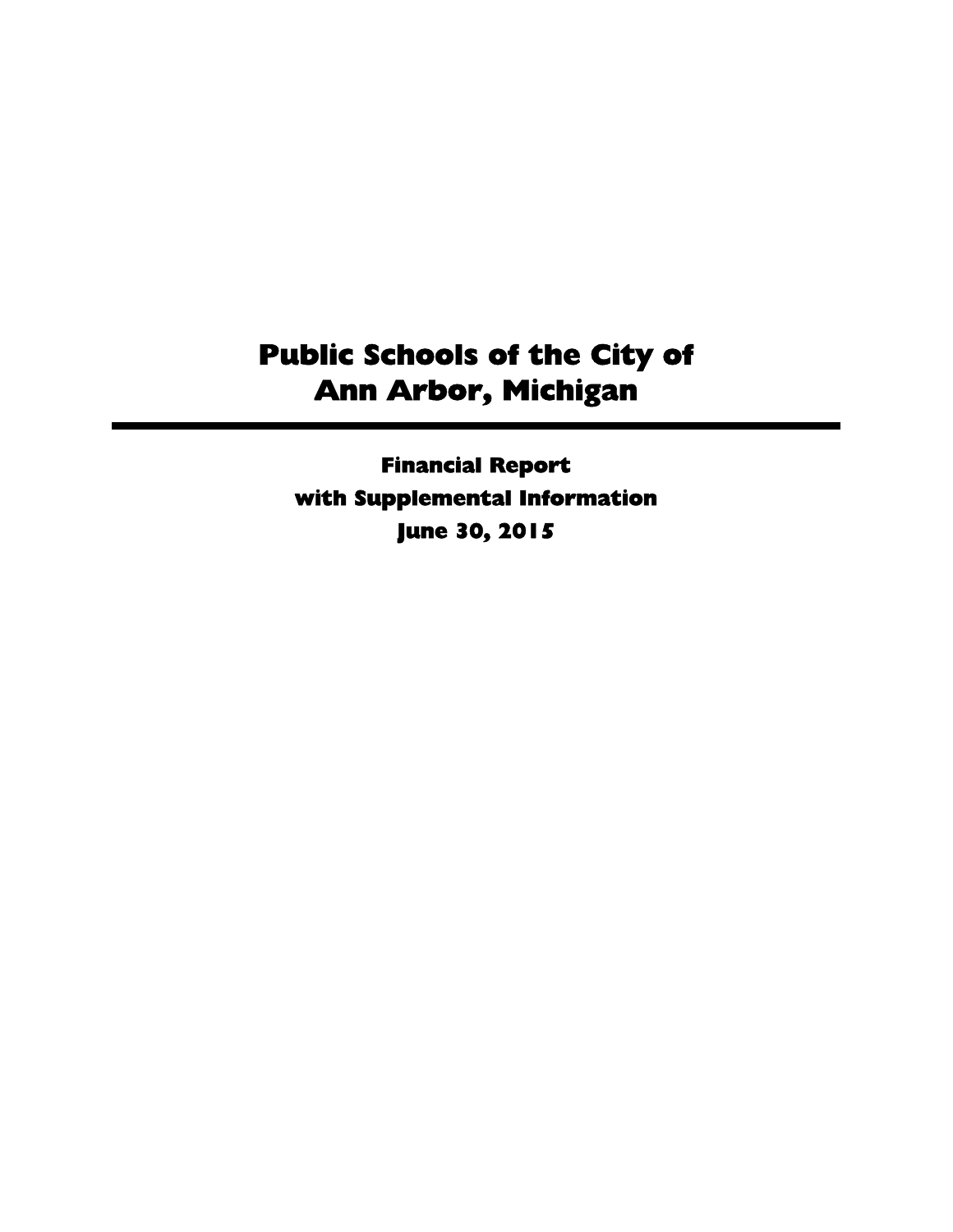# Public Schools of the City of Ann Arbor, Michigan

---

**Financial Report**
**with Supplemental Information**
**June 30, 2015**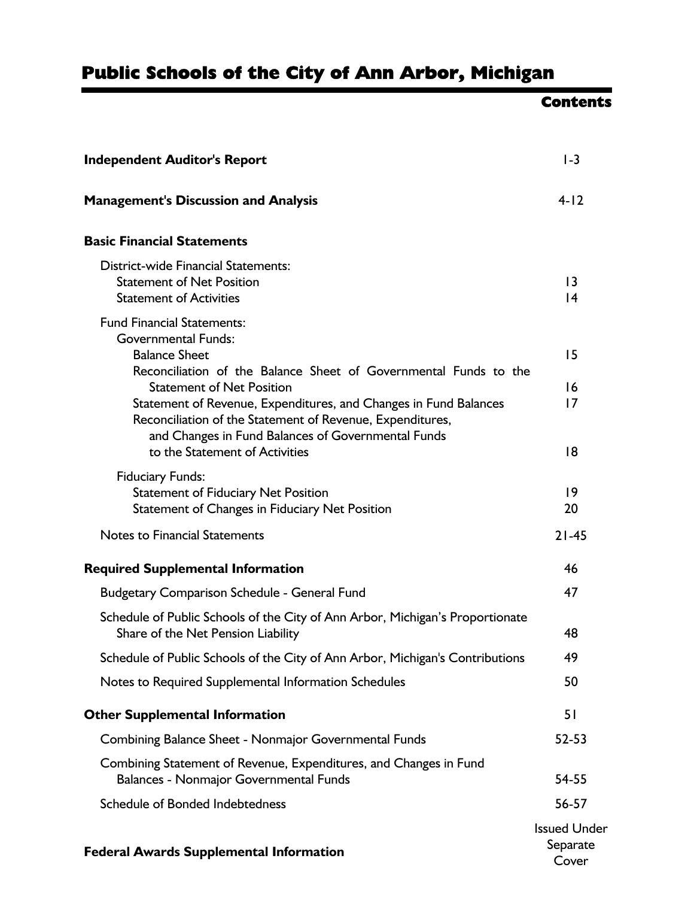# Public Schools of the City of Ann Arbor, Michigan

## Contents

| | |
|---|---|
| **Independent Auditor's Report** | 1-3 |
| **Management's Discussion and Analysis** | 4-12 |
| **Basic Financial Statements** | |
| District-wide Financial Statements: | |
| Statement of Net Position | 13 |
| Statement of Activities | 14 |
| Fund Financial Statements: | |
| Governmental Funds: | |
| Balance Sheet | 15 |
| Reconciliation of the Balance Sheet of Governmental Funds to the Statement of Net Position | 16 |
| Statement of Revenue, Expenditures, and Changes in Fund Balances | 17 |
| Reconciliation of the Statement of Revenue, Expenditures, and Changes in Fund Balances of Governmental Funds to the Statement of Activities | 18 |
| Fiduciary Funds: | |
| Statement of Fiduciary Net Position | 19 |
| Statement of Changes in Fiduciary Net Position | 20 |
| Notes to Financial Statements | 21-45 |
| **Required Supplemental Information** | 46 |
| Budgetary Comparison Schedule - General Fund | 47 |
| Schedule of Public Schools of the City of Ann Arbor, Michigan's Proportionate Share of the Net Pension Liability | 48 |
| Schedule of Public Schools of the City of Ann Arbor, Michigan's Contributions | 49 |
| Notes to Required Supplemental Information Schedules | 50 |
| **Other Supplemental Information** | 51 |
| Combining Balance Sheet - Nonmajor Governmental Funds | 52-53 |
| Combining Statement of Revenue, Expenditures, and Changes in Fund Balances - Nonmajor Governmental Funds | 54-55 |
| Schedule of Bonded Indebtedness | 56-57 |
| **Federal Awards Supplemental Information** | Issued Under Separate Cover |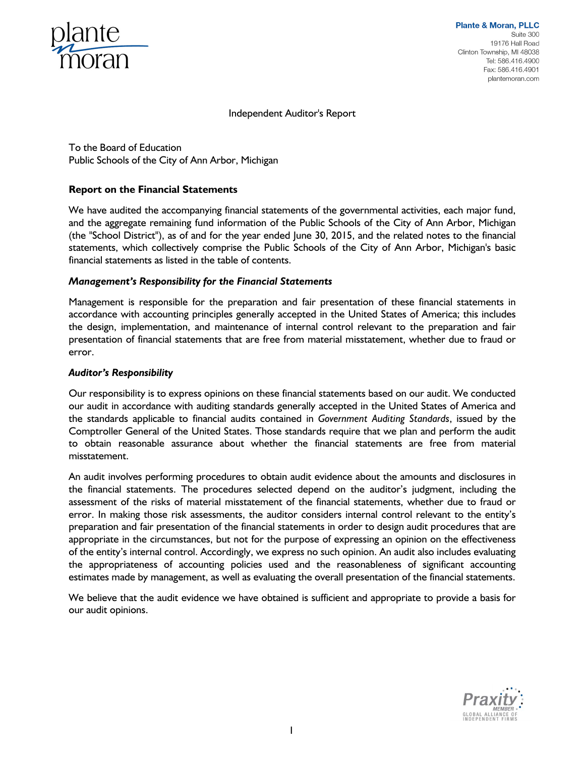**Plante & Moran, PLLC**
Suite 300
19176 Hall Road
Clinton Township, MI 48038
Tel: 586.416.4900
Fax: 586.416.4901
plantemoran.com

# Independent Auditor's Report

To the Board of Education
Public Schools of the City of Ann Arbor, Michigan

## Report on the Financial Statements

We have audited the accompanying financial statements of the governmental activities, each major fund, and the aggregate remaining fund information of the Public Schools of the City of Ann Arbor, Michigan (the "School District"), as of and for the year ended June 30, 2015, and the related notes to the financial statements, which collectively comprise the Public Schools of the City of Ann Arbor, Michigan's basic financial statements as listed in the table of contents.

### *Management's Responsibility for the Financial Statements*

Management is responsible for the preparation and fair presentation of these financial statements in accordance with accounting principles generally accepted in the United States of America; this includes the design, implementation, and maintenance of internal control relevant to the preparation and fair presentation of financial statements that are free from material misstatement, whether due to fraud or error.

### *Auditor's Responsibility*

Our responsibility is to express opinions on these financial statements based on our audit. We conducted our audit in accordance with auditing standards generally accepted in the United States of America and the standards applicable to financial audits contained in *Government Auditing Standards*, issued by the Comptroller General of the United States. Those standards require that we plan and perform the audit to obtain reasonable assurance about whether the financial statements are free from material misstatement.

An audit involves performing procedures to obtain audit evidence about the amounts and disclosures in the financial statements. The procedures selected depend on the auditor's judgment, including the assessment of the risks of material misstatement of the financial statements, whether due to fraud or error. In making those risk assessments, the auditor considers internal control relevant to the entity's preparation and fair presentation of the financial statements in order to design audit procedures that are appropriate in the circumstances, but not for the purpose of expressing an opinion on the effectiveness of the entity's internal control. Accordingly, we express no such opinion. An audit also includes evaluating the appropriateness of accounting policies used and the reasonableness of significant accounting estimates made by management, as well as evaluating the overall presentation of the financial statements.

We believe that the audit evidence we have obtained is sufficient and appropriate to provide a basis for our audit opinions.

Praxity MEMBER
GLOBAL ALLIANCE OF INDEPENDENT FIRMS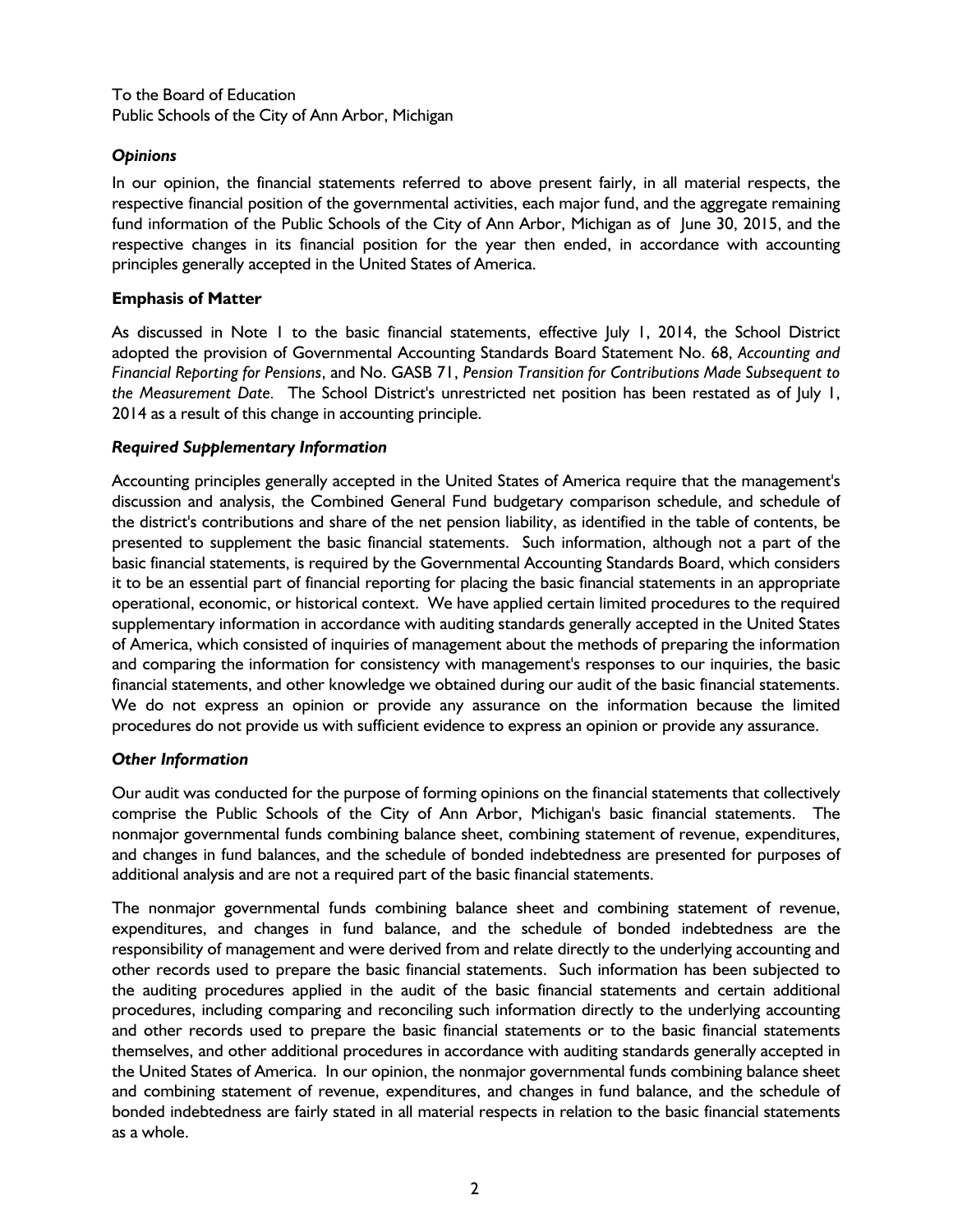To the Board of Education
Public Schools of the City of Ann Arbor, Michigan

### *Opinions*

In our opinion, the financial statements referred to above present fairly, in all material respects, the respective financial position of the governmental activities, each major fund, and the aggregate remaining fund information of the Public Schools of the City of Ann Arbor, Michigan as of June 30, 2015, and the respective changes in its financial position for the year then ended, in accordance with accounting principles generally accepted in the United States of America.

### **Emphasis of Matter**

As discussed in Note 1 to the basic financial statements, effective July 1, 2014, the School District adopted the provision of Governmental Accounting Standards Board Statement No. 68, *Accounting and Financial Reporting for Pensions*, and No. GASB 71, *Pension Transition for Contributions Made Subsequent to the Measurement Date*. The School District's unrestricted net position has been restated as of July 1, 2014 as a result of this change in accounting principle.

### *Required Supplementary Information*

Accounting principles generally accepted in the United States of America require that the management's discussion and analysis, the Combined General Fund budgetary comparison schedule, and schedule of the district's contributions and share of the net pension liability, as identified in the table of contents, be presented to supplement the basic financial statements. Such information, although not a part of the basic financial statements, is required by the Governmental Accounting Standards Board, which considers it to be an essential part of financial reporting for placing the basic financial statements in an appropriate operational, economic, or historical context. We have applied certain limited procedures to the required supplementary information in accordance with auditing standards generally accepted in the United States of America, which consisted of inquiries of management about the methods of preparing the information and comparing the information for consistency with management's responses to our inquiries, the basic financial statements, and other knowledge we obtained during our audit of the basic financial statements. We do not express an opinion or provide any assurance on the information because the limited procedures do not provide us with sufficient evidence to express an opinion or provide any assurance.

### *Other Information*

Our audit was conducted for the purpose of forming opinions on the financial statements that collectively comprise the Public Schools of the City of Ann Arbor, Michigan's basic financial statements. The nonmajor governmental funds combining balance sheet, combining statement of revenue, expenditures, and changes in fund balances, and the schedule of bonded indebtedness are presented for purposes of additional analysis and are not a required part of the basic financial statements.

The nonmajor governmental funds combining balance sheet and combining statement of revenue, expenditures, and changes in fund balance, and the schedule of bonded indebtedness are the responsibility of management and were derived from and relate directly to the underlying accounting and other records used to prepare the basic financial statements. Such information has been subjected to the auditing procedures applied in the audit of the basic financial statements and certain additional procedures, including comparing and reconciling such information directly to the underlying accounting and other records used to prepare the basic financial statements or to the basic financial statements themselves, and other additional procedures in accordance with auditing standards generally accepted in the United States of America. In our opinion, the nonmajor governmental funds combining balance sheet and combining statement of revenue, expenditures, and changes in fund balance, and the schedule of bonded indebtedness are fairly stated in all material respects in relation to the basic financial statements as a whole.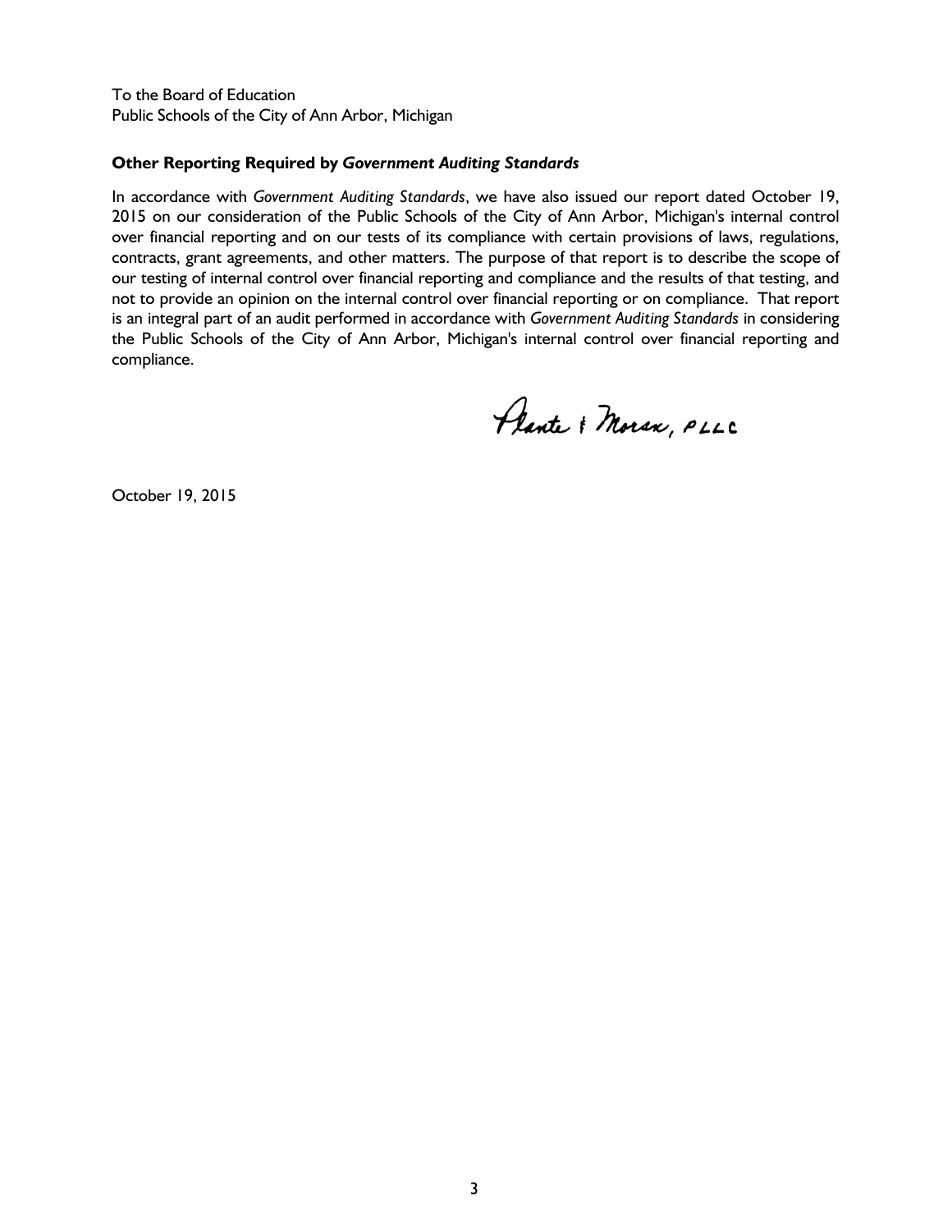To the Board of Education
Public Schools of the City of Ann Arbor, Michigan

**Other Reporting Required by *Government Auditing Standards***

In accordance with *Government Auditing Standards*, we have also issued our report dated October 19, 2015 on our consideration of the Public Schools of the City of Ann Arbor, Michigan's internal control over financial reporting and on our tests of its compliance with certain provisions of laws, regulations, contracts, grant agreements, and other matters. The purpose of that report is to describe the scope of our testing of internal control over financial reporting and compliance and the results of that testing, and not to provide an opinion on the internal control over financial reporting or on compliance. That report is an integral part of an audit performed in accordance with *Government Auditing Standards* in considering the Public Schools of the City of Ann Arbor, Michigan's internal control over financial reporting and compliance.

Plante & Moran, PLLC

October 19, 2015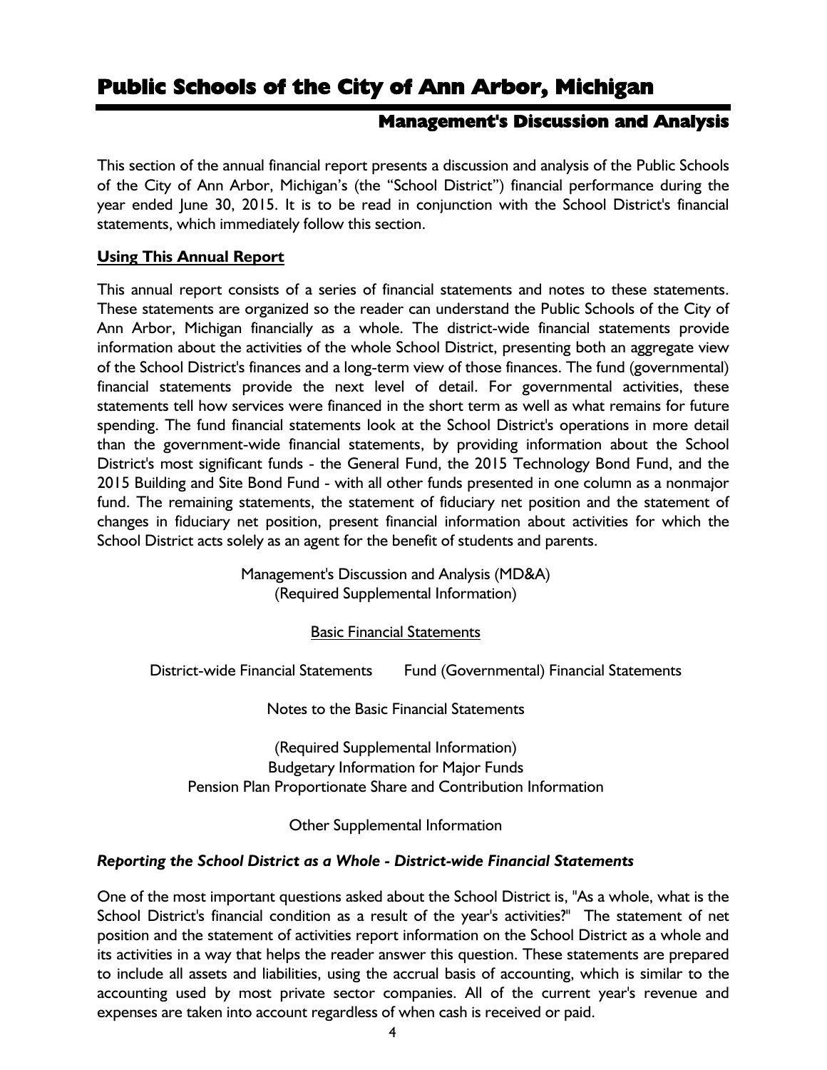# Public Schools of the City of Ann Arbor, Michigan

## Management's Discussion and Analysis

This section of the annual financial report presents a discussion and analysis of the Public Schools of the City of Ann Arbor, Michigan's (the "School District") financial performance during the year ended June 30, 2015. It is to be read in conjunction with the School District's financial statements, which immediately follow this section.

**Using This Annual Report**

This annual report consists of a series of financial statements and notes to these statements. These statements are organized so the reader can understand the Public Schools of the City of Ann Arbor, Michigan financially as a whole. The district-wide financial statements provide information about the activities of the whole School District, presenting both an aggregate view of the School District's finances and a long-term view of those finances. The fund (governmental) financial statements provide the next level of detail. For governmental activities, these statements tell how services were financed in the short term as well as what remains for future spending. The fund financial statements look at the School District's operations in more detail than the government-wide financial statements, by providing information about the School District's most significant funds - the General Fund, the 2015 Technology Bond Fund, and the 2015 Building and Site Bond Fund - with all other funds presented in one column as a nonmajor fund. The remaining statements, the statement of fiduciary net position and the statement of changes in fiduciary net position, present financial information about activities for which the School District acts solely as an agent for the benefit of students and parents.

Management's Discussion and Analysis (MD&A)
(Required Supplemental Information)

Basic Financial Statements

District-wide Financial Statements      Fund (Governmental) Financial Statements

Notes to the Basic Financial Statements

(Required Supplemental Information)
Budgetary Information for Major Funds
Pension Plan Proportionate Share and Contribution Information

Other Supplemental Information

***Reporting the School District as a Whole - District-wide Financial Statements***

One of the most important questions asked about the School District is, "As a whole, what is the School District's financial condition as a result of the year's activities?" The statement of net position and the statement of activities report information on the School District as a whole and its activities in a way that helps the reader answer this question. These statements are prepared to include all assets and liabilities, using the accrual basis of accounting, which is similar to the accounting used by most private sector companies. All of the current year's revenue and expenses are taken into account regardless of when cash is received or paid.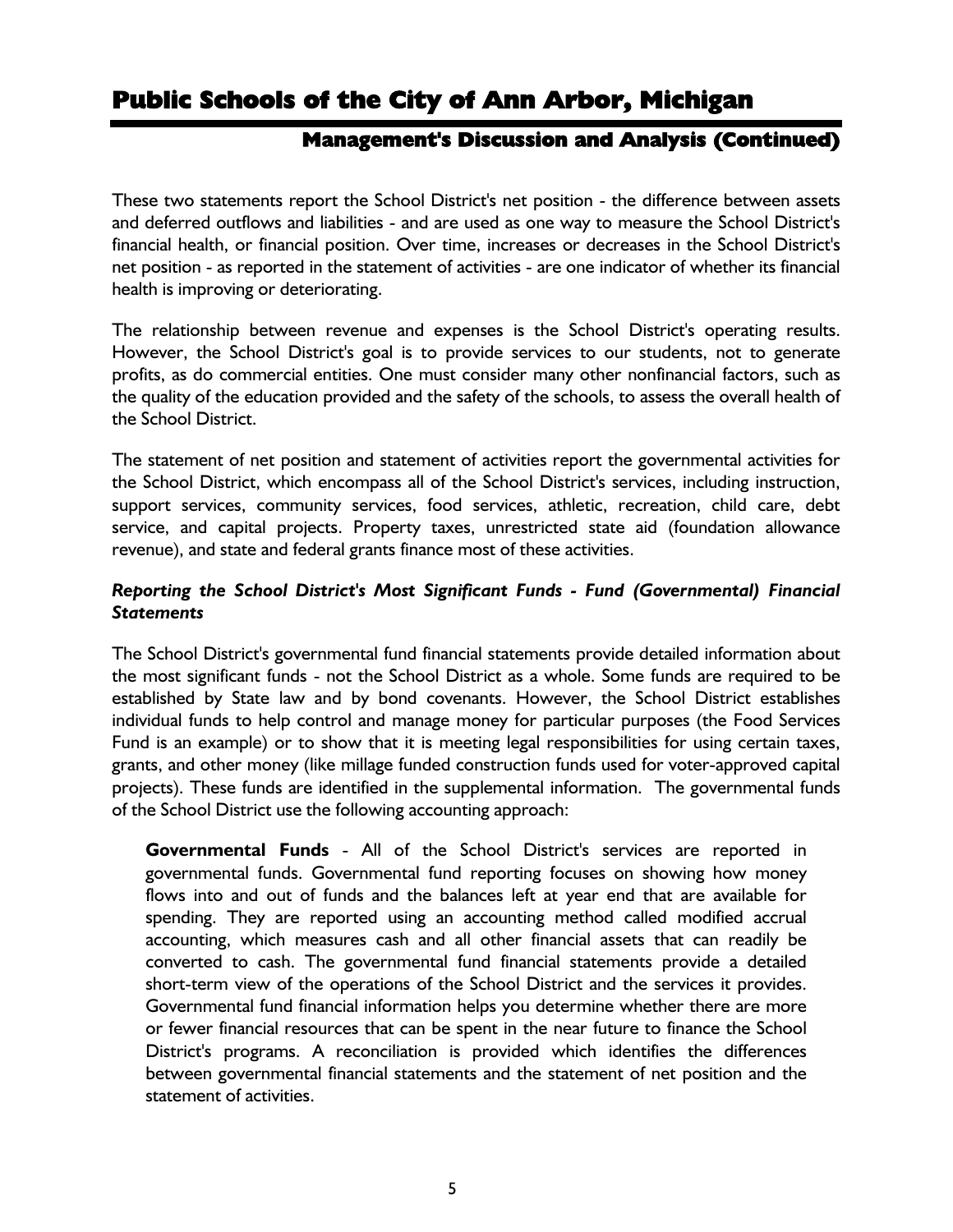These two statements report the School District's net position - the difference between assets and deferred outflows and liabilities - and are used as one way to measure the School District's financial health, or financial position. Over time, increases or decreases in the School District's net position - as reported in the statement of activities - are one indicator of whether its financial health is improving or deteriorating.

The relationship between revenue and expenses is the School District's operating results. However, the School District's goal is to provide services to our students, not to generate profits, as do commercial entities. One must consider many other nonfinancial factors, such as the quality of the education provided and the safety of the schools, to assess the overall health of the School District.

The statement of net position and statement of activities report the governmental activities for the School District, which encompass all of the School District's services, including instruction, support services, community services, food services, athletic, recreation, child care, debt service, and capital projects. Property taxes, unrestricted state aid (foundation allowance revenue), and state and federal grants finance most of these activities.

***Reporting the School District's Most Significant Funds - Fund (Governmental) Financial Statements***

The School District's governmental fund financial statements provide detailed information about the most significant funds - not the School District as a whole. Some funds are required to be established by State law and by bond covenants. However, the School District establishes individual funds to help control and manage money for particular purposes (the Food Services Fund is an example) or to show that it is meeting legal responsibilities for using certain taxes, grants, and other money (like millage funded construction funds used for voter-approved capital projects). These funds are identified in the supplemental information. The governmental funds of the School District use the following accounting approach:

**Governmental Funds** - All of the School District's services are reported in governmental funds. Governmental fund reporting focuses on showing how money flows into and out of funds and the balances left at year end that are available for spending. They are reported using an accounting method called modified accrual accounting, which measures cash and all other financial assets that can readily be converted to cash. The governmental fund financial statements provide a detailed short-term view of the operations of the School District and the services it provides. Governmental fund financial information helps you determine whether there are more or fewer financial resources that can be spent in the near future to finance the School District's programs. A reconciliation is provided which identifies the differences between governmental financial statements and the statement of net position and the statement of activities.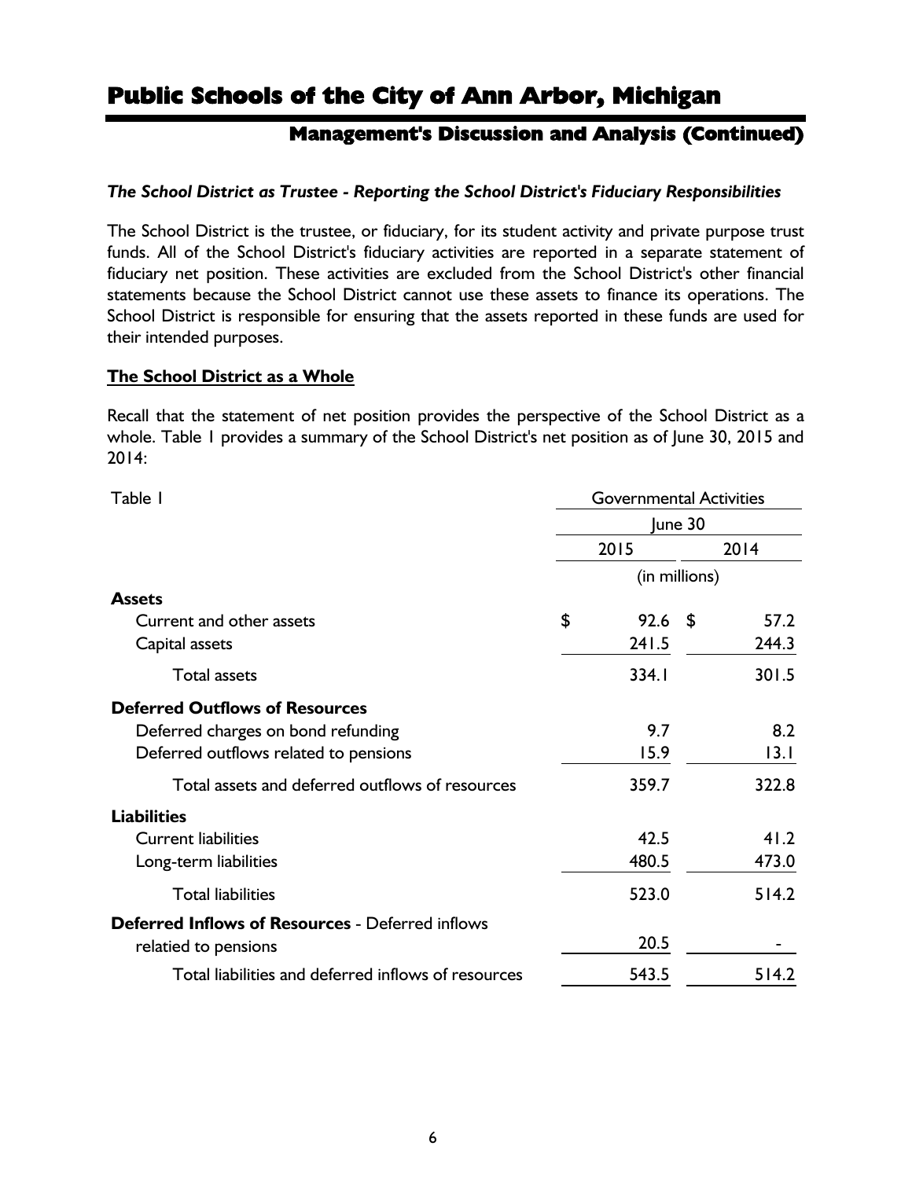# Public Schools of the City of Ann Arbor, Michigan

## Management's Discussion and Analysis (Continued)

***The School District as Trustee - Reporting the School District's Fiduciary Responsibilities***

The School District is the trustee, or fiduciary, for its student activity and private purpose trust funds. All of the School District's fiduciary activities are reported in a separate statement of fiduciary net position. These activities are excluded from the School District's other financial statements because the School District cannot use these assets to finance its operations. The School District is responsible for ensuring that the assets reported in these funds are used for their intended purposes.

**The School District as a Whole**

Recall that the statement of net position provides the perspective of the School District as a whole. Table 1 provides a summary of the School District's net position as of June 30, 2015 and 2014:

| Table 1 | Governmental Activities | |
|---|---|---|
| | June 30 | |
| | 2015 | 2014 |
| | (in millions) | |
| **Assets** | | |
| Current and other assets | $ 92.6 | $ 57.2 |
| Capital assets | 241.5 | 244.3 |
| Total assets | 334.1 | 301.5 |
| **Deferred Outflows of Resources** | | |
| Deferred charges on bond refunding | 9.7 | 8.2 |
| Deferred outflows related to pensions | 15.9 | 13.1 |
| Total assets and deferred outflows of resources | 359.7 | 322.8 |
| **Liabilities** | | |
| Current liabilities | 42.5 | 41.2 |
| Long-term liabilities | 480.5 | 473.0 |
| Total liabilities | 523.0 | 514.2 |
| **Deferred Inflows of Resources** - Deferred inflows relatied to pensions | 20.5 | - |
| Total liabilities and deferred inflows of resources | 543.5 | 514.2 |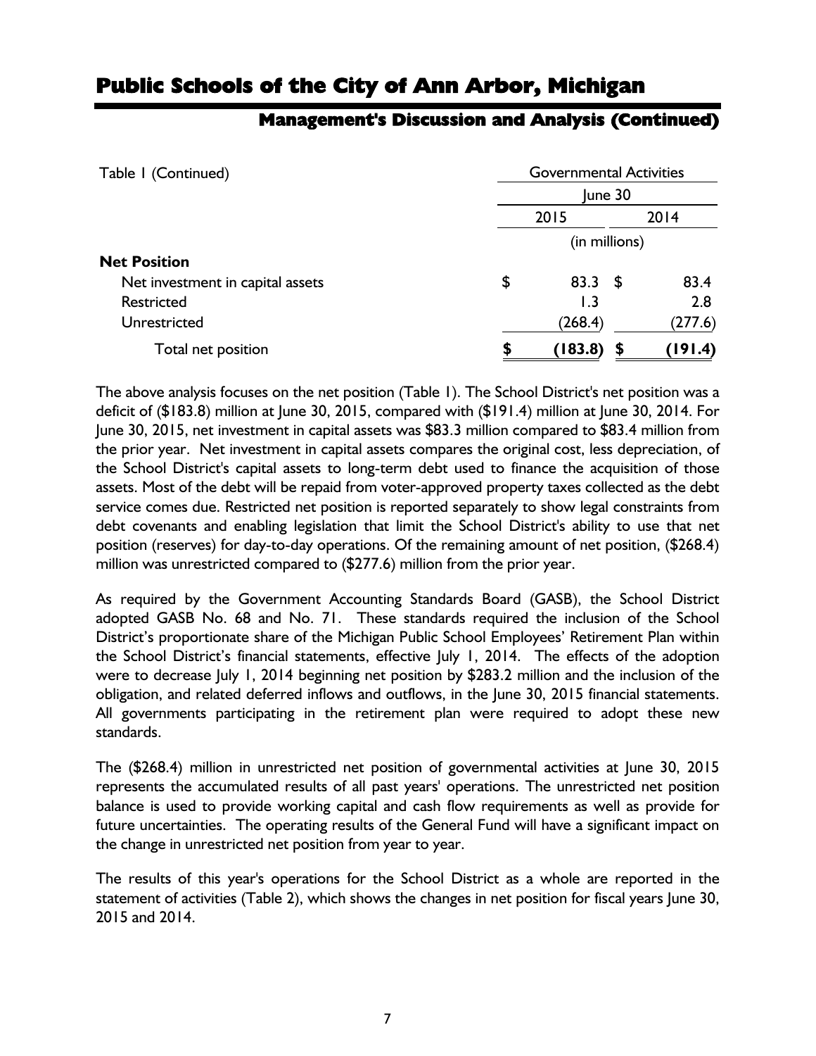| Table 1 (Continued) | Governmental Activities | |
| --- | --- | --- |
| | June 30 | |
| | 2015 | 2014 |
| | (in millions) | |
| **Net Position** | | |
| Net investment in capital assets | $ 83.3 | $ 83.4 |
| Restricted | 1.3 | 2.8 |
| Unrestricted | (268.4) | (277.6) |
| Total net position | **$ (183.8)** | **$ (191.4)** |

The above analysis focuses on the net position (Table 1). The School District's net position was a deficit of ($183.8) million at June 30, 2015, compared with ($191.4) million at June 30, 2014. For June 30, 2015, net investment in capital assets was $83.3 million compared to $83.4 million from the prior year. Net investment in capital assets compares the original cost, less depreciation, of the School District's capital assets to long-term debt used to finance the acquisition of those assets. Most of the debt will be repaid from voter-approved property taxes collected as the debt service comes due. Restricted net position is reported separately to show legal constraints from debt covenants and enabling legislation that limit the School District's ability to use that net position (reserves) for day-to-day operations. Of the remaining amount of net position, ($268.4) million was unrestricted compared to ($277.6) million from the prior year.

As required by the Government Accounting Standards Board (GASB), the School District adopted GASB No. 68 and No. 71. These standards required the inclusion of the School District's proportionate share of the Michigan Public School Employees' Retirement Plan within the School District's financial statements, effective July 1, 2014. The effects of the adoption were to decrease July 1, 2014 beginning net position by $283.2 million and the inclusion of the obligation, and related deferred inflows and outflows, in the June 30, 2015 financial statements. All governments participating in the retirement plan were required to adopt these new standards.

The ($268.4) million in unrestricted net position of governmental activities at June 30, 2015 represents the accumulated results of all past years' operations. The unrestricted net position balance is used to provide working capital and cash flow requirements as well as provide for future uncertainties. The operating results of the General Fund will have a significant impact on the change in unrestricted net position from year to year.

The results of this year's operations for the School District as a whole are reported in the statement of activities (Table 2), which shows the changes in net position for fiscal years June 30, 2015 and 2014.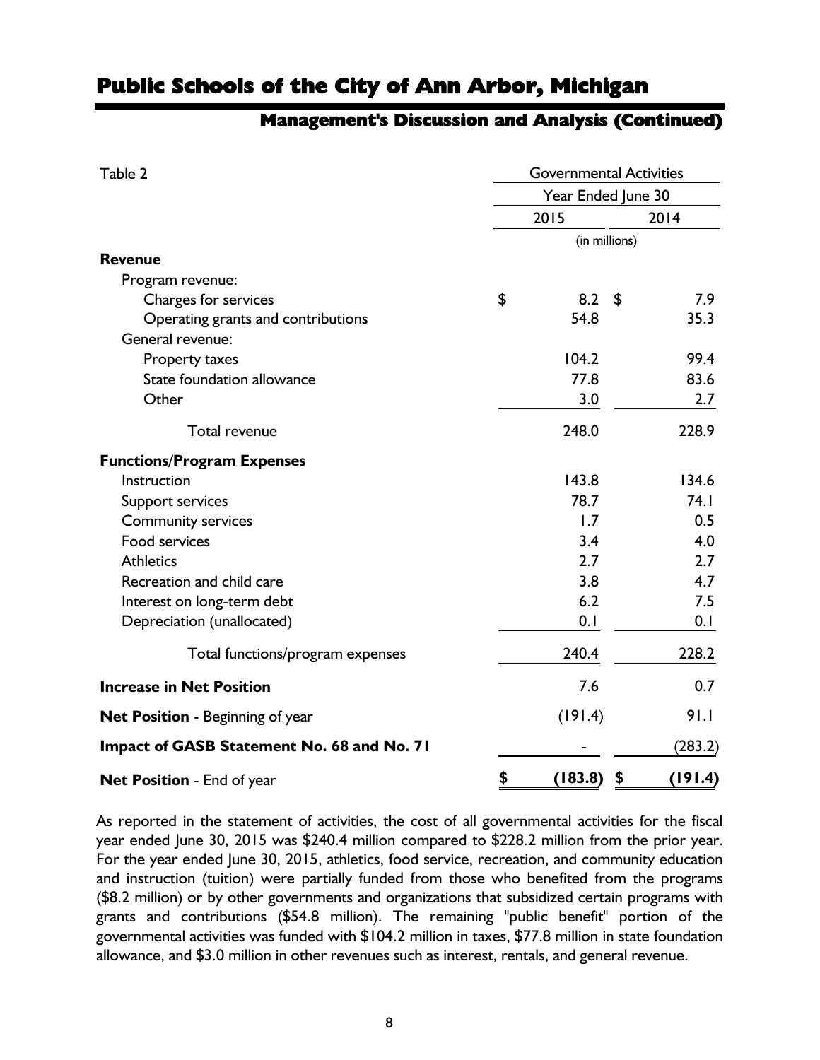# Public Schools of the City of Ann Arbor, Michigan

## Management's Discussion and Analysis (Continued)

| Table 2 | Governmental Activities | |
|---|---|---|
| | Year Ended June 30 | |
| | 2015 | 2014 |
| | (in millions) | |
| **Revenue** | | |
| Program revenue: | | |
| Charges for services | $ 8.2 | $ 7.9 |
| Operating grants and contributions | 54.8 | 35.3 |
| General revenue: | | |
| Property taxes | 104.2 | 99.4 |
| State foundation allowance | 77.8 | 83.6 |
| Other | 3.0 | 2.7 |
| Total revenue | 248.0 | 228.9 |
| **Functions/Program Expenses** | | |
| Instruction | 143.8 | 134.6 |
| Support services | 78.7 | 74.1 |
| Community services | 1.7 | 0.5 |
| Food services | 3.4 | 4.0 |
| Athletics | 2.7 | 2.7 |
| Recreation and child care | 3.8 | 4.7 |
| Interest on long-term debt | 6.2 | 7.5 |
| Depreciation (unallocated) | 0.1 | 0.1 |
| Total functions/program expenses | 240.4 | 228.2 |
| **Increase in Net Position** | 7.6 | 0.7 |
| **Net Position** - Beginning of year | (191.4) | 91.1 |
| **Impact of GASB Statement No. 68 and No. 71** | - | (283.2) |
| **Net Position** - End of year | **$ (183.8)** | **$ (191.4)** |

As reported in the statement of activities, the cost of all governmental activities for the fiscal year ended June 30, 2015 was $240.4 million compared to $228.2 million from the prior year. For the year ended June 30, 2015, athletics, food service, recreation, and community education and instruction (tuition) were partially funded from those who benefited from the programs ($8.2 million) or by other governments and organizations that subsidized certain programs with grants and contributions ($54.8 million). The remaining "public benefit" portion of the governmental activities was funded with $104.2 million in taxes, $77.8 million in state foundation allowance, and $3.0 million in other revenues such as interest, rentals, and general revenue.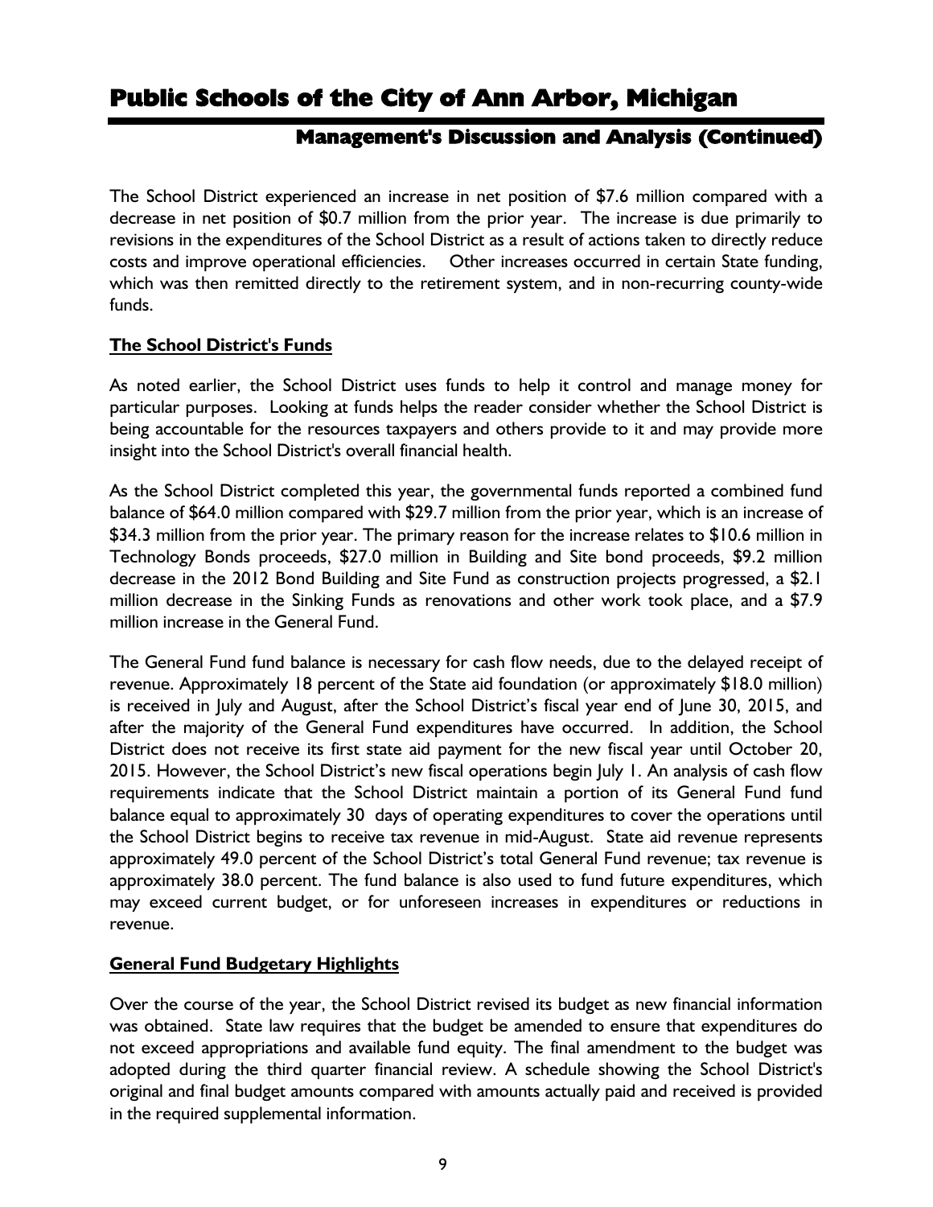The School District experienced an increase in net position of $7.6 million compared with a decrease in net position of $0.7 million from the prior year. The increase is due primarily to revisions in the expenditures of the School District as a result of actions taken to directly reduce costs and improve operational efficiencies. Other increases occurred in certain State funding, which was then remitted directly to the retirement system, and in non-recurring county-wide funds.

**The School District's Funds**

As noted earlier, the School District uses funds to help it control and manage money for particular purposes. Looking at funds helps the reader consider whether the School District is being accountable for the resources taxpayers and others provide to it and may provide more insight into the School District's overall financial health.

As the School District completed this year, the governmental funds reported a combined fund balance of $64.0 million compared with $29.7 million from the prior year, which is an increase of $34.3 million from the prior year. The primary reason for the increase relates to $10.6 million in Technology Bonds proceeds, $27.0 million in Building and Site bond proceeds, $9.2 million decrease in the 2012 Bond Building and Site Fund as construction projects progressed, a $2.1 million decrease in the Sinking Funds as renovations and other work took place, and a $7.9 million increase in the General Fund.

The General Fund fund balance is necessary for cash flow needs, due to the delayed receipt of revenue. Approximately 18 percent of the State aid foundation (or approximately $18.0 million) is received in July and August, after the School District's fiscal year end of June 30, 2015, and after the majority of the General Fund expenditures have occurred. In addition, the School District does not receive its first state aid payment for the new fiscal year until October 20, 2015. However, the School District's new fiscal operations begin July 1. An analysis of cash flow requirements indicate that the School District maintain a portion of its General Fund fund balance equal to approximately 30 days of operating expenditures to cover the operations until the School District begins to receive tax revenue in mid-August. State aid revenue represents approximately 49.0 percent of the School District's total General Fund revenue; tax revenue is approximately 38.0 percent. The fund balance is also used to fund future expenditures, which may exceed current budget, or for unforeseen increases in expenditures or reductions in revenue.

**General Fund Budgetary Highlights**

Over the course of the year, the School District revised its budget as new financial information was obtained. State law requires that the budget be amended to ensure that expenditures do not exceed appropriations and available fund equity. The final amendment to the budget was adopted during the third quarter financial review. A schedule showing the School District's original and final budget amounts compared with amounts actually paid and received is provided in the required supplemental information.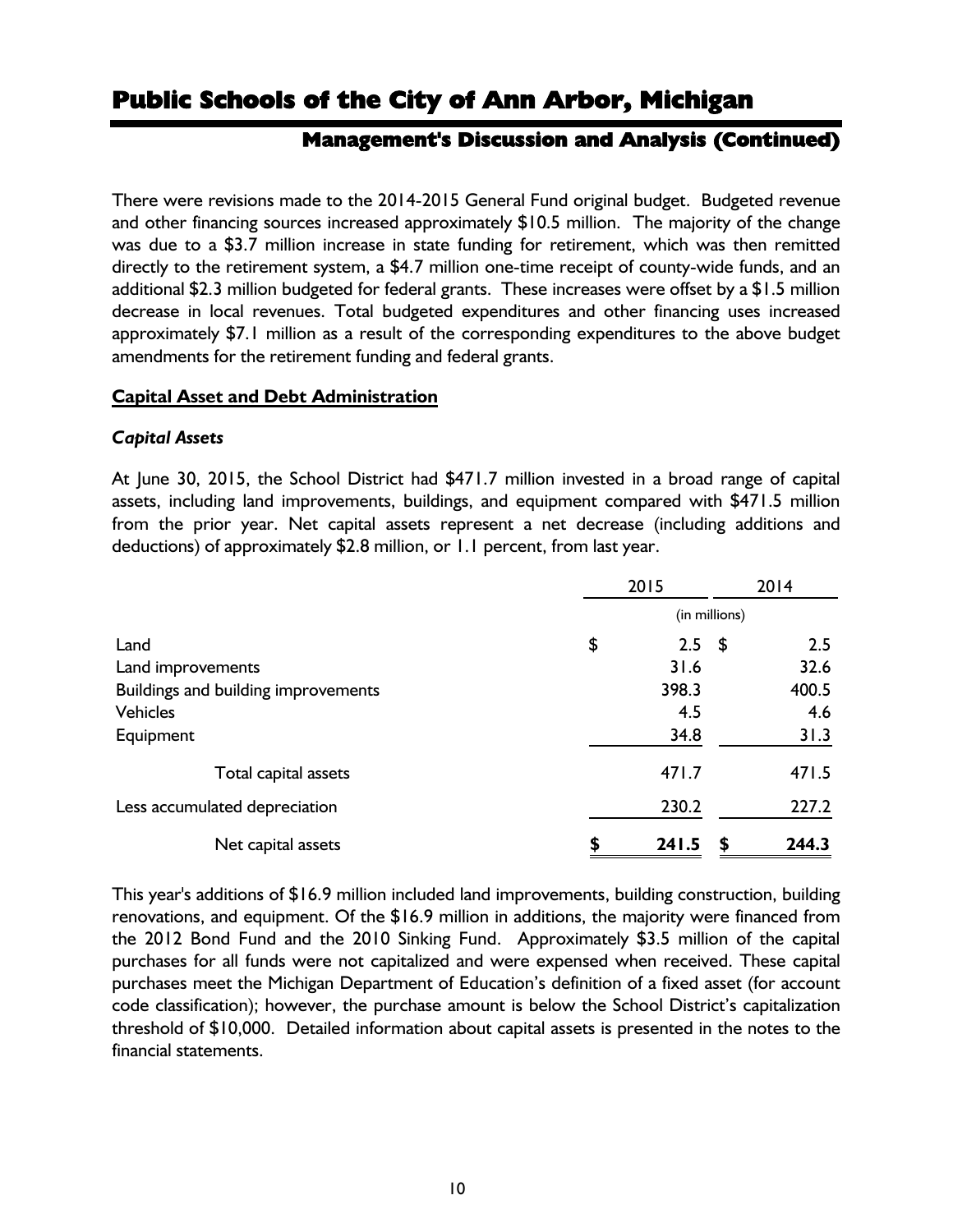## Management's Discussion and Analysis (Continued)

There were revisions made to the 2014-2015 General Fund original budget. Budgeted revenue and other financing sources increased approximately $10.5 million. The majority of the change was due to a $3.7 million increase in state funding for retirement, which was then remitted directly to the retirement system, a $4.7 million one-time receipt of county-wide funds, and an additional $2.3 million budgeted for federal grants. These increases were offset by a $1.5 million decrease in local revenues. Total budgeted expenditures and other financing uses increased approximately $7.1 million as a result of the corresponding expenditures to the above budget amendments for the retirement funding and federal grants.

**Capital Asset and Debt Administration**

***Capital Assets***

At June 30, 2015, the School District had $471.7 million invested in a broad range of capital assets, including land improvements, buildings, and equipment compared with $471.5 million from the prior year. Net capital assets represent a net decrease (including additions and deductions) of approximately $2.8 million, or 1.1 percent, from last year.

| | 2015 | 2014 |
|---|---|---|
| | (in millions) | |
| Land | $ 2.5 | $ 2.5 |
| Land improvements | 31.6 | 32.6 |
| Buildings and building improvements | 398.3 | 400.5 |
| Vehicles | 4.5 | 4.6 |
| Equipment | 34.8 | 31.3 |
| Total capital assets | 471.7 | 471.5 |
| Less accumulated depreciation | 230.2 | 227.2 |
| Net capital assets | **$ 241.5** | **$ 244.3** |

This year's additions of $16.9 million included land improvements, building construction, building renovations, and equipment. Of the $16.9 million in additions, the majority were financed from the 2012 Bond Fund and the 2010 Sinking Fund. Approximately $3.5 million of the capital purchases for all funds were not capitalized and were expensed when received. These capital purchases meet the Michigan Department of Education's definition of a fixed asset (for account code classification); however, the purchase amount is below the School District's capitalization threshold of $10,000. Detailed information about capital assets is presented in the notes to the financial statements.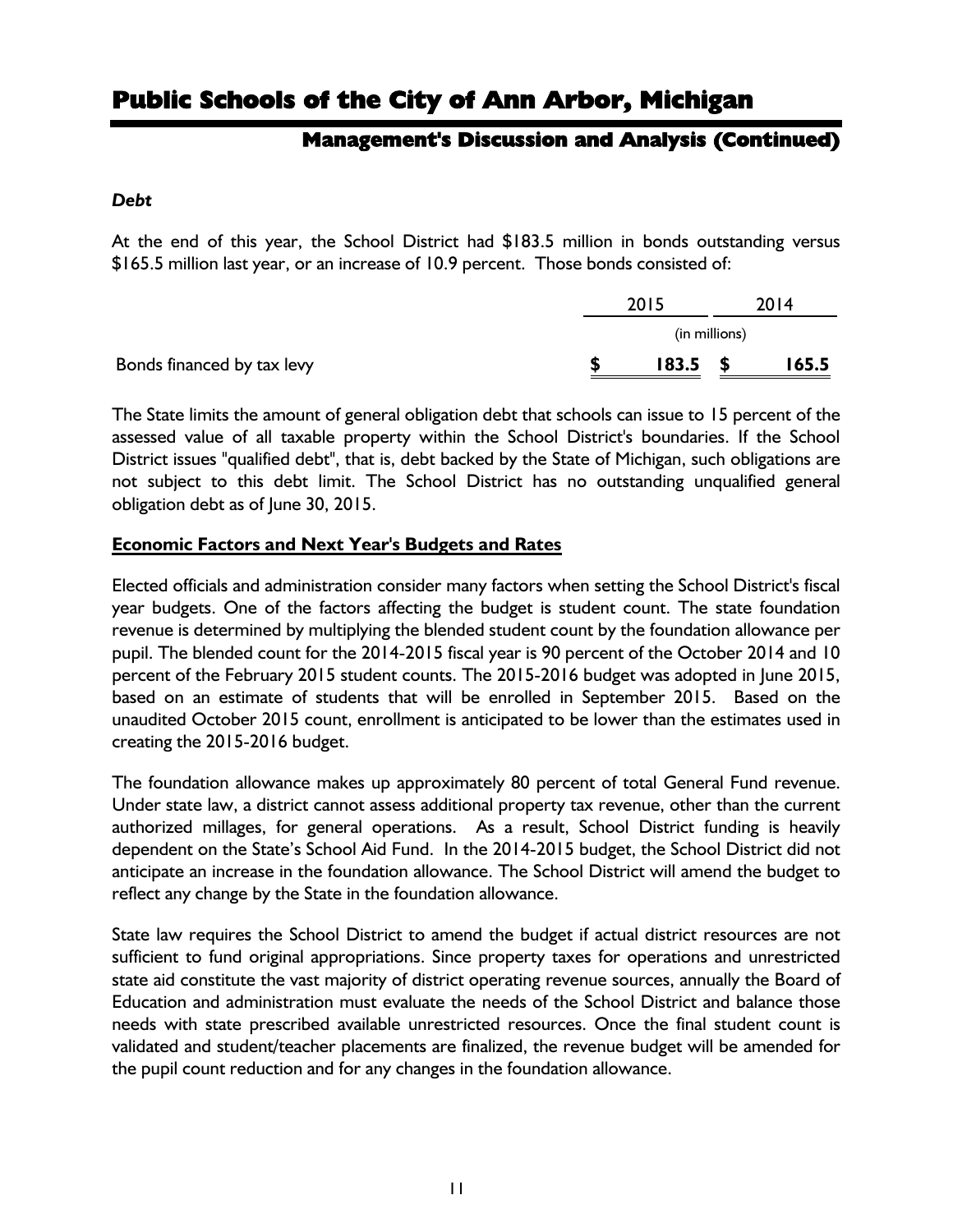# Public Schools of the City of Ann Arbor, Michigan

## Management's Discussion and Analysis (Continued)

### *Debt*

At the end of this year, the School District had $183.5 million in bonds outstanding versus $165.5 million last year, or an increase of 10.9 percent. Those bonds consisted of:

| | 2015 | 2014 |
|---|---|---|
| | (in millions) | |
| Bonds financed by tax levy | **$ 183.5** | **$ 165.5** |

The State limits the amount of general obligation debt that schools can issue to 15 percent of the assessed value of all taxable property within the School District's boundaries. If the School District issues "qualified debt", that is, debt backed by the State of Michigan, such obligations are not subject to this debt limit. The School District has no outstanding unqualified general obligation debt as of June 30, 2015.

### Economic Factors and Next Year's Budgets and Rates

Elected officials and administration consider many factors when setting the School District's fiscal year budgets. One of the factors affecting the budget is student count. The state foundation revenue is determined by multiplying the blended student count by the foundation allowance per pupil. The blended count for the 2014-2015 fiscal year is 90 percent of the October 2014 and 10 percent of the February 2015 student counts. The 2015-2016 budget was adopted in June 2015, based on an estimate of students that will be enrolled in September 2015. Based on the unaudited October 2015 count, enrollment is anticipated to be lower than the estimates used in creating the 2015-2016 budget.

The foundation allowance makes up approximately 80 percent of total General Fund revenue. Under state law, a district cannot assess additional property tax revenue, other than the current authorized millages, for general operations. As a result, School District funding is heavily dependent on the State's School Aid Fund. In the 2014-2015 budget, the School District did not anticipate an increase in the foundation allowance. The School District will amend the budget to reflect any change by the State in the foundation allowance.

State law requires the School District to amend the budget if actual district resources are not sufficient to fund original appropriations. Since property taxes for operations and unrestricted state aid constitute the vast majority of district operating revenue sources, annually the Board of Education and administration must evaluate the needs of the School District and balance those needs with state prescribed available unrestricted resources. Once the final student count is validated and student/teacher placements are finalized, the revenue budget will be amended for the pupil count reduction and for any changes in the foundation allowance.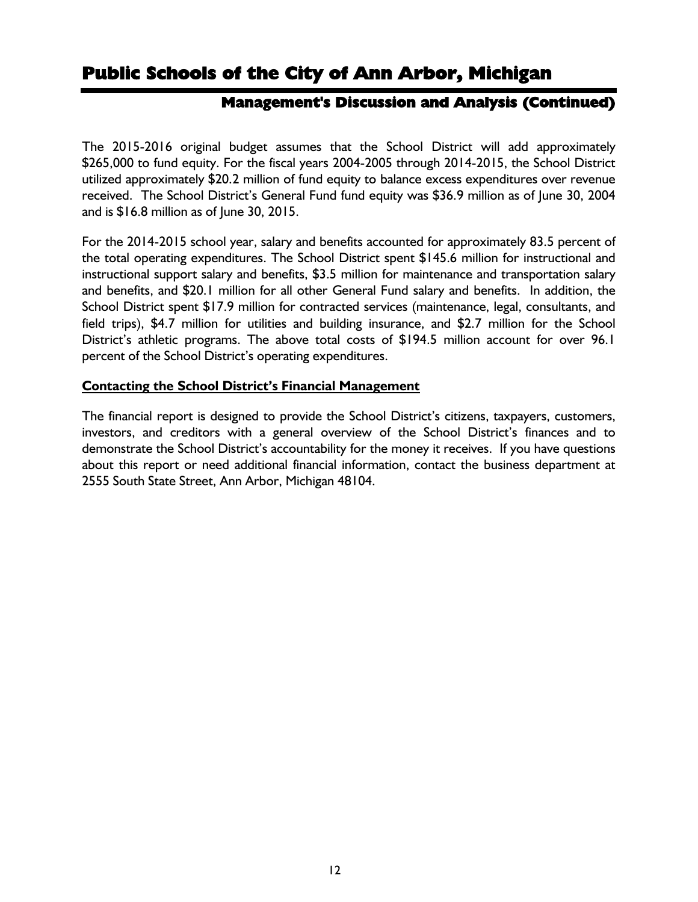The 2015-2016 original budget assumes that the School District will add approximately $265,000 to fund equity. For the fiscal years 2004-2005 through 2014-2015, the School District utilized approximately $20.2 million of fund equity to balance excess expenditures over revenue received. The School District's General Fund fund equity was $36.9 million as of June 30, 2004 and is $16.8 million as of June 30, 2015.

For the 2014-2015 school year, salary and benefits accounted for approximately 83.5 percent of the total operating expenditures. The School District spent $145.6 million for instructional and instructional support salary and benefits, $3.5 million for maintenance and transportation salary and benefits, and $20.1 million for all other General Fund salary and benefits. In addition, the School District spent $17.9 million for contracted services (maintenance, legal, consultants, and field trips), $4.7 million for utilities and building insurance, and $2.7 million for the School District's athletic programs. The above total costs of $194.5 million account for over 96.1 percent of the School District's operating expenditures.

## Contacting the School District's Financial Management

The financial report is designed to provide the School District's citizens, taxpayers, customers, investors, and creditors with a general overview of the School District's finances and to demonstrate the School District's accountability for the money it receives. If you have questions about this report or need additional financial information, contact the business department at 2555 South State Street, Ann Arbor, Michigan 48104.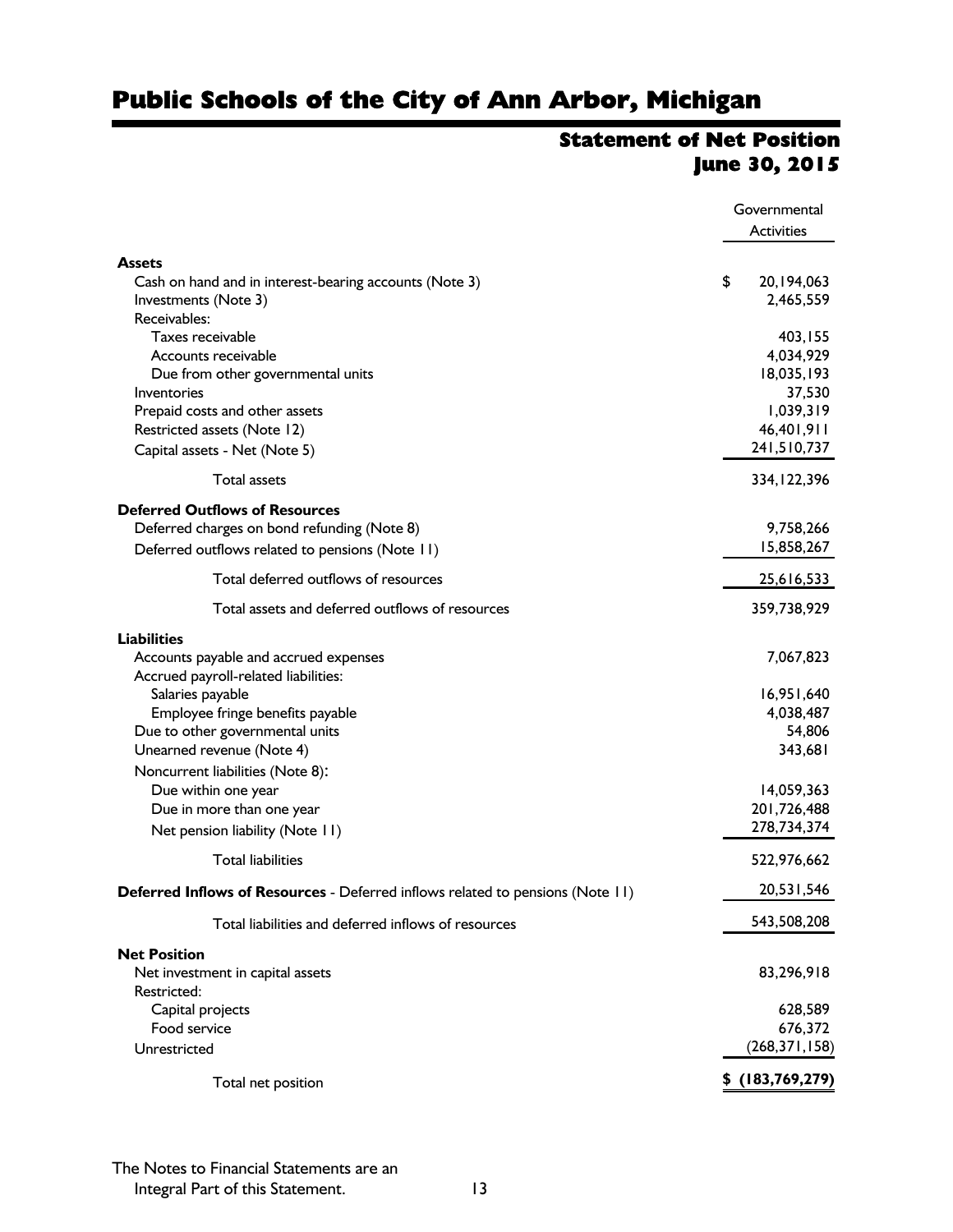# Public Schools of the City of Ann Arbor, Michigan

## Statement of Net Position
## June 30, 2015

| | Governmental Activities |
|---|---|
| **Assets** | |
| Cash on hand and in interest-bearing accounts (Note 3) | $ 20,194,063 |
| Investments (Note 3) | 2,465,559 |
| Receivables: | |
| Taxes receivable | 403,155 |
| Accounts receivable | 4,034,929 |
| Due from other governmental units | 18,035,193 |
| Inventories | 37,530 |
| Prepaid costs and other assets | 1,039,319 |
| Restricted assets (Note 12) | 46,401,911 |
| Capital assets - Net (Note 5) | 241,510,737 |
| Total assets | 334,122,396 |
| **Deferred Outflows of Resources** | |
| Deferred charges on bond refunding (Note 8) | 9,758,266 |
| Deferred outflows related to pensions (Note 11) | 15,858,267 |
| Total deferred outflows of resources | 25,616,533 |
| Total assets and deferred outflows of resources | 359,738,929 |
| **Liabilities** | |
| Accounts payable and accrued expenses | 7,067,823 |
| Accrued payroll-related liabilities: | |
| Salaries payable | 16,951,640 |
| Employee fringe benefits payable | 4,038,487 |
| Due to other governmental units | 54,806 |
| Unearned revenue (Note 4) | 343,681 |
| Noncurrent liabilities (Note 8): | |
| Due within one year | 14,059,363 |
| Due in more than one year | 201,726,488 |
| Net pension liability (Note 11) | 278,734,374 |
| Total liabilities | 522,976,662 |
| **Deferred Inflows of Resources** - Deferred inflows related to pensions (Note 11) | 20,531,546 |
| Total liabilities and deferred inflows of resources | 543,508,208 |
| **Net Position** | |
| Net investment in capital assets | 83,296,918 |
| Restricted: | |
| Capital projects | 628,589 |
| Food service | 676,372 |
| Unrestricted | (268,371,158) |
| Total net position | **$ (183,769,279)** |

The Notes to Financial Statements are an Integral Part of this Statement.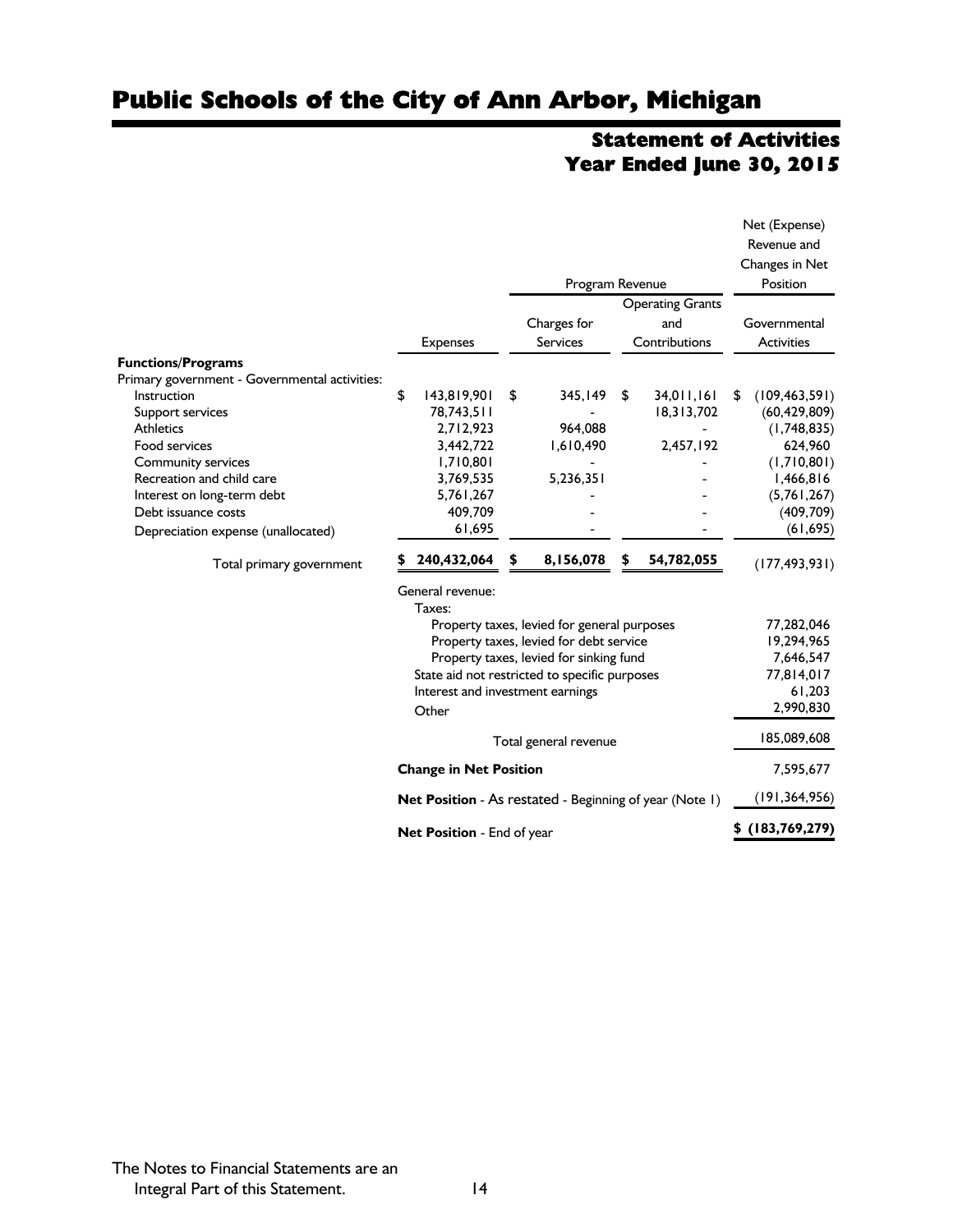# Public Schools of the City of Ann Arbor, Michigan

## Statement of Activities
## Year Ended June 30, 2015

| | | Program Revenue | | Net (Expense) Revenue and Changes in Net Position |
|---|---|---|---|---|
| | Expenses | Charges for Services | Operating Grants and Contributions | Governmental Activities |
| **Functions/Programs** | | | | |
| Primary government - Governmental activities: | | | | |
| Instruction | $ 143,819,901 | $ 345,149 | $ 34,011,161 | $ (109,463,591) |
| Support services | 78,743,511 | - | 18,313,702 | (60,429,809) |
| Athletics | 2,712,923 | 964,088 | - | (1,748,835) |
| Food services | 3,442,722 | 1,610,490 | 2,457,192 | 624,960 |
| Community services | 1,710,801 | - | - | (1,710,801) |
| Recreation and child care | 3,769,535 | 5,236,351 | - | 1,466,816 |
| Interest on long-term debt | 5,761,267 | - | - | (5,761,267) |
| Debt issuance costs | 409,709 | - | - | (409,709) |
| Depreciation expense (unallocated) | 61,695 | - | - | (61,695) |
| Total primary government | **$ 240,432,064** | **$ 8,156,078** | **$ 54,782,055** | (177,493,931) |
| | General revenue: | | | |
| | Taxes: | | | |
| | Property taxes, levied for general purposes | | | 77,282,046 |
| | Property taxes, levied for debt service | | | 19,294,965 |
| | Property taxes, levied for sinking fund | | | 7,646,547 |
| | State aid not restricted to specific purposes | | | 77,814,017 |
| | Interest and investment earnings | | | 61,203 |
| | Other | | | 2,990,830 |
| | Total general revenue | | | 185,089,608 |
| | **Change in Net Position** | | | 7,595,677 |
| | **Net Position** - As restated - Beginning of year (Note 1) | | | (191,364,956) |
| | **Net Position** - End of year | | | **$ (183,769,279)** |

The Notes to Financial Statements are an Integral Part of this Statement.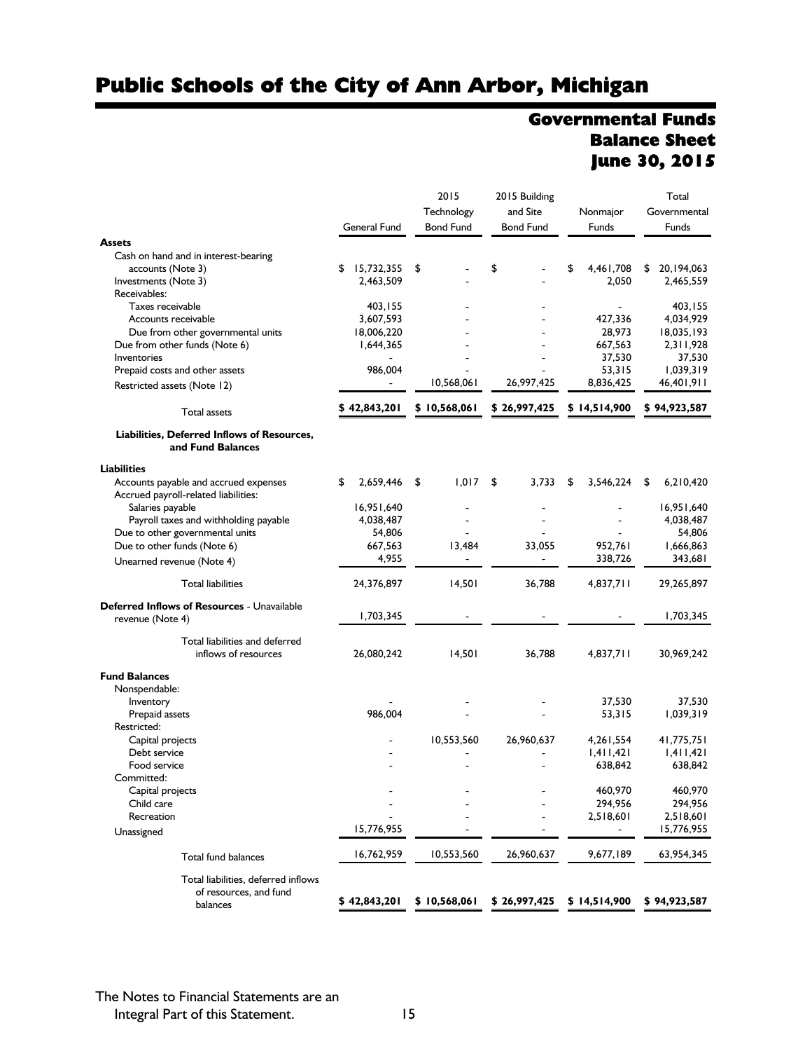# Public Schools of the City of Ann Arbor, Michigan

## Governmental Funds Balance Sheet June 30, 2015

| | General Fund | 2015 Technology Bond Fund | 2015 Building and Site Bond Fund | Nonmajor Funds | Total Governmental Funds |
|---|---|---|---|---|---|
| **Assets** | | | | | |
| Cash on hand and in interest-bearing accounts (Note 3) | $ 15,732,355 | $ - | $ - | $ 4,461,708 | $ 20,194,063 |
| Investments (Note 3) | 2,463,509 | - | - | 2,050 | 2,465,559 |
| Receivables: | | | | | |
| Taxes receivable | 403,155 | - | - | - | 403,155 |
| Accounts receivable | 3,607,593 | - | - | 427,336 | 4,034,929 |
| Due from other governmental units | 18,006,220 | - | - | 28,973 | 18,035,193 |
| Due from other funds (Note 6) | 1,644,365 | - | - | 667,563 | 2,311,928 |
| Inventories | - | - | - | 37,530 | 37,530 |
| Prepaid costs and other assets | 986,004 | - | - | 53,315 | 1,039,319 |
| Restricted assets (Note 12) | - | 10,568,061 | 26,997,425 | 8,836,425 | 46,401,911 |
| Total assets | $ 42,843,201 | $ 10,568,061 | $ 26,997,425 | $ 14,514,900 | $ 94,923,587 |
| **Liabilities, Deferred Inflows of Resources, and Fund Balances** | | | | | |
| **Liabilities** | | | | | |
| Accounts payable and accrued expenses | $ 2,659,446 | $ 1,017 | $ 3,733 | $ 3,546,224 | $ 6,210,420 |
| Accrued payroll-related liabilities: | | | | | |
| Salaries payable | 16,951,640 | - | - | - | 16,951,640 |
| Payroll taxes and withholding payable | 4,038,487 | - | - | - | 4,038,487 |
| Due to other governmental units | 54,806 | - | - | - | 54,806 |
| Due to other funds (Note 6) | 667,563 | 13,484 | 33,055 | 952,761 | 1,666,863 |
| Unearned revenue (Note 4) | 4,955 | - | - | 338,726 | 343,681 |
| Total liabilities | 24,376,897 | 14,501 | 36,788 | 4,837,711 | 29,265,897 |
| **Deferred Inflows of Resources** - Unavailable revenue (Note 4) | 1,703,345 | - | - | - | 1,703,345 |
| Total liabilities and deferred inflows of resources | 26,080,242 | 14,501 | 36,788 | 4,837,711 | 30,969,242 |
| **Fund Balances** | | | | | |
| Nonspendable: | | | | | |
| Inventory | - | - | - | 37,530 | 37,530 |
| Prepaid assets | 986,004 | - | - | 53,315 | 1,039,319 |
| Restricted: | | | | | |
| Capital projects | - | 10,553,560 | 26,960,637 | 4,261,554 | 41,775,751 |
| Debt service | - | - | - | 1,411,421 | 1,411,421 |
| Food service | - | - | - | 638,842 | 638,842 |
| Committed: | | | | | |
| Capital projects | - | - | - | 460,970 | 460,970 |
| Child care | - | - | - | 294,956 | 294,956 |
| Recreation | - | - | - | 2,518,601 | 2,518,601 |
| Unassigned | 15,776,955 | - | - | - | 15,776,955 |
| Total fund balances | 16,762,959 | 10,553,560 | 26,960,637 | 9,677,189 | 63,954,345 |
| Total liabilities, deferred inflows of resources, and fund balances | $ 42,843,201 | $ 10,568,061 | $ 26,997,425 | $ 14,514,900 | $ 94,923,587 |

The Notes to Financial Statements are an Integral Part of this Statement.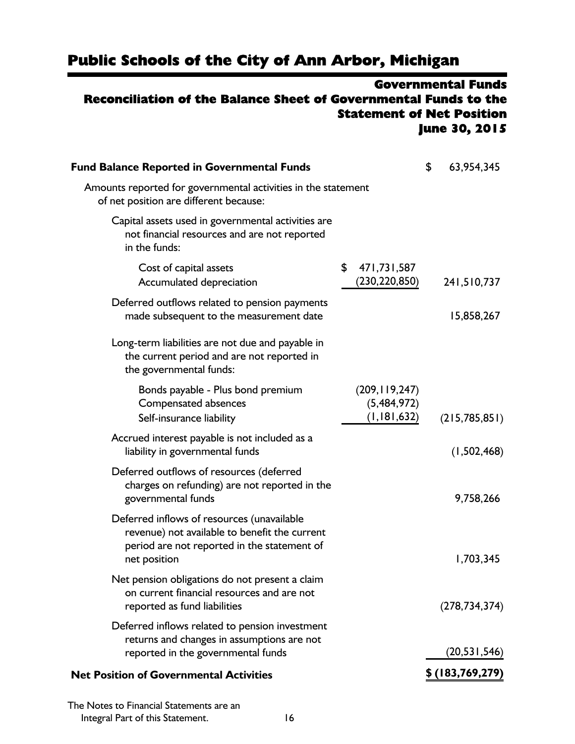# Public Schools of the City of Ann Arbor, Michigan

## Governmental Funds
## Reconciliation of the Balance Sheet of Governmental Funds to the Statement of Net Position
## June 30, 2015

| | | |
|---|---|---|
| **Fund Balance Reported in Governmental Funds** | | $ 63,954,345 |
| Amounts reported for governmental activities in the statement of net position are different because: | | |
| Capital assets used in governmental activities are not financial resources and are not reported in the funds: | | |
| Cost of capital assets | $ 471,731,587 | |
| Accumulated depreciation | (230,220,850) | 241,510,737 |
| Deferred outflows related to pension payments made subsequent to the measurement date | | 15,858,267 |
| Long-term liabilities are not due and payable in the current period and are not reported in the governmental funds: | | |
| Bonds payable - Plus bond premium | (209,119,247) | |
| Compensated absences | (5,484,972) | |
| Self-insurance liability | (1,181,632) | (215,785,851) |
| Accrued interest payable is not included as a liability in governmental funds | | (1,502,468) |
| Deferred outflows of resources (deferred charges on refunding) are not reported in the governmental funds | | 9,758,266 |
| Deferred inflows of resources (unavailable revenue) not available to benefit the current period are not reported in the statement of net position | | 1,703,345 |
| Net pension obligations do not present a claim on current financial resources and are not reported as fund liabilities | | (278,734,374) |
| Deferred inflows related to pension investment returns and changes in assumptions are not reported in the governmental funds | | (20,531,546) |
| **Net Position of Governmental Activities** | | **$ (183,769,279)** |

The Notes to Financial Statements are an Integral Part of this Statement.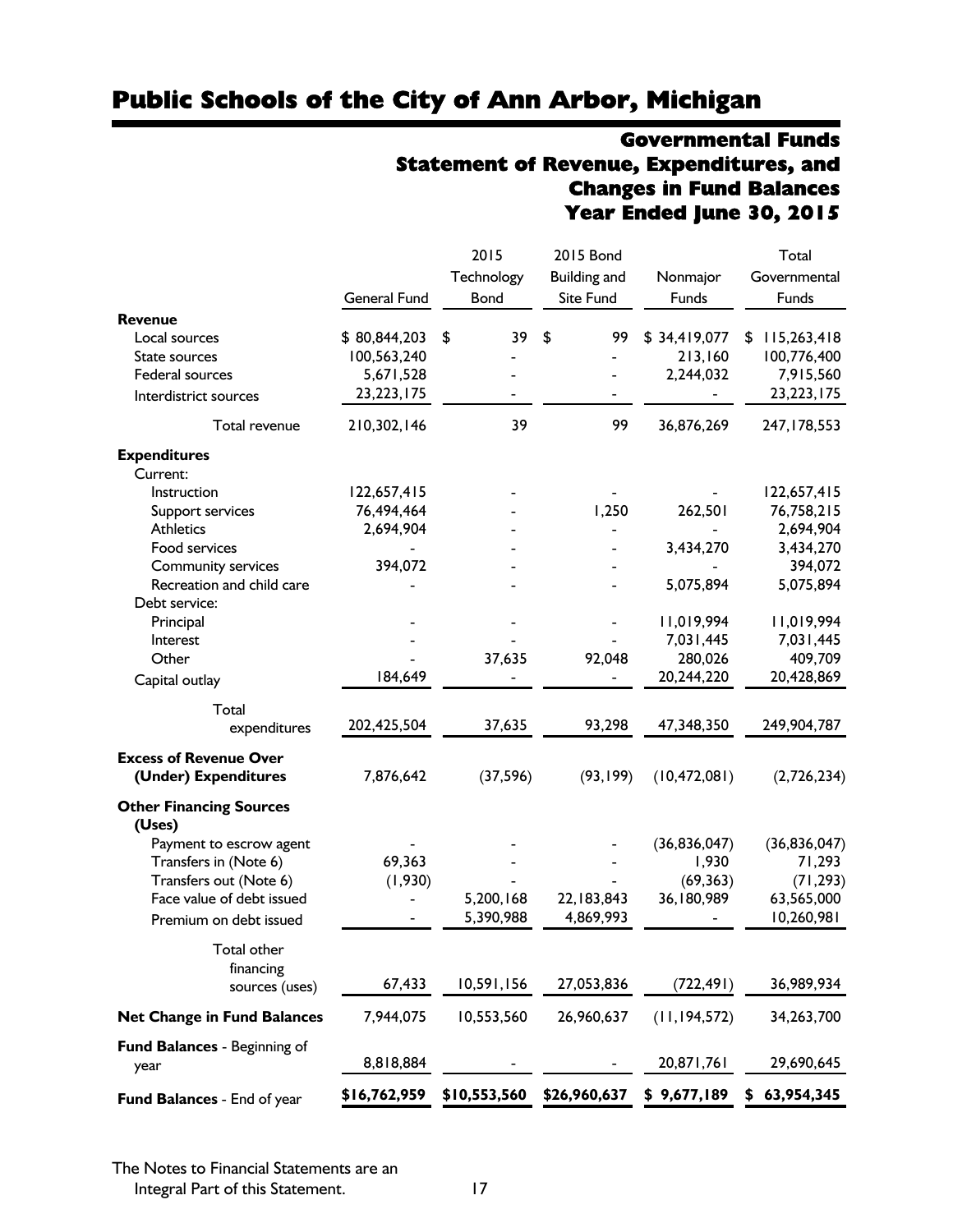# Public Schools of the City of Ann Arbor, Michigan

## Governmental Funds
## Statement of Revenue, Expenditures, and Changes in Fund Balances
## Year Ended June 30, 2015

| | General Fund | 2015 Technology Bond | 2015 Bond Building and Site Fund | Nonmajor Funds | Total Governmental Funds |
|---|---|---|---|---|---|
| **Revenue** | | | | | |
| Local sources | $ 80,844,203 | $ 39 | $ 99 | $ 34,419,077 | $ 115,263,418 |
| State sources | 100,563,240 | - | - | 213,160 | 100,776,400 |
| Federal sources | 5,671,528 | - | - | 2,244,032 | 7,915,560 |
| Interdistrict sources | 23,223,175 | - | - | - | 23,223,175 |
| Total revenue | 210,302,146 | 39 | 99 | 36,876,269 | 247,178,553 |
| **Expenditures** | | | | | |
| Current: | | | | | |
| Instruction | 122,657,415 | - | - | - | 122,657,415 |
| Support services | 76,494,464 | - | 1,250 | 262,501 | 76,758,215 |
| Athletics | 2,694,904 | - | - | - | 2,694,904 |
| Food services | - | - | - | 3,434,270 | 3,434,270 |
| Community services | 394,072 | - | - | - | 394,072 |
| Recreation and child care | - | - | - | 5,075,894 | 5,075,894 |
| Debt service: | | | | | |
| Principal | - | - | - | 11,019,994 | 11,019,994 |
| Interest | - | - | - | 7,031,445 | 7,031,445 |
| Other | - | 37,635 | 92,048 | 280,026 | 409,709 |
| Capital outlay | 184,649 | - | - | 20,244,220 | 20,428,869 |
| Total expenditures | 202,425,504 | 37,635 | 93,298 | 47,348,350 | 249,904,787 |
| **Excess of Revenue Over (Under) Expenditures** | 7,876,642 | (37,596) | (93,199) | (10,472,081) | (2,726,234) |
| **Other Financing Sources (Uses)** | | | | | |
| Payment to escrow agent | - | - | - | (36,836,047) | (36,836,047) |
| Transfers in (Note 6) | 69,363 | - | - | 1,930 | 71,293 |
| Transfers out (Note 6) | (1,930) | - | - | (69,363) | (71,293) |
| Face value of debt issued | - | 5,200,168 | 22,183,843 | 36,180,989 | 63,565,000 |
| Premium on debt issued | - | 5,390,988 | 4,869,993 | - | 10,260,981 |
| Total other financing sources (uses) | 67,433 | 10,591,156 | 27,053,836 | (722,491) | 36,989,934 |
| **Net Change in Fund Balances** | 7,944,075 | 10,553,560 | 26,960,637 | (11,194,572) | 34,263,700 |
| **Fund Balances** - Beginning of year | 8,818,884 | - | - | 20,871,761 | 29,690,645 |
| **Fund Balances** - End of year | **$16,762,959** | **$10,553,560** | **$26,960,637** | **$ 9,677,189** | **$ 63,954,345** |

The Notes to Financial Statements are an Integral Part of this Statement.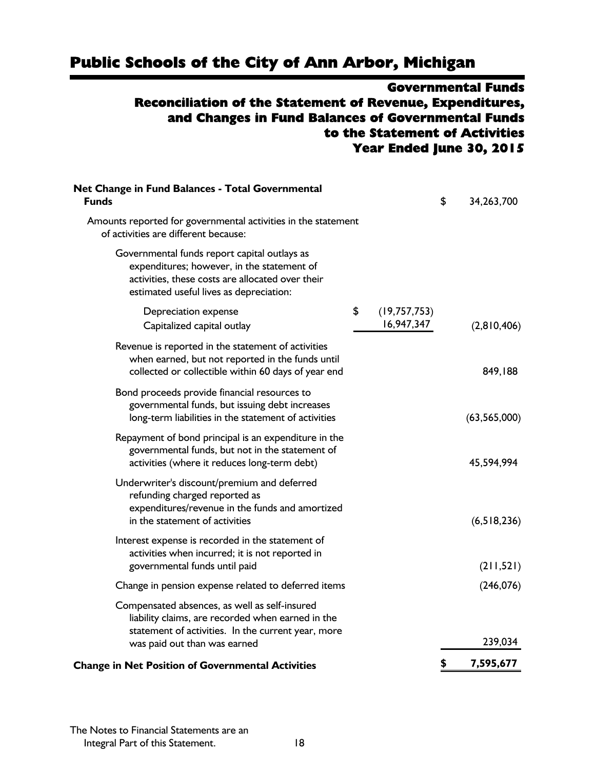# Public Schools of the City of Ann Arbor, Michigan

## Governmental Funds
## Reconciliation of the Statement of Revenue, Expenditures, and Changes in Fund Balances of Governmental Funds to the Statement of Activities
## Year Ended June 30, 2015

| | | |
|---|---|---|
| **Net Change in Fund Balances - Total Governmental Funds** | | $ 34,263,700 |
| Amounts reported for governmental activities in the statement of activities are different because: | | |
| Governmental funds report capital outlays as expenditures; however, in the statement of activities, these costs are allocated over their estimated useful lives as depreciation: | | |
| Depreciation expense | $ (19,757,753) | |
| Capitalized capital outlay | 16,947,347 | (2,810,406) |
| Revenue is reported in the statement of activities when earned, but not reported in the funds until collected or collectible within 60 days of year end | | 849,188 |
| Bond proceeds provide financial resources to governmental funds, but issuing debt increases long-term liabilities in the statement of activities | | (63,565,000) |
| Repayment of bond principal is an expenditure in the governmental funds, but not in the statement of activities (where it reduces long-term debt) | | 45,594,994 |
| Underwriter's discount/premium and deferred refunding charged reported as expenditures/revenue in the funds and amortized in the statement of activities | | (6,518,236) |
| Interest expense is recorded in the statement of activities when incurred; it is not reported in governmental funds until paid | | (211,521) |
| Change in pension expense related to deferred items | | (246,076) |
| Compensated absences, as well as self-insured liability claims, are recorded when earned in the statement of activities. In the current year, more was paid out than was earned | | 239,034 |
| **Change in Net Position of Governmental Activities** | | **$ 7,595,677** |

The Notes to Financial Statements are an Integral Part of this Statement.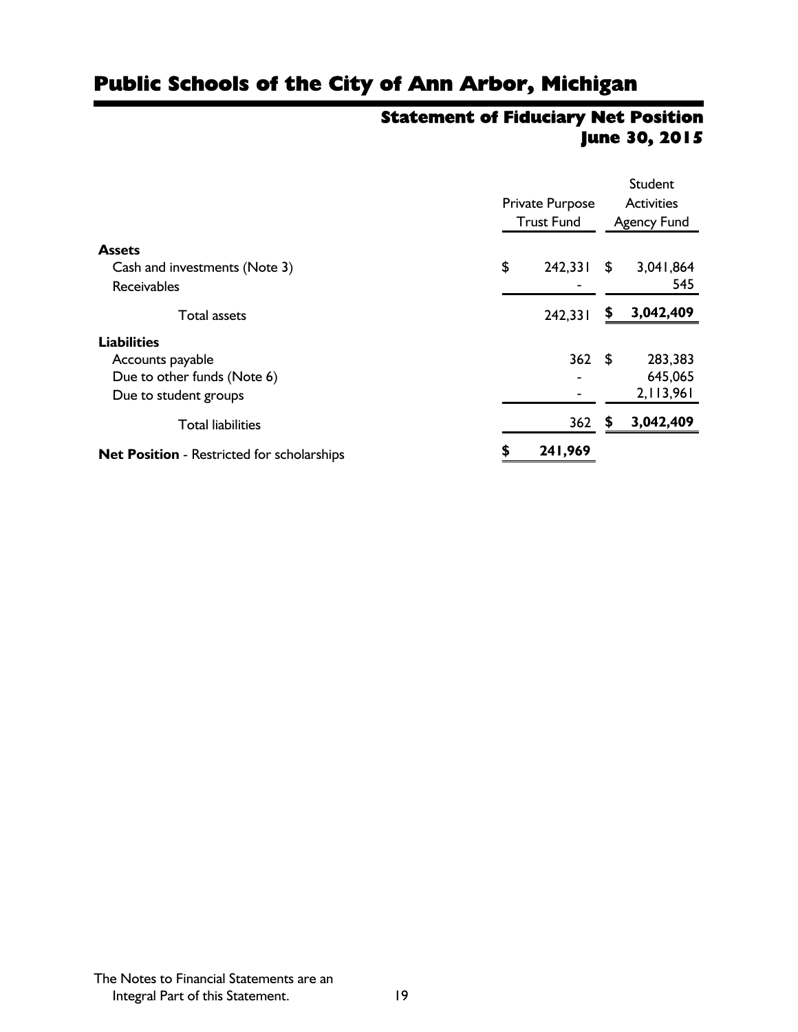# Public Schools of the City of Ann Arbor, Michigan

## Statement of Fiduciary Net Position
## June 30, 2015

| | Private Purpose Trust Fund | Student Activities Agency Fund |
|---|---|---|
| **Assets** | | |
| Cash and investments (Note 3) | $ 242,331 | $ 3,041,864 |
| Receivables | - | 545 |
| Total assets | 242,331 | **$ 3,042,409** |
| **Liabilities** | | |
| Accounts payable | 362 | $ 283,383 |
| Due to other funds (Note 6) | - | 645,065 |
| Due to student groups | - | 2,113,961 |
| Total liabilities | 362 | **$ 3,042,409** |
| **Net Position** - Restricted for scholarships | **$ 241,969** | |

The Notes to Financial Statements are an Integral Part of this Statement.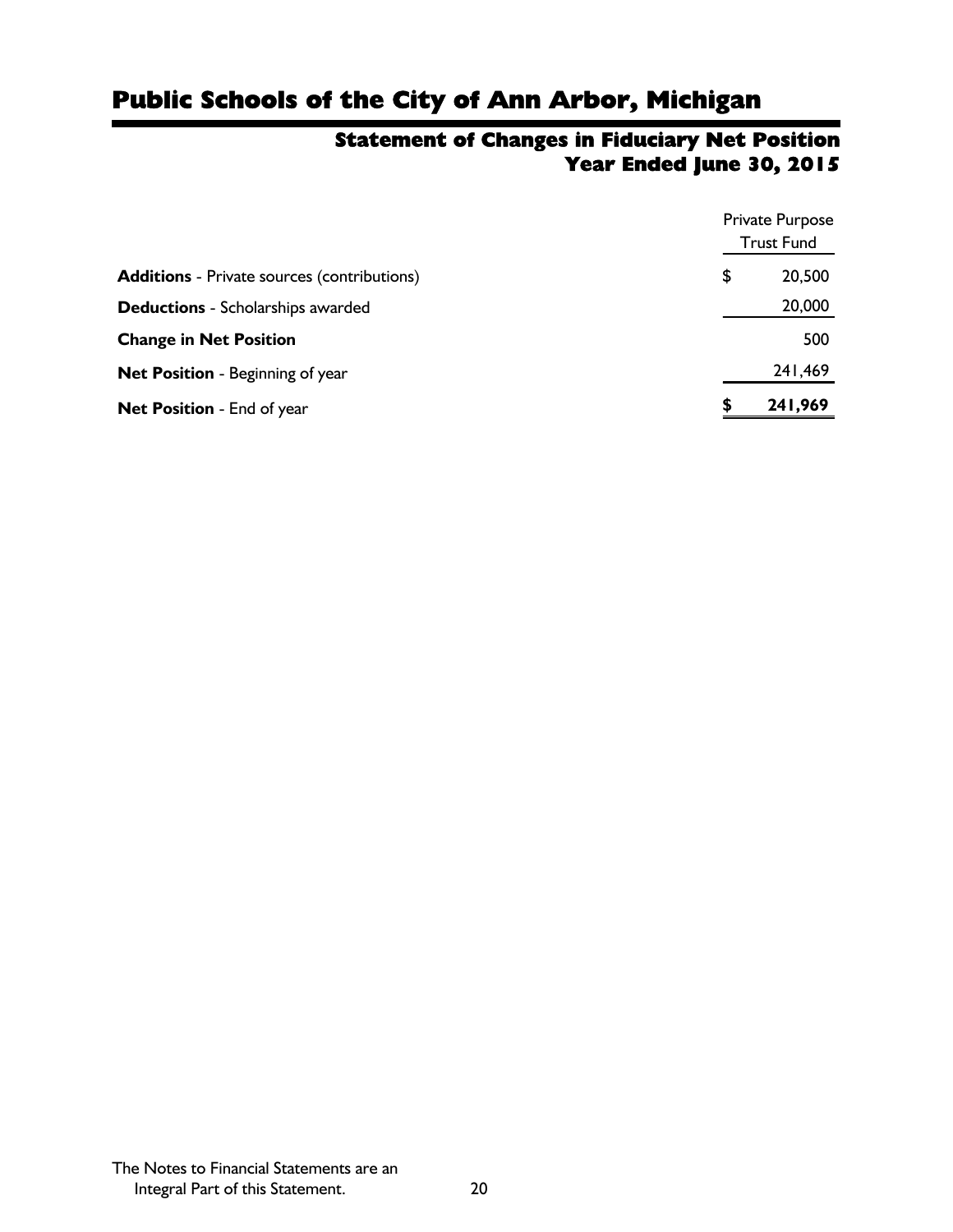# Public Schools of the City of Ann Arbor, Michigan

## Statement of Changes in Fiduciary Net Position
## Year Ended June 30, 2015

| | Private Purpose Trust Fund |
|---|---|
| **Additions** - Private sources (contributions) | $ 20,500 |
| **Deductions** - Scholarships awarded | 20,000 |
| **Change in Net Position** | 500 |
| **Net Position** - Beginning of year | 241,469 |
| **Net Position** - End of year | **$ 241,969** |

The Notes to Financial Statements are an Integral Part of this Statement.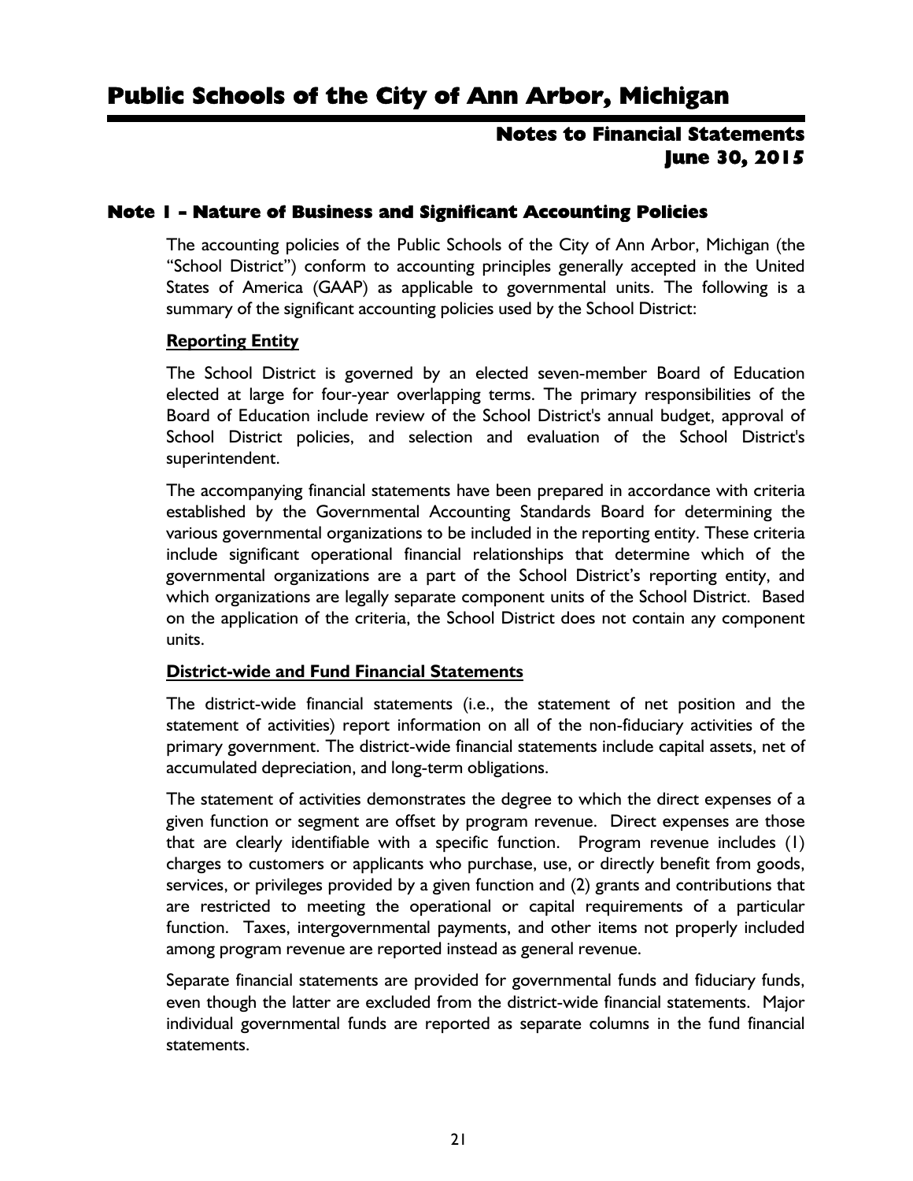## Note 1 - Nature of Business and Significant Accounting Policies

The accounting policies of the Public Schools of the City of Ann Arbor, Michigan (the "School District") conform to accounting principles generally accepted in the United States of America (GAAP) as applicable to governmental units. The following is a summary of the significant accounting policies used by the School District:

### Reporting Entity

The School District is governed by an elected seven-member Board of Education elected at large for four-year overlapping terms. The primary responsibilities of the Board of Education include review of the School District's annual budget, approval of School District policies, and selection and evaluation of the School District's superintendent.

The accompanying financial statements have been prepared in accordance with criteria established by the Governmental Accounting Standards Board for determining the various governmental organizations to be included in the reporting entity. These criteria include significant operational financial relationships that determine which of the governmental organizations are a part of the School District's reporting entity, and which organizations are legally separate component units of the School District. Based on the application of the criteria, the School District does not contain any component units.

### District-wide and Fund Financial Statements

The district-wide financial statements (i.e., the statement of net position and the statement of activities) report information on all of the non-fiduciary activities of the primary government. The district-wide financial statements include capital assets, net of accumulated depreciation, and long-term obligations.

The statement of activities demonstrates the degree to which the direct expenses of a given function or segment are offset by program revenue. Direct expenses are those that are clearly identifiable with a specific function. Program revenue includes (1) charges to customers or applicants who purchase, use, or directly benefit from goods, services, or privileges provided by a given function and (2) grants and contributions that are restricted to meeting the operational or capital requirements of a particular function. Taxes, intergovernmental payments, and other items not properly included among program revenue are reported instead as general revenue.

Separate financial statements are provided for governmental funds and fiduciary funds, even though the latter are excluded from the district-wide financial statements. Major individual governmental funds are reported as separate columns in the fund financial statements.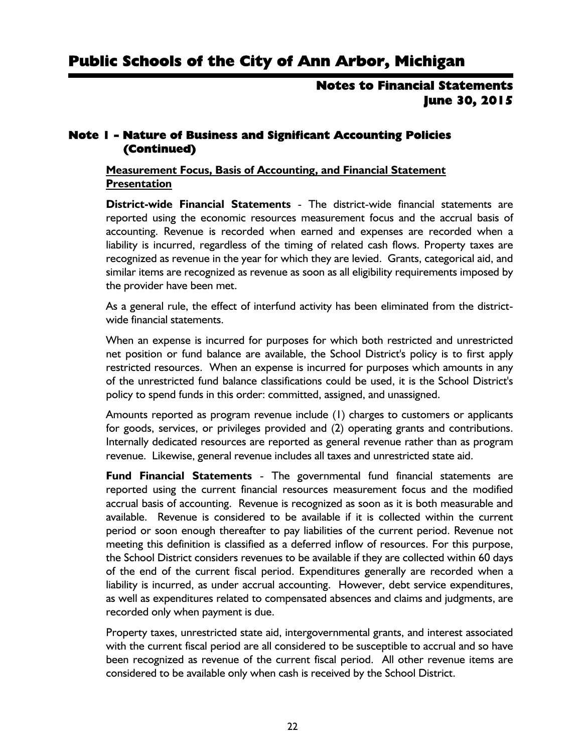## Note 1 - Nature of Business and Significant Accounting Policies (Continued)

### Measurement Focus, Basis of Accounting, and Financial Statement Presentation

**District-wide Financial Statements** - The district-wide financial statements are reported using the economic resources measurement focus and the accrual basis of accounting. Revenue is recorded when earned and expenses are recorded when a liability is incurred, regardless of the timing of related cash flows. Property taxes are recognized as revenue in the year for which they are levied. Grants, categorical aid, and similar items are recognized as revenue as soon as all eligibility requirements imposed by the provider have been met.

As a general rule, the effect of interfund activity has been eliminated from the district-wide financial statements.

When an expense is incurred for purposes for which both restricted and unrestricted net position or fund balance are available, the School District's policy is to first apply restricted resources. When an expense is incurred for purposes which amounts in any of the unrestricted fund balance classifications could be used, it is the School District's policy to spend funds in this order: committed, assigned, and unassigned.

Amounts reported as program revenue include (1) charges to customers or applicants for goods, services, or privileges provided and (2) operating grants and contributions. Internally dedicated resources are reported as general revenue rather than as program revenue. Likewise, general revenue includes all taxes and unrestricted state aid.

**Fund Financial Statements** - The governmental fund financial statements are reported using the current financial resources measurement focus and the modified accrual basis of accounting. Revenue is recognized as soon as it is both measurable and available. Revenue is considered to be available if it is collected within the current period or soon enough thereafter to pay liabilities of the current period. Revenue not meeting this definition is classified as a deferred inflow of resources. For this purpose, the School District considers revenues to be available if they are collected within 60 days of the end of the current fiscal period. Expenditures generally are recorded when a liability is incurred, as under accrual accounting. However, debt service expenditures, as well as expenditures related to compensated absences and claims and judgments, are recorded only when payment is due.

Property taxes, unrestricted state aid, intergovernmental grants, and interest associated with the current fiscal period are all considered to be susceptible to accrual and so have been recognized as revenue of the current fiscal period. All other revenue items are considered to be available only when cash is received by the School District.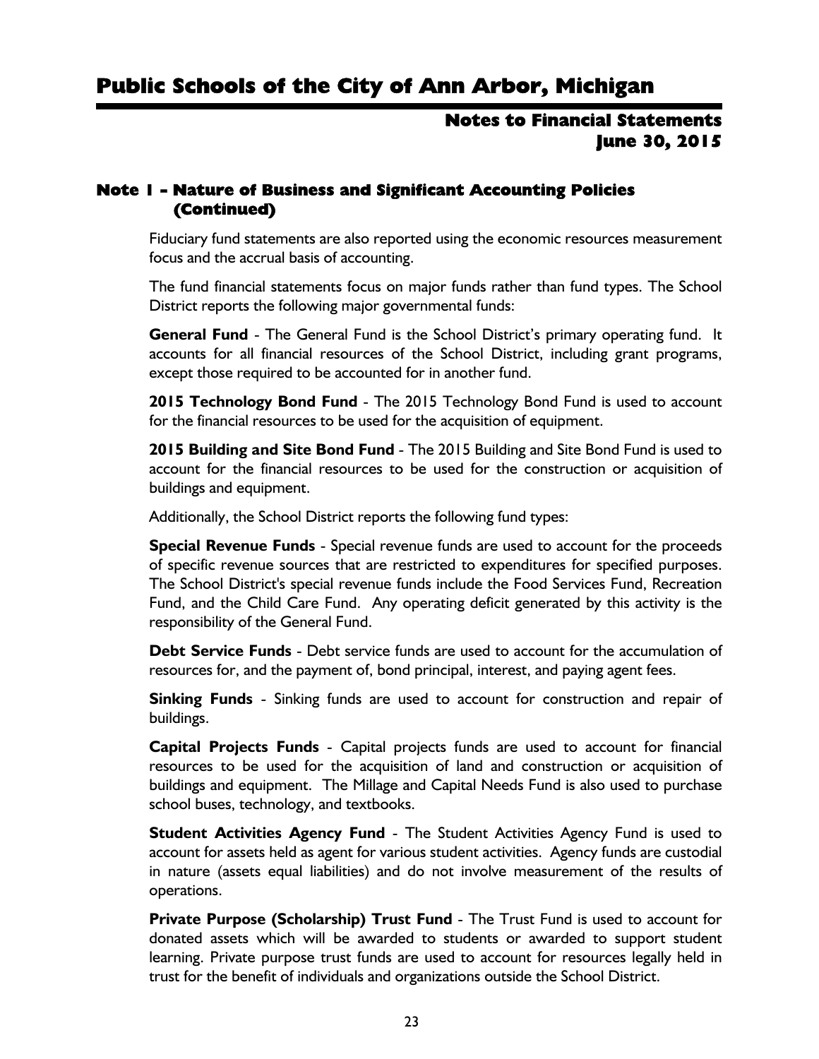## Note 1 - Nature of Business and Significant Accounting Policies (Continued)

Fiduciary fund statements are also reported using the economic resources measurement focus and the accrual basis of accounting.

The fund financial statements focus on major funds rather than fund types. The School District reports the following major governmental funds:

**General Fund** - The General Fund is the School District's primary operating fund. It accounts for all financial resources of the School District, including grant programs, except those required to be accounted for in another fund.

**2015 Technology Bond Fund** - The 2015 Technology Bond Fund is used to account for the financial resources to be used for the acquisition of equipment.

**2015 Building and Site Bond Fund** - The 2015 Building and Site Bond Fund is used to account for the financial resources to be used for the construction or acquisition of buildings and equipment.

Additionally, the School District reports the following fund types:

**Special Revenue Funds** - Special revenue funds are used to account for the proceeds of specific revenue sources that are restricted to expenditures for specified purposes. The School District's special revenue funds include the Food Services Fund, Recreation Fund, and the Child Care Fund. Any operating deficit generated by this activity is the responsibility of the General Fund.

**Debt Service Funds** - Debt service funds are used to account for the accumulation of resources for, and the payment of, bond principal, interest, and paying agent fees.

**Sinking Funds** - Sinking funds are used to account for construction and repair of buildings.

**Capital Projects Funds** - Capital projects funds are used to account for financial resources to be used for the acquisition of land and construction or acquisition of buildings and equipment. The Millage and Capital Needs Fund is also used to purchase school buses, technology, and textbooks.

**Student Activities Agency Fund** - The Student Activities Agency Fund is used to account for assets held as agent for various student activities. Agency funds are custodial in nature (assets equal liabilities) and do not involve measurement of the results of operations.

**Private Purpose (Scholarship) Trust Fund** - The Trust Fund is used to account for donated assets which will be awarded to students or awarded to support student learning. Private purpose trust funds are used to account for resources legally held in trust for the benefit of individuals and organizations outside the School District.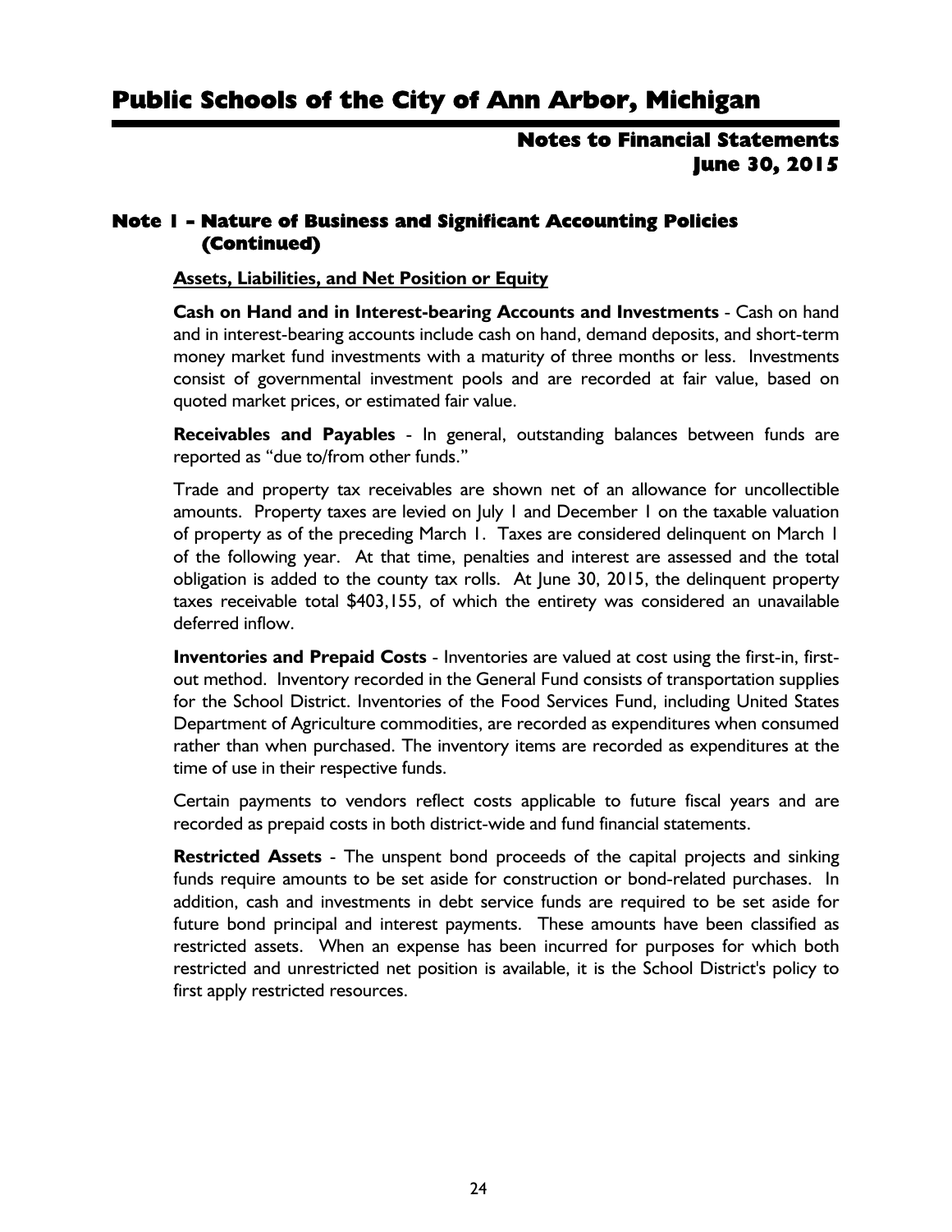## Note 1 - Nature of Business and Significant Accounting Policies (Continued)

### Assets, Liabilities, and Net Position or Equity

**Cash on Hand and in Interest-bearing Accounts and Investments** - Cash on hand and in interest-bearing accounts include cash on hand, demand deposits, and short-term money market fund investments with a maturity of three months or less. Investments consist of governmental investment pools and are recorded at fair value, based on quoted market prices, or estimated fair value.

**Receivables and Payables** - In general, outstanding balances between funds are reported as "due to/from other funds."

Trade and property tax receivables are shown net of an allowance for uncollectible amounts. Property taxes are levied on July 1 and December 1 on the taxable valuation of property as of the preceding March 1. Taxes are considered delinquent on March 1 of the following year. At that time, penalties and interest are assessed and the total obligation is added to the county tax rolls. At June 30, 2015, the delinquent property taxes receivable total $403,155, of which the entirety was considered an unavailable deferred inflow.

**Inventories and Prepaid Costs** - Inventories are valued at cost using the first-in, first-out method. Inventory recorded in the General Fund consists of transportation supplies for the School District. Inventories of the Food Services Fund, including United States Department of Agriculture commodities, are recorded as expenditures when consumed rather than when purchased. The inventory items are recorded as expenditures at the time of use in their respective funds.

Certain payments to vendors reflect costs applicable to future fiscal years and are recorded as prepaid costs in both district-wide and fund financial statements.

**Restricted Assets** - The unspent bond proceeds of the capital projects and sinking funds require amounts to be set aside for construction or bond-related purchases. In addition, cash and investments in debt service funds are required to be set aside for future bond principal and interest payments. These amounts have been classified as restricted assets. When an expense has been incurred for purposes for which both restricted and unrestricted net position is available, it is the School District's policy to first apply restricted resources.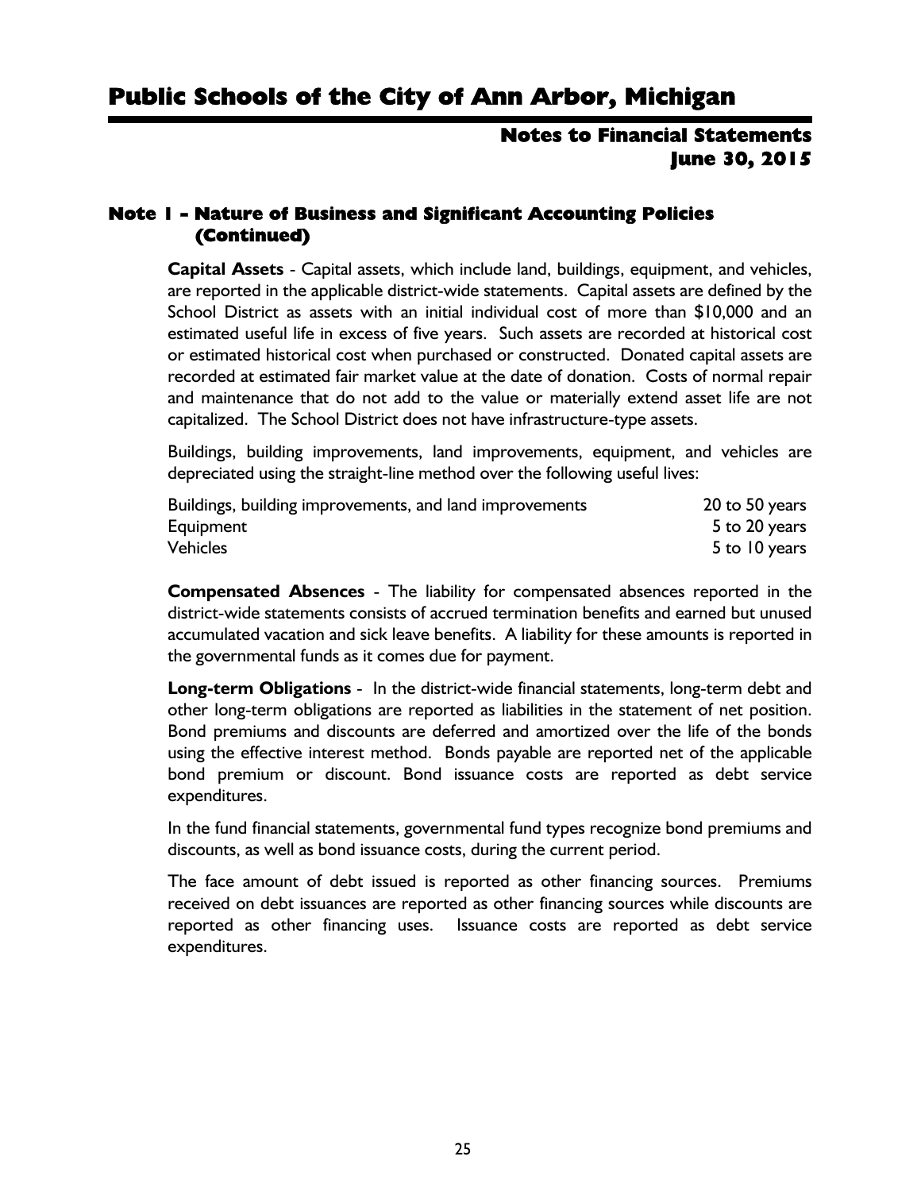## Note 1 - Nature of Business and Significant Accounting Policies (Continued)

**Capital Assets** - Capital assets, which include land, buildings, equipment, and vehicles, are reported in the applicable district-wide statements. Capital assets are defined by the School District as assets with an initial individual cost of more than $10,000 and an estimated useful life in excess of five years. Such assets are recorded at historical cost or estimated historical cost when purchased or constructed. Donated capital assets are recorded at estimated fair market value at the date of donation. Costs of normal repair and maintenance that do not add to the value or materially extend asset life are not capitalized. The School District does not have infrastructure-type assets.

Buildings, building improvements, land improvements, equipment, and vehicles are depreciated using the straight-line method over the following useful lives:

| | |
|---|---|
| Buildings, building improvements, and land improvements | 20 to 50 years |
| Equipment | 5 to 20 years |
| Vehicles | 5 to 10 years |

**Compensated Absences** - The liability for compensated absences reported in the district-wide statements consists of accrued termination benefits and earned but unused accumulated vacation and sick leave benefits. A liability for these amounts is reported in the governmental funds as it comes due for payment.

**Long-term Obligations** - In the district-wide financial statements, long-term debt and other long-term obligations are reported as liabilities in the statement of net position. Bond premiums and discounts are deferred and amortized over the life of the bonds using the effective interest method. Bonds payable are reported net of the applicable bond premium or discount. Bond issuance costs are reported as debt service expenditures.

In the fund financial statements, governmental fund types recognize bond premiums and discounts, as well as bond issuance costs, during the current period.

The face amount of debt issued is reported as other financing sources. Premiums received on debt issuances are reported as other financing sources while discounts are reported as other financing uses. Issuance costs are reported as debt service expenditures.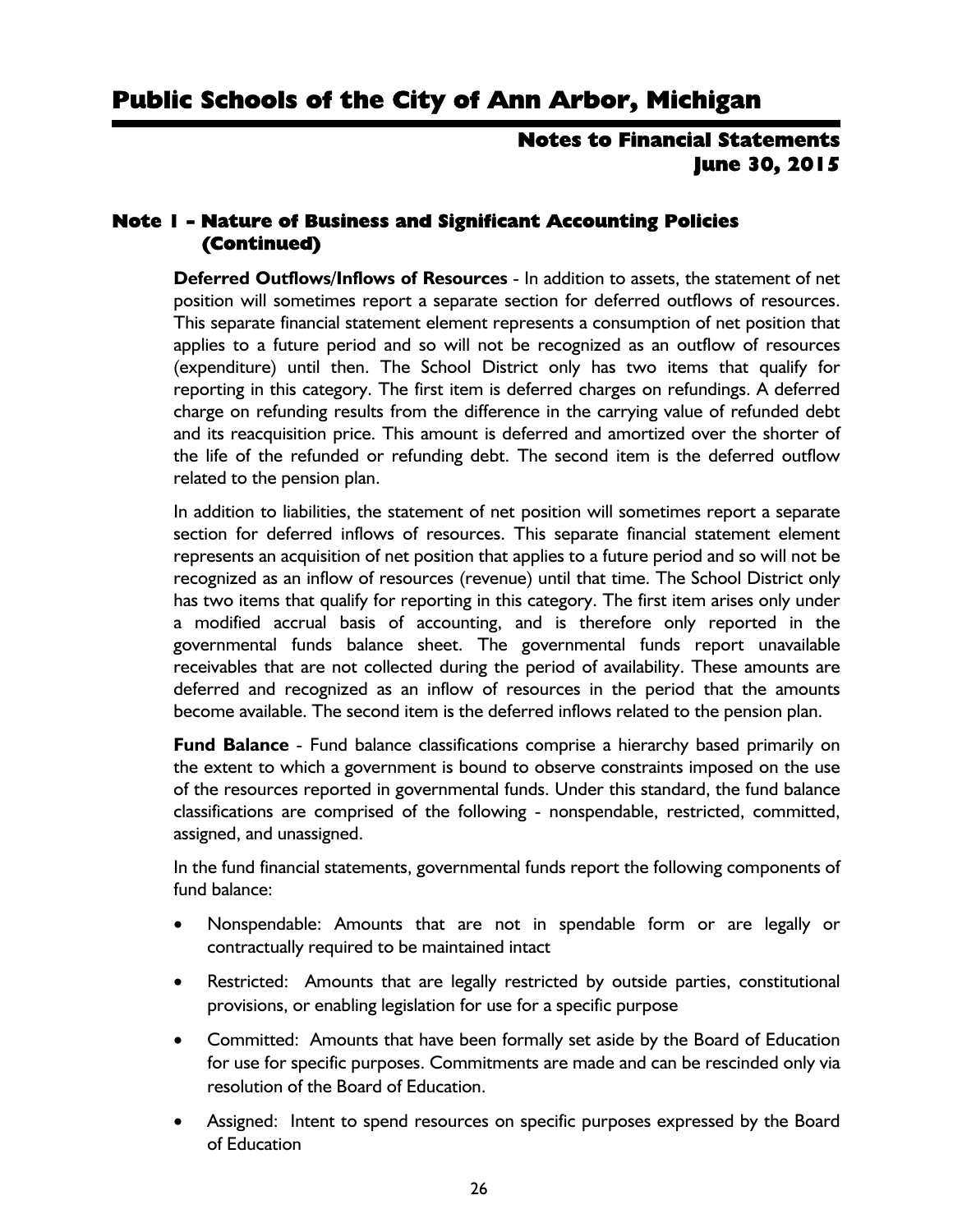## Note 1 - Nature of Business and Significant Accounting Policies (Continued)

**Deferred Outflows/Inflows of Resources** - In addition to assets, the statement of net position will sometimes report a separate section for deferred outflows of resources. This separate financial statement element represents a consumption of net position that applies to a future period and so will not be recognized as an outflow of resources (expenditure) until then. The School District only has two items that qualify for reporting in this category. The first item is deferred charges on refundings. A deferred charge on refunding results from the difference in the carrying value of refunded debt and its reacquisition price. This amount is deferred and amortized over the shorter of the life of the refunded or refunding debt. The second item is the deferred outflow related to the pension plan.

In addition to liabilities, the statement of net position will sometimes report a separate section for deferred inflows of resources. This separate financial statement element represents an acquisition of net position that applies to a future period and so will not be recognized as an inflow of resources (revenue) until that time. The School District only has two items that qualify for reporting in this category. The first item arises only under a modified accrual basis of accounting, and is therefore only reported in the governmental funds balance sheet. The governmental funds report unavailable receivables that are not collected during the period of availability. These amounts are deferred and recognized as an inflow of resources in the period that the amounts become available. The second item is the deferred inflows related to the pension plan.

**Fund Balance** - Fund balance classifications comprise a hierarchy based primarily on the extent to which a government is bound to observe constraints imposed on the use of the resources reported in governmental funds. Under this standard, the fund balance classifications are comprised of the following - nonspendable, restricted, committed, assigned, and unassigned.

In the fund financial statements, governmental funds report the following components of fund balance:

- Nonspendable: Amounts that are not in spendable form or are legally or contractually required to be maintained intact
- Restricted: Amounts that are legally restricted by outside parties, constitutional provisions, or enabling legislation for use for a specific purpose
- Committed: Amounts that have been formally set aside by the Board of Education for use for specific purposes. Commitments are made and can be rescinded only via resolution of the Board of Education.
- Assigned: Intent to spend resources on specific purposes expressed by the Board of Education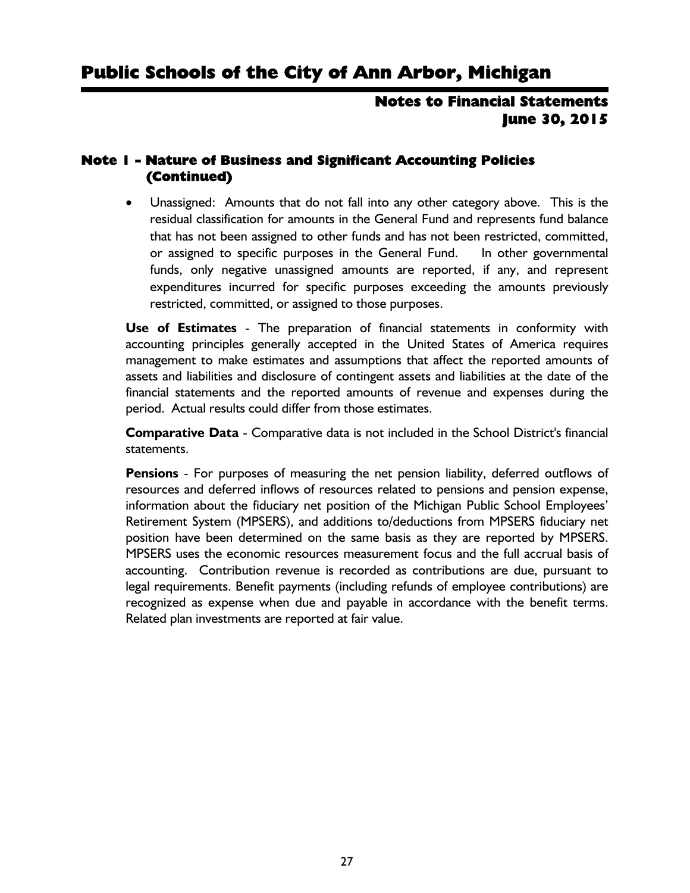## Note 1 - Nature of Business and Significant Accounting Policies (Continued)

- Unassigned: Amounts that do not fall into any other category above. This is the residual classification for amounts in the General Fund and represents fund balance that has not been assigned to other funds and has not been restricted, committed, or assigned to specific purposes in the General Fund. In other governmental funds, only negative unassigned amounts are reported, if any, and represent expenditures incurred for specific purposes exceeding the amounts previously restricted, committed, or assigned to those purposes.

**Use of Estimates** - The preparation of financial statements in conformity with accounting principles generally accepted in the United States of America requires management to make estimates and assumptions that affect the reported amounts of assets and liabilities and disclosure of contingent assets and liabilities at the date of the financial statements and the reported amounts of revenue and expenses during the period. Actual results could differ from those estimates.

**Comparative Data** - Comparative data is not included in the School District's financial statements.

**Pensions** - For purposes of measuring the net pension liability, deferred outflows of resources and deferred inflows of resources related to pensions and pension expense, information about the fiduciary net position of the Michigan Public School Employees' Retirement System (MPSERS), and additions to/deductions from MPSERS fiduciary net position have been determined on the same basis as they are reported by MPSERS. MPSERS uses the economic resources measurement focus and the full accrual basis of accounting. Contribution revenue is recorded as contributions are due, pursuant to legal requirements. Benefit payments (including refunds of employee contributions) are recognized as expense when due and payable in accordance with the benefit terms. Related plan investments are reported at fair value.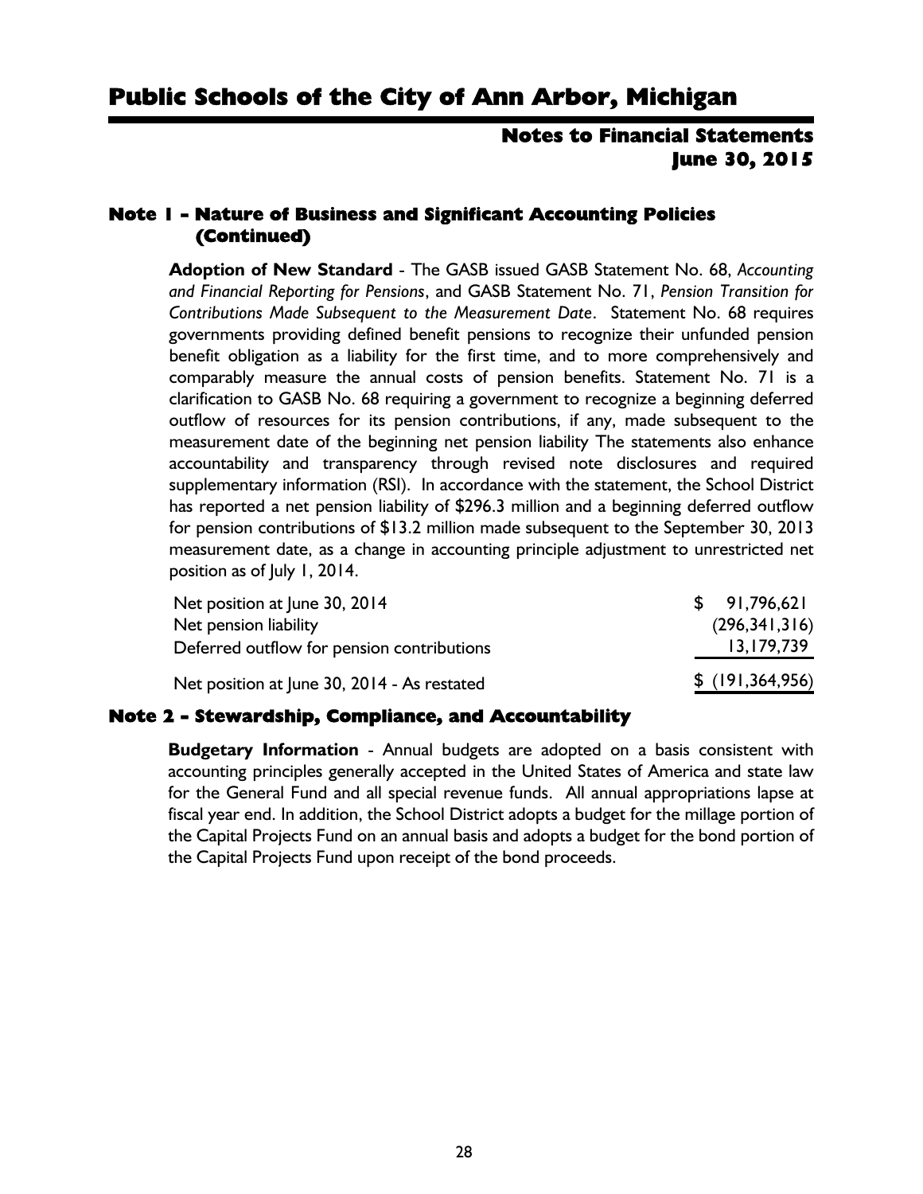## Note 1 - Nature of Business and Significant Accounting Policies (Continued)

**Adoption of New Standard** - The GASB issued GASB Statement No. 68, *Accounting and Financial Reporting for Pensions*, and GASB Statement No. 71, *Pension Transition for Contributions Made Subsequent to the Measurement Date*. Statement No. 68 requires governments providing defined benefit pensions to recognize their unfunded pension benefit obligation as a liability for the first time, and to more comprehensively and comparably measure the annual costs of pension benefits. Statement No. 71 is a clarification to GASB No. 68 requiring a government to recognize a beginning deferred outflow of resources for its pension contributions, if any, made subsequent to the measurement date of the beginning net pension liability The statements also enhance accountability and transparency through revised note disclosures and required supplementary information (RSI). In accordance with the statement, the School District has reported a net pension liability of $296.3 million and a beginning deferred outflow for pension contributions of $13.2 million made subsequent to the September 30, 2013 measurement date, as a change in accounting principle adjustment to unrestricted net position as of July 1, 2014.

| | |
|---|---:|
| Net position at June 30, 2014 | $ 91,796,621 |
| Net pension liability | (296,341,316) |
| Deferred outflow for pension contributions | 13,179,739 |
| Net position at June 30, 2014 - As restated | $ (191,364,956) |

## Note 2 - Stewardship, Compliance, and Accountability

**Budgetary Information** - Annual budgets are adopted on a basis consistent with accounting principles generally accepted in the United States of America and state law for the General Fund and all special revenue funds. All annual appropriations lapse at fiscal year end. In addition, the School District adopts a budget for the millage portion of the Capital Projects Fund on an annual basis and adopts a budget for the bond portion of the Capital Projects Fund upon receipt of the bond proceeds.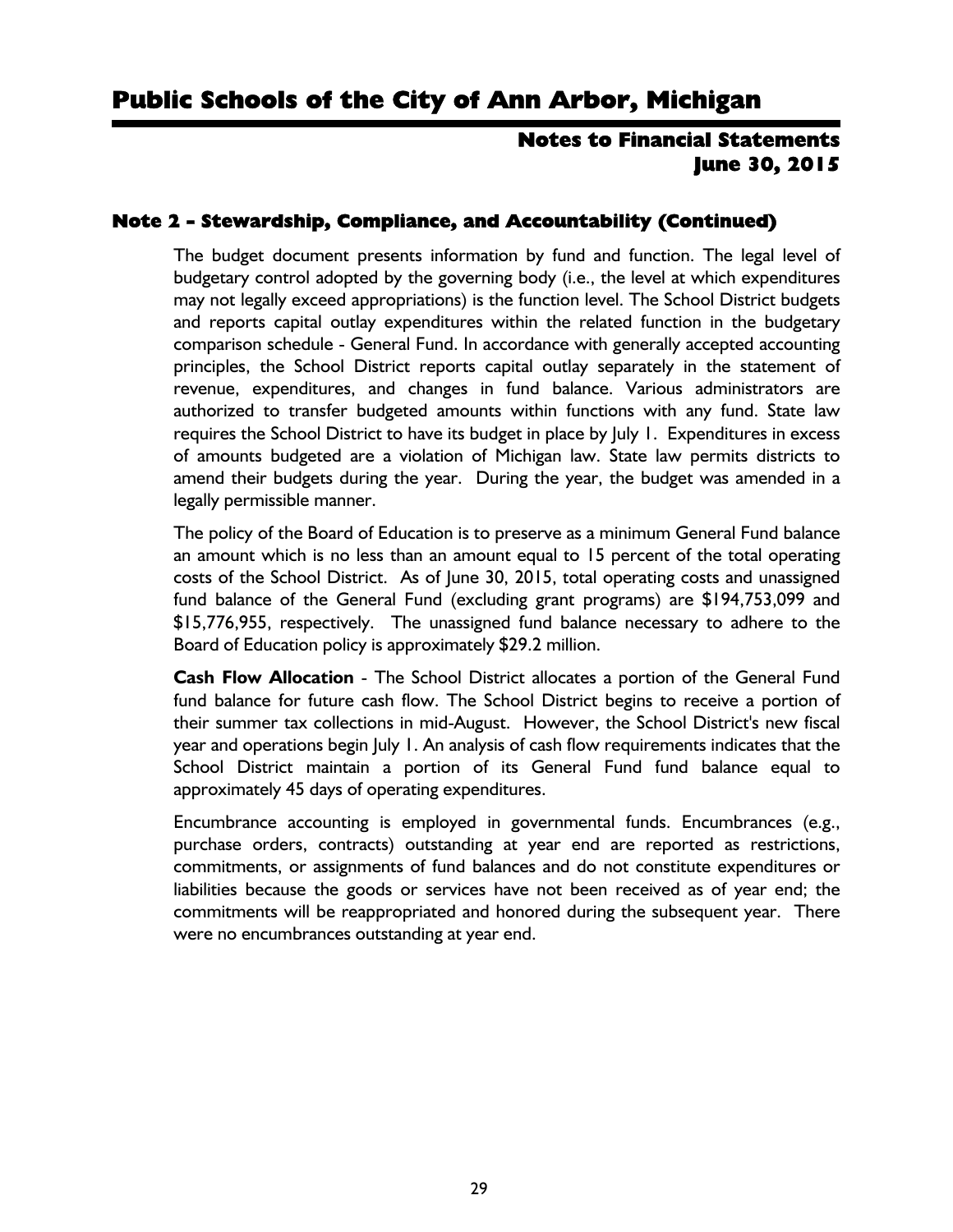## Note 2 - Stewardship, Compliance, and Accountability (Continued)

The budget document presents information by fund and function. The legal level of budgetary control adopted by the governing body (i.e., the level at which expenditures may not legally exceed appropriations) is the function level. The School District budgets and reports capital outlay expenditures within the related function in the budgetary comparison schedule - General Fund. In accordance with generally accepted accounting principles, the School District reports capital outlay separately in the statement of revenue, expenditures, and changes in fund balance. Various administrators are authorized to transfer budgeted amounts within functions with any fund. State law requires the School District to have its budget in place by July 1. Expenditures in excess of amounts budgeted are a violation of Michigan law. State law permits districts to amend their budgets during the year. During the year, the budget was amended in a legally permissible manner.

The policy of the Board of Education is to preserve as a minimum General Fund balance an amount which is no less than an amount equal to 15 percent of the total operating costs of the School District. As of June 30, 2015, total operating costs and unassigned fund balance of the General Fund (excluding grant programs) are $194,753,099 and $15,776,955, respectively. The unassigned fund balance necessary to adhere to the Board of Education policy is approximately $29.2 million.

**Cash Flow Allocation** - The School District allocates a portion of the General Fund fund balance for future cash flow. The School District begins to receive a portion of their summer tax collections in mid-August. However, the School District's new fiscal year and operations begin July 1. An analysis of cash flow requirements indicates that the School District maintain a portion of its General Fund fund balance equal to approximately 45 days of operating expenditures.

Encumbrance accounting is employed in governmental funds. Encumbrances (e.g., purchase orders, contracts) outstanding at year end are reported as restrictions, commitments, or assignments of fund balances and do not constitute expenditures or liabilities because the goods or services have not been received as of year end; the commitments will be reappropriated and honored during the subsequent year. There were no encumbrances outstanding at year end.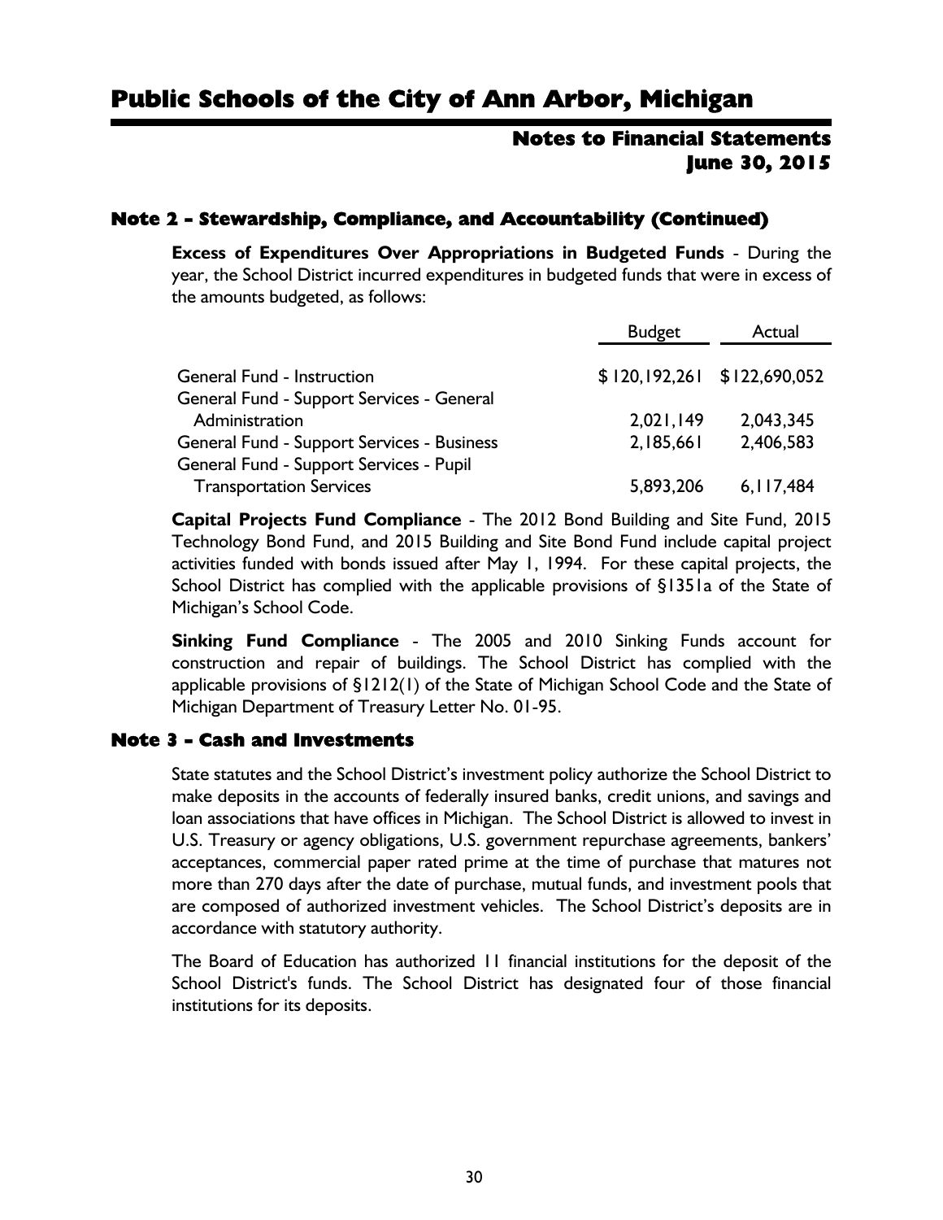## Note 2 - Stewardship, Compliance, and Accountability (Continued)

**Excess of Expenditures Over Appropriations in Budgeted Funds** - During the year, the School District incurred expenditures in budgeted funds that were in excess of the amounts budgeted, as follows:

| | Budget | Actual |
|---|---|---|
| General Fund - Instruction | $ 120,192,261 | $122,690,052 |
| General Fund - Support Services - General Administration | 2,021,149 | 2,043,345 |
| General Fund - Support Services - Business | 2,185,661 | 2,406,583 |
| General Fund - Support Services - Pupil Transportation Services | 5,893,206 | 6,117,484 |

**Capital Projects Fund Compliance** - The 2012 Bond Building and Site Fund, 2015 Technology Bond Fund, and 2015 Building and Site Bond Fund include capital project activities funded with bonds issued after May 1, 1994. For these capital projects, the School District has complied with the applicable provisions of §1351a of the State of Michigan's School Code.

**Sinking Fund Compliance** - The 2005 and 2010 Sinking Funds account for construction and repair of buildings. The School District has complied with the applicable provisions of §1212(1) of the State of Michigan School Code and the State of Michigan Department of Treasury Letter No. 01-95.

## Note 3 - Cash and Investments

State statutes and the School District's investment policy authorize the School District to make deposits in the accounts of federally insured banks, credit unions, and savings and loan associations that have offices in Michigan. The School District is allowed to invest in U.S. Treasury or agency obligations, U.S. government repurchase agreements, bankers' acceptances, commercial paper rated prime at the time of purchase that matures not more than 270 days after the date of purchase, mutual funds, and investment pools that are composed of authorized investment vehicles. The School District's deposits are in accordance with statutory authority.

The Board of Education has authorized 11 financial institutions for the deposit of the School District's funds. The School District has designated four of those financial institutions for its deposits.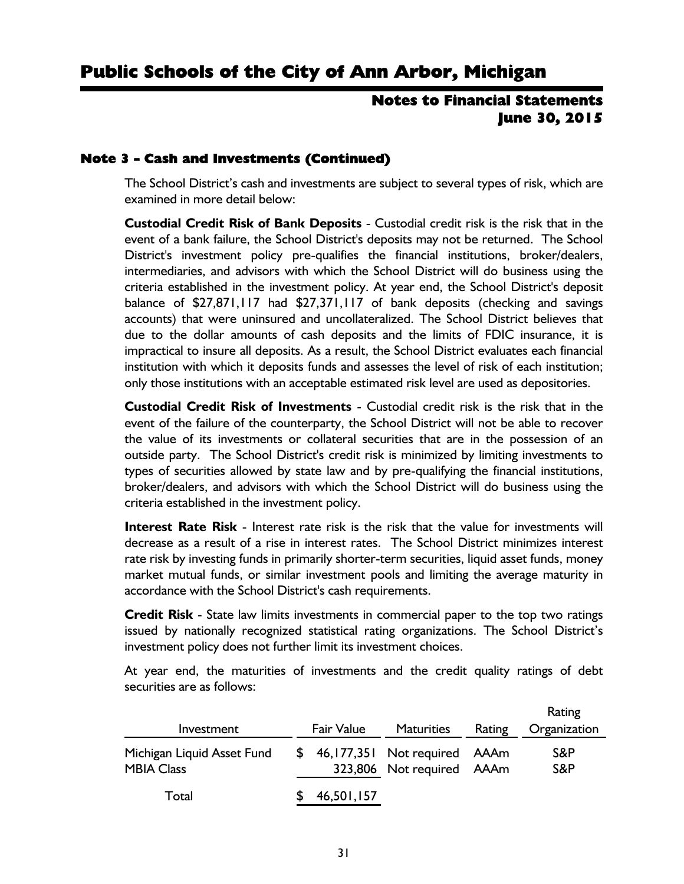## Note 3 - Cash and Investments (Continued)

The School District's cash and investments are subject to several types of risk, which are examined in more detail below:

**Custodial Credit Risk of Bank Deposits** - Custodial credit risk is the risk that in the event of a bank failure, the School District's deposits may not be returned. The School District's investment policy pre-qualifies the financial institutions, broker/dealers, intermediaries, and advisors with which the School District will do business using the criteria established in the investment policy. At year end, the School District's deposit balance of $27,871,117 had $27,371,117 of bank deposits (checking and savings accounts) that were uninsured and uncollateralized. The School District believes that due to the dollar amounts of cash deposits and the limits of FDIC insurance, it is impractical to insure all deposits. As a result, the School District evaluates each financial institution with which it deposits funds and assesses the level of risk of each institution; only those institutions with an acceptable estimated risk level are used as depositories.

**Custodial Credit Risk of Investments** - Custodial credit risk is the risk that in the event of the failure of the counterparty, the School District will not be able to recover the value of its investments or collateral securities that are in the possession of an outside party. The School District's credit risk is minimized by limiting investments to types of securities allowed by state law and by pre-qualifying the financial institutions, broker/dealers, and advisors with which the School District will do business using the criteria established in the investment policy.

**Interest Rate Risk** - Interest rate risk is the risk that the value for investments will decrease as a result of a rise in interest rates. The School District minimizes interest rate risk by investing funds in primarily shorter-term securities, liquid asset funds, money market mutual funds, or similar investment pools and limiting the average maturity in accordance with the School District's cash requirements.

**Credit Risk** - State law limits investments in commercial paper to the top two ratings issued by nationally recognized statistical rating organizations. The School District's investment policy does not further limit its investment choices.

At year end, the maturities of investments and the credit quality ratings of debt securities are as follows:

| Investment | Fair Value | Maturities | Rating | Rating Organization |
|---|---|---|---|---|
| Michigan Liquid Asset Fund | $ 46,177,351 | Not required | AAAm | S&P |
| MBIA Class | 323,806 | Not required | AAAm | S&P |
| Total | $ 46,501,157 | | | |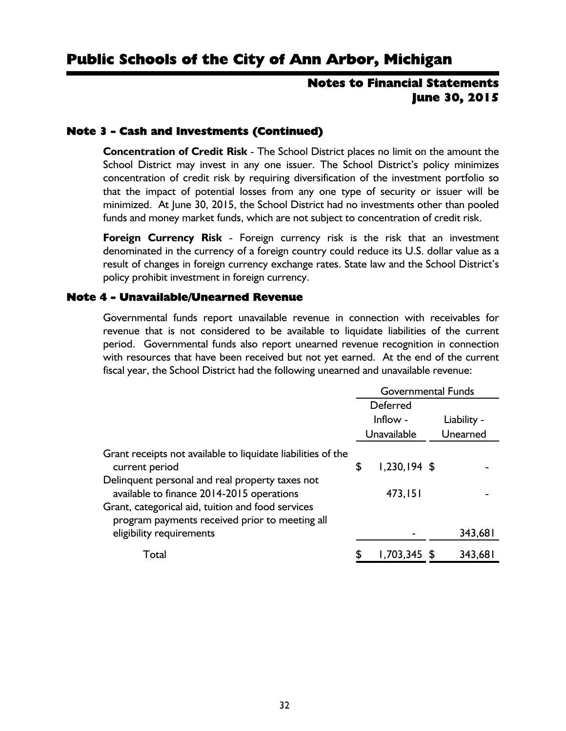## Note 3 - Cash and Investments (Continued)

**Concentration of Credit Risk** - The School District places no limit on the amount the School District may invest in any one issuer. The School District's policy minimizes concentration of credit risk by requiring diversification of the investment portfolio so that the impact of potential losses from any one type of security or issuer will be minimized. At June 30, 2015, the School District had no investments other than pooled funds and money market funds, which are not subject to concentration of credit risk.

**Foreign Currency Risk** - Foreign currency risk is the risk that an investment denominated in the currency of a foreign country could reduce its U.S. dollar value as a result of changes in foreign currency exchange rates. State law and the School District's policy prohibit investment in foreign currency.

## Note 4 - Unavailable/Unearned Revenue

Governmental funds report unavailable revenue in connection with receivables for revenue that is not considered to be available to liquidate liabilities of the current period. Governmental funds also report unearned revenue recognition in connection with resources that have been received but not yet earned. At the end of the current fiscal year, the School District had the following unearned and unavailable revenue:

| | Governmental Funds | |
|---|---|---|
| | Deferred Inflow - Unavailable | Liability - Unearned |
| Grant receipts not available to liquidate liabilities of the current period | $ 1,230,194 | $ - |
| Delinquent personal and real property taxes not available to finance 2014-2015 operations | 473,151 | - |
| Grant, categorical aid, tuition and food services program payments received prior to meeting all eligibility requirements | - | 343,681 |
| Total | $ 1,703,345 | $ 343,681 |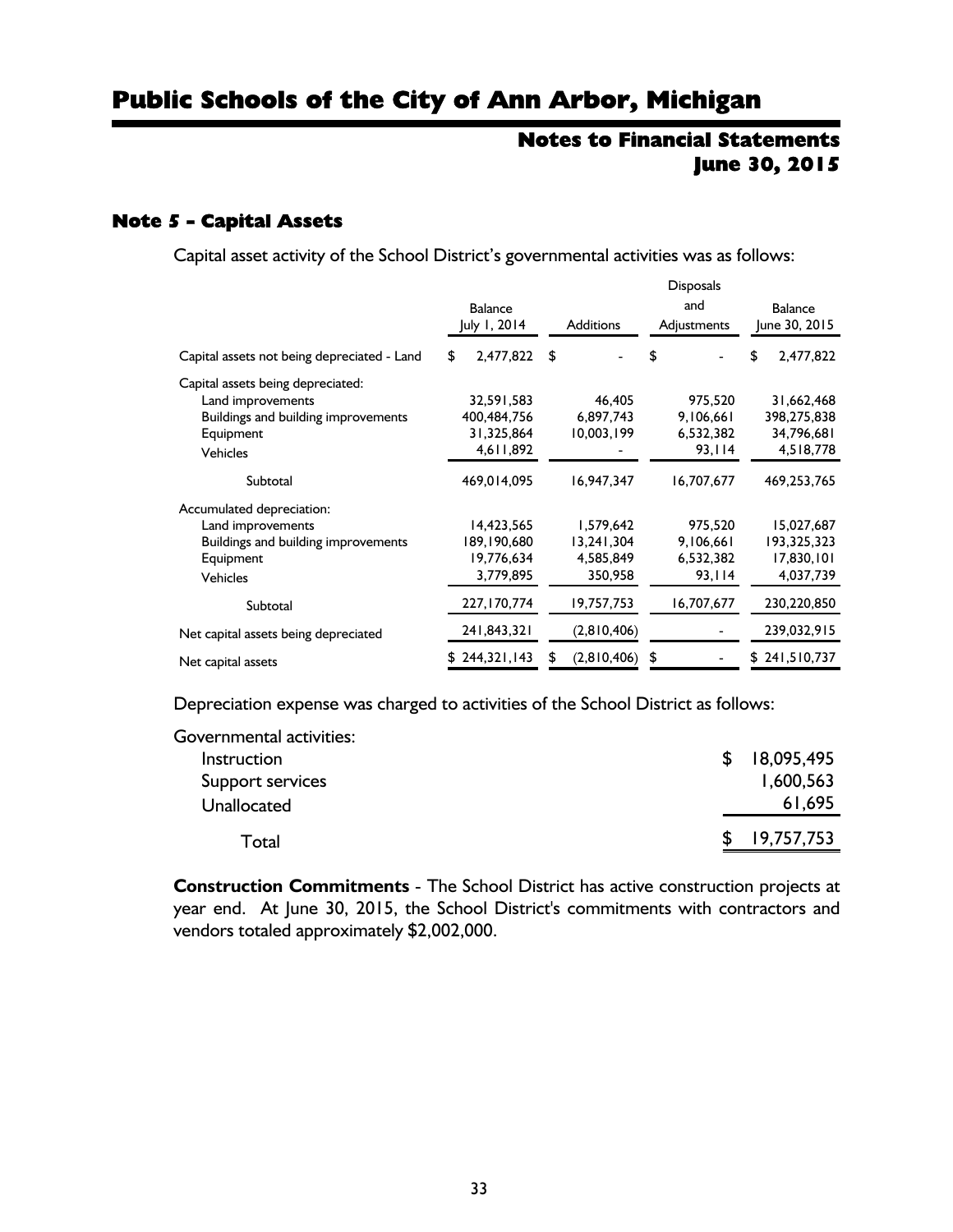# Public Schools of the City of Ann Arbor, Michigan

## Notes to Financial Statements
## June 30, 2015

### Note 5 - Capital Assets

Capital asset activity of the School District's governmental activities was as follows:

| | Balance July 1, 2014 | Additions | Disposals and Adjustments | Balance June 30, 2015 |
|---|---|---|---|---|
| Capital assets not being depreciated - Land | $ 2,477,822 | $ - | $ - | $ 2,477,822 |
| Capital assets being depreciated: | | | | |
| Land improvements | 32,591,583 | 46,405 | 975,520 | 31,662,468 |
| Buildings and building improvements | 400,484,756 | 6,897,743 | 9,106,661 | 398,275,838 |
| Equipment | 31,325,864 | 10,003,199 | 6,532,382 | 34,796,681 |
| Vehicles | 4,611,892 | - | 93,114 | 4,518,778 |
| Subtotal | 469,014,095 | 16,947,347 | 16,707,677 | 469,253,765 |
| Accumulated depreciation: | | | | |
| Land improvements | 14,423,565 | 1,579,642 | 975,520 | 15,027,687 |
| Buildings and building improvements | 189,190,680 | 13,241,304 | 9,106,661 | 193,325,323 |
| Equipment | 19,776,634 | 4,585,849 | 6,532,382 | 17,830,101 |
| Vehicles | 3,779,895 | 350,958 | 93,114 | 4,037,739 |
| Subtotal | 227,170,774 | 19,757,753 | 16,707,677 | 230,220,850 |
| Net capital assets being depreciated | 241,843,321 | (2,810,406) | - | 239,032,915 |
| Net capital assets | $ 244,321,143 | $ (2,810,406) | $ - | $ 241,510,737 |

Depreciation expense was charged to activities of the School District as follows:

| Governmental activities: | |
|---|---|
| Instruction | $ 18,095,495 |
| Support services | 1,600,563 |
| Unallocated | 61,695 |
| Total | $ 19,757,753 |

**Construction Commitments** - The School District has active construction projects at year end. At June 30, 2015, the School District's commitments with contractors and vendors totaled approximately $2,002,000.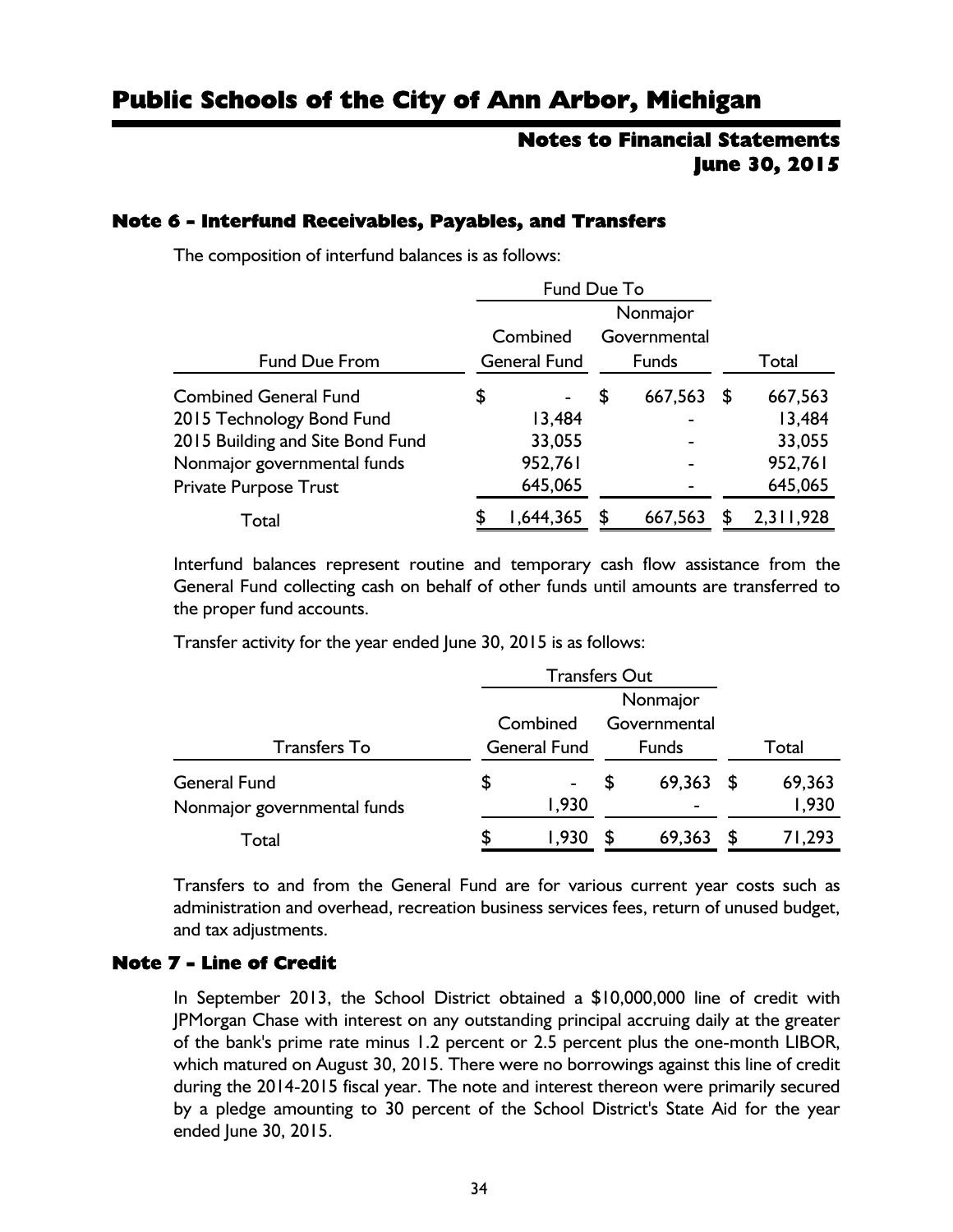## Note 6 - Interfund Receivables, Payables, and Transfers

The composition of interfund balances is as follows:

| | Fund Due To | | |
|---|---|---|---|
| Fund Due From | Combined General Fund | Nonmajor Governmental Funds | Total |
| Combined General Fund | $ - | $ 667,563 | $ 667,563 |
| 2015 Technology Bond Fund | 13,484 | - | 13,484 |
| 2015 Building and Site Bond Fund | 33,055 | - | 33,055 |
| Nonmajor governmental funds | 952,761 | - | 952,761 |
| Private Purpose Trust | 645,065 | - | 645,065 |
| Total | $ 1,644,365 | $ 667,563 | $ 2,311,928 |

Interfund balances represent routine and temporary cash flow assistance from the General Fund collecting cash on behalf of other funds until amounts are transferred to the proper fund accounts.

Transfer activity for the year ended June 30, 2015 is as follows:

| | Transfers Out | | |
|---|---|---|---|
| Transfers To | Combined General Fund | Nonmajor Governmental Funds | Total |
| General Fund | $ - | $ 69,363 | $ 69,363 |
| Nonmajor governmental funds | 1,930 | - | 1,930 |
| Total | $ 1,930 | $ 69,363 | $ 71,293 |

Transfers to and from the General Fund are for various current year costs such as administration and overhead, recreation business services fees, return of unused budget, and tax adjustments.

## Note 7 - Line of Credit

In September 2013, the School District obtained a $10,000,000 line of credit with JPMorgan Chase with interest on any outstanding principal accruing daily at the greater of the bank's prime rate minus 1.2 percent or 2.5 percent plus the one-month LIBOR, which matured on August 30, 2015. There were no borrowings against this line of credit during the 2014-2015 fiscal year. The note and interest thereon were primarily secured by a pledge amounting to 30 percent of the School District's State Aid for the year ended June 30, 2015.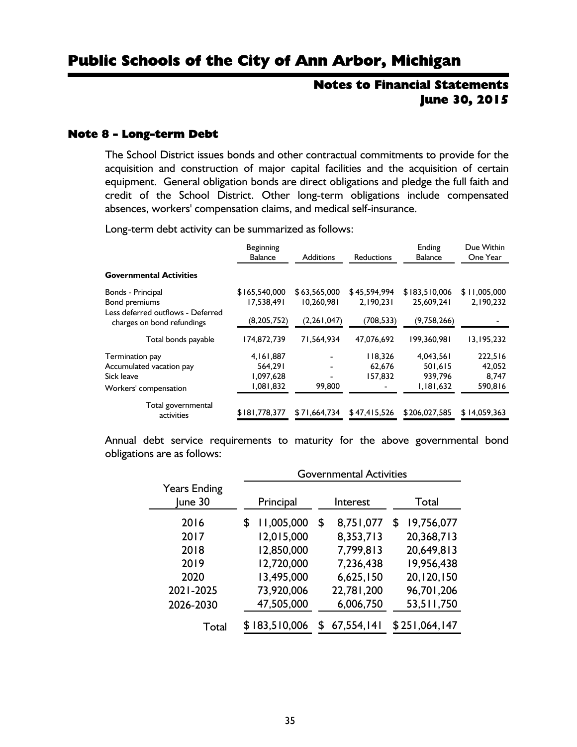# Public Schools of the City of Ann Arbor, Michigan

## Notes to Financial Statements
## June 30, 2015

### Note 8 - Long-term Debt

The School District issues bonds and other contractual commitments to provide for the acquisition and construction of major capital facilities and the acquisition of certain equipment. General obligation bonds are direct obligations and pledge the full faith and credit of the School District. Other long-term obligations include compensated absences, workers' compensation claims, and medical self-insurance.

Long-term debt activity can be summarized as follows:

| | Beginning Balance | Additions | Reductions | Ending Balance | Due Within One Year |
|---|---|---|---|---|---|
| **Governmental Activities** | | | | | |
| Bonds - Principal | $165,540,000 | $63,565,000 | $45,594,994 | $183,510,006 | $11,005,000 |
| Bond premiums | 17,538,491 | 10,260,981 | 2,190,231 | 25,609,241 | 2,190,232 |
| Less deferred outflows - Deferred charges on bond refundings | (8,205,752) | (2,261,047) | (708,533) | (9,758,266) | - |
| Total bonds payable | 174,872,739 | 71,564,934 | 47,076,692 | 199,360,981 | 13,195,232 |
| Termination pay | 4,161,887 | - | 118,326 | 4,043,561 | 222,516 |
| Accumulated vacation pay | 564,291 | - | 62,676 | 501,615 | 42,052 |
| Sick leave | 1,097,628 | - | 157,832 | 939,796 | 8,747 |
| Workers' compensation | 1,081,832 | 99,800 | - | 1,181,632 | 590,816 |
| Total governmental activities | $181,778,377 | $71,664,734 | $47,415,526 | $206,027,585 | $14,059,363 |

Annual debt service requirements to maturity for the above governmental bond obligations are as follows:

| | Governmental Activities | | |
|---|---|---|---|
| Years Ending June 30 | Principal | Interest | Total |
| 2016 | $ 11,005,000 | $ 8,751,077 | $ 19,756,077 |
| 2017 | 12,015,000 | 8,353,713 | 20,368,713 |
| 2018 | 12,850,000 | 7,799,813 | 20,649,813 |
| 2019 | 12,720,000 | 7,236,438 | 19,956,438 |
| 2020 | 13,495,000 | 6,625,150 | 20,120,150 |
| 2021-2025 | 73,920,006 | 22,781,200 | 96,701,206 |
| 2026-2030 | 47,505,000 | 6,006,750 | 53,511,750 |
| Total | $183,510,006 | $ 67,554,141 | $251,064,147 |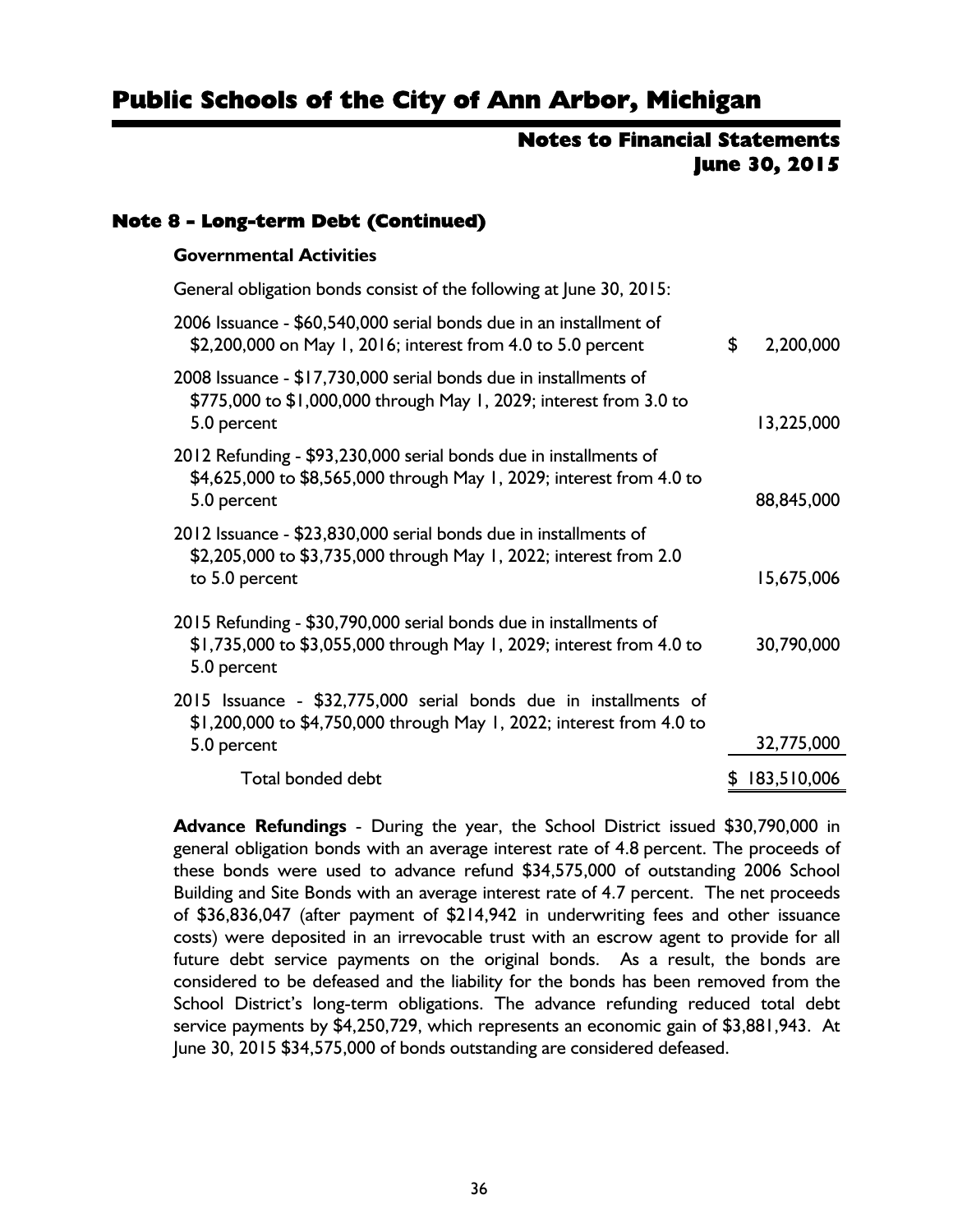### Note 8 - Long-term Debt (Continued)

**Governmental Activities**

General obligation bonds consist of the following at June 30, 2015:

| | |
|---|---|
| 2006 Issuance - $60,540,000 serial bonds due in an installment of $2,200,000 on May 1, 2016; interest from 4.0 to 5.0 percent | $ 2,200,000 |
| 2008 Issuance - $17,730,000 serial bonds due in installments of $775,000 to $1,000,000 through May 1, 2029; interest from 3.0 to 5.0 percent | 13,225,000 |
| 2012 Refunding - $93,230,000 serial bonds due in installments of $4,625,000 to $8,565,000 through May 1, 2029; interest from 4.0 to 5.0 percent | 88,845,000 |
| 2012 Issuance - $23,830,000 serial bonds due in installments of $2,205,000 to $3,735,000 through May 1, 2022; interest from 2.0 to 5.0 percent | 15,675,006 |
| 2015 Refunding - $30,790,000 serial bonds due in installments of $1,735,000 to $3,055,000 through May 1, 2029; interest from 4.0 to 5.0 percent | 30,790,000 |
| 2015 Issuance - $32,775,000 serial bonds due in installments of $1,200,000 to $4,750,000 through May 1, 2022; interest from 4.0 to 5.0 percent | 32,775,000 |
| Total bonded debt | $ 183,510,006 |

**Advance Refundings** - During the year, the School District issued $30,790,000 in general obligation bonds with an average interest rate of 4.8 percent. The proceeds of these bonds were used to advance refund $34,575,000 of outstanding 2006 School Building and Site Bonds with an average interest rate of 4.7 percent. The net proceeds of $36,836,047 (after payment of $214,942 in underwriting fees and other issuance costs) were deposited in an irrevocable trust with an escrow agent to provide for all future debt service payments on the original bonds. As a result, the bonds are considered to be defeased and the liability for the bonds has been removed from the School District's long-term obligations. The advance refunding reduced total debt service payments by $4,250,729, which represents an economic gain of $3,881,943. At June 30, 2015 $34,575,000 of bonds outstanding are considered defeased.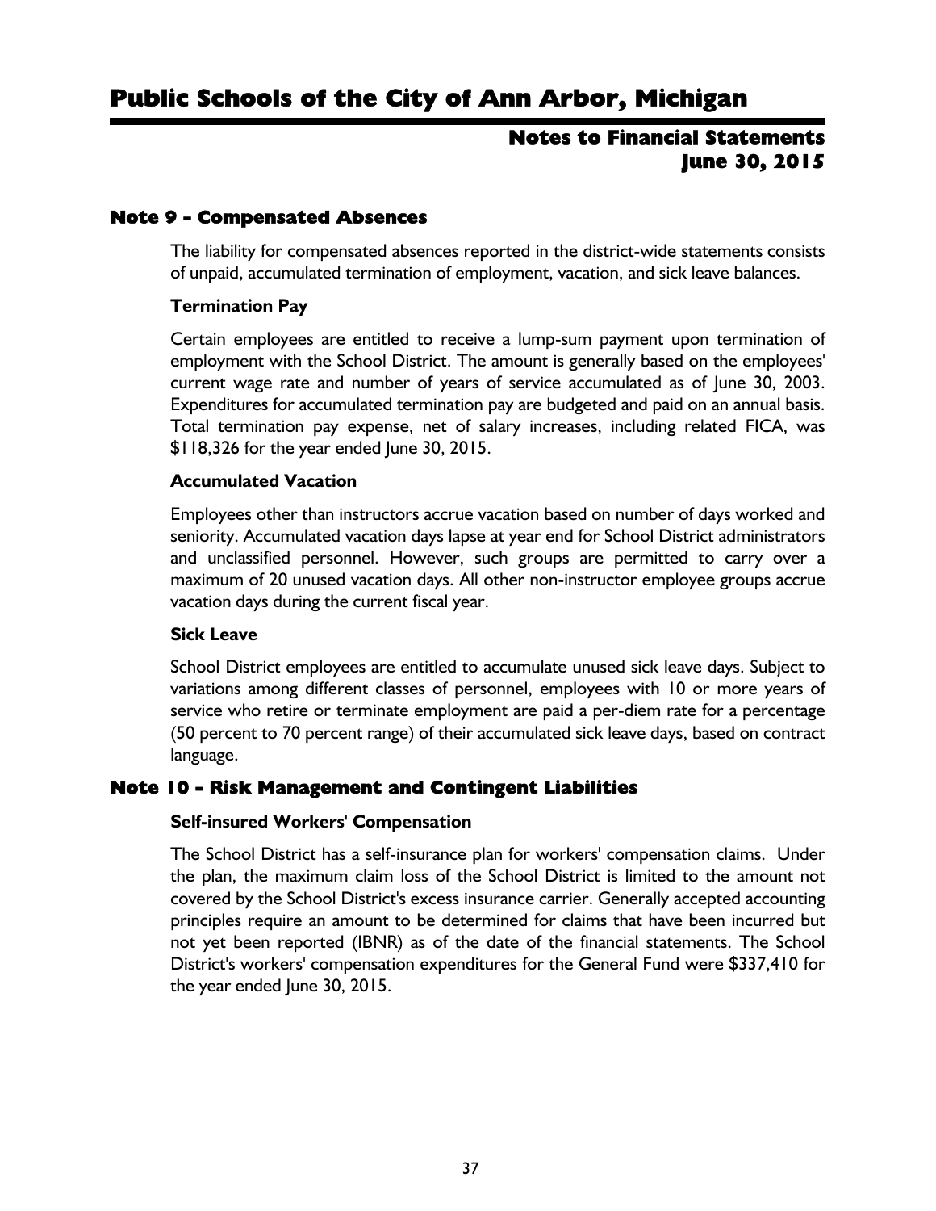## Note 9 - Compensated Absences

The liability for compensated absences reported in the district-wide statements consists of unpaid, accumulated termination of employment, vacation, and sick leave balances.

### Termination Pay

Certain employees are entitled to receive a lump-sum payment upon termination of employment with the School District. The amount is generally based on the employees' current wage rate and number of years of service accumulated as of June 30, 2003. Expenditures for accumulated termination pay are budgeted and paid on an annual basis. Total termination pay expense, net of salary increases, including related FICA, was $118,326 for the year ended June 30, 2015.

### Accumulated Vacation

Employees other than instructors accrue vacation based on number of days worked and seniority. Accumulated vacation days lapse at year end for School District administrators and unclassified personnel. However, such groups are permitted to carry over a maximum of 20 unused vacation days. All other non-instructor employee groups accrue vacation days during the current fiscal year.

### Sick Leave

School District employees are entitled to accumulate unused sick leave days. Subject to variations among different classes of personnel, employees with 10 or more years of service who retire or terminate employment are paid a per-diem rate for a percentage (50 percent to 70 percent range) of their accumulated sick leave days, based on contract language.

## Note 10 - Risk Management and Contingent Liabilities

### Self-insured Workers' Compensation

The School District has a self-insurance plan for workers' compensation claims. Under the plan, the maximum claim loss of the School District is limited to the amount not covered by the School District's excess insurance carrier. Generally accepted accounting principles require an amount to be determined for claims that have been incurred but not yet been reported (IBNR) as of the date of the financial statements. The School District's workers' compensation expenditures for the General Fund were $337,410 for the year ended June 30, 2015.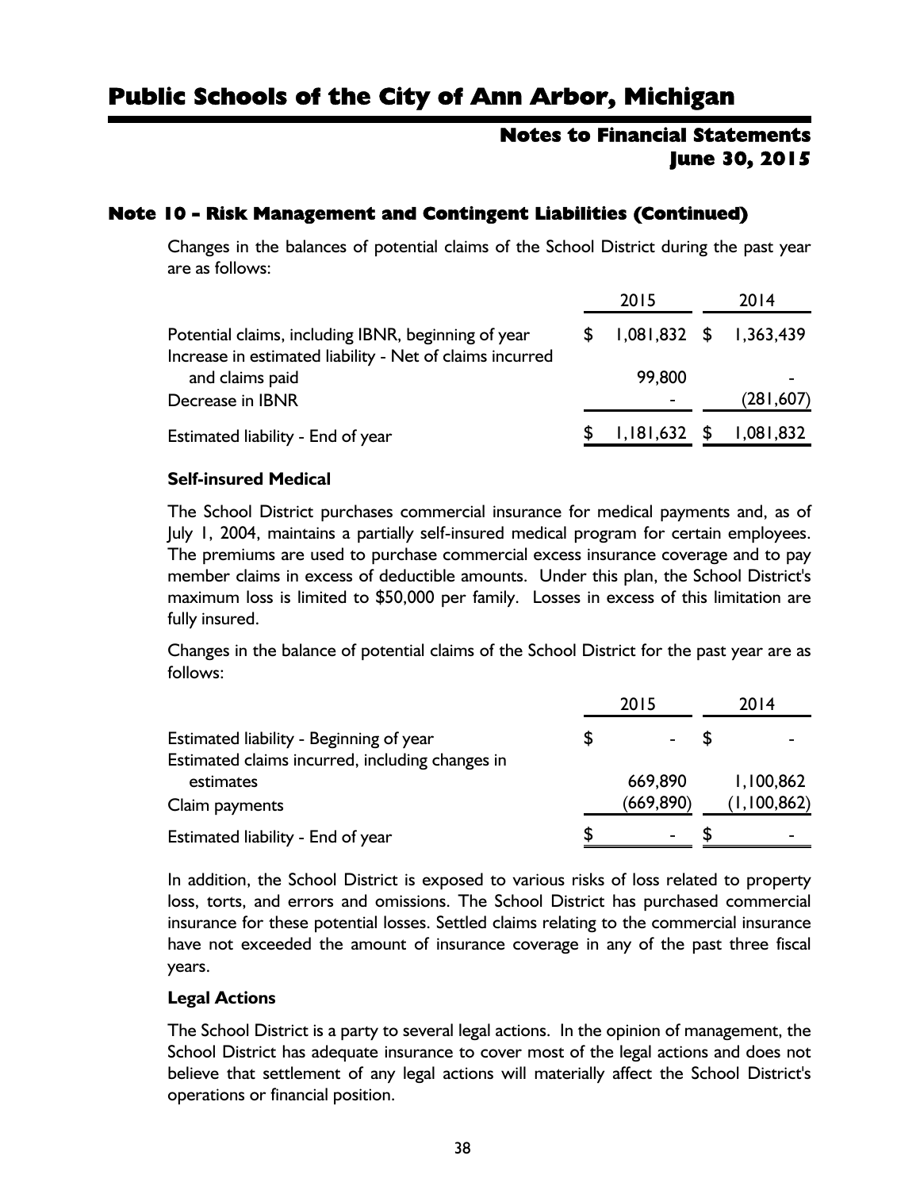## Note 10 - Risk Management and Contingent Liabilities (Continued)

Changes in the balances of potential claims of the School District during the past year are as follows:

| | 2015 | 2014 |
|---|---|---|
| Potential claims, including IBNR, beginning of year | $ 1,081,832 | $ 1,363,439 |
| Increase in estimated liability - Net of claims incurred and claims paid | 99,800 | - |
| Decrease in IBNR | - | (281,607) |
| Estimated liability - End of year | $ 1,181,632 | $ 1,081,832 |

**Self-insured Medical**

The School District purchases commercial insurance for medical payments and, as of July 1, 2004, maintains a partially self-insured medical program for certain employees. The premiums are used to purchase commercial excess insurance coverage and to pay member claims in excess of deductible amounts. Under this plan, the School District's maximum loss is limited to $50,000 per family. Losses in excess of this limitation are fully insured.

Changes in the balance of potential claims of the School District for the past year are as follows:

| | 2015 | 2014 |
|---|---|---|
| Estimated liability - Beginning of year | $ - | $ - |
| Estimated claims incurred, including changes in estimates | 669,890 | 1,100,862 |
| Claim payments | (669,890) | (1,100,862) |
| Estimated liability - End of year | $ - | $ - |

In addition, the School District is exposed to various risks of loss related to property loss, torts, and errors and omissions. The School District has purchased commercial insurance for these potential losses. Settled claims relating to the commercial insurance have not exceeded the amount of insurance coverage in any of the past three fiscal years.

**Legal Actions**

The School District is a party to several legal actions. In the opinion of management, the School District has adequate insurance to cover most of the legal actions and does not believe that settlement of any legal actions will materially affect the School District's operations or financial position.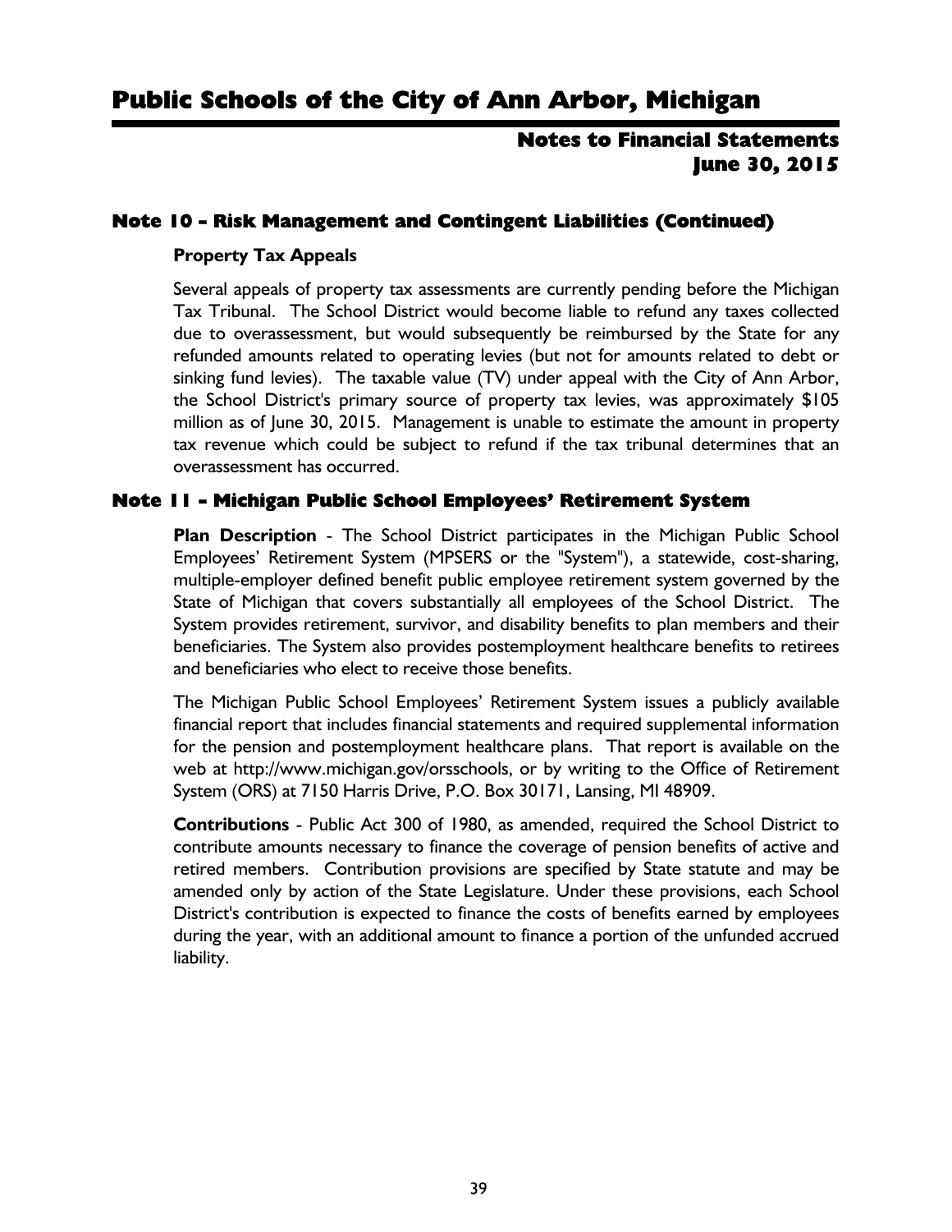## Note 10 - Risk Management and Contingent Liabilities (Continued)

**Property Tax Appeals**

Several appeals of property tax assessments are currently pending before the Michigan Tax Tribunal. The School District would become liable to refund any taxes collected due to overassessment, but would subsequently be reimbursed by the State for any refunded amounts related to operating levies (but not for amounts related to debt or sinking fund levies). The taxable value (TV) under appeal with the City of Ann Arbor, the School District's primary source of property tax levies, was approximately $105 million as of June 30, 2015. Management is unable to estimate the amount in property tax revenue which could be subject to refund if the tax tribunal determines that an overassessment has occurred.

## Note 11 - Michigan Public School Employees' Retirement System

**Plan Description** - The School District participates in the Michigan Public School Employees' Retirement System (MPSERS or the "System"), a statewide, cost-sharing, multiple-employer defined benefit public employee retirement system governed by the State of Michigan that covers substantially all employees of the School District. The System provides retirement, survivor, and disability benefits to plan members and their beneficiaries. The System also provides postemployment healthcare benefits to retirees and beneficiaries who elect to receive those benefits.

The Michigan Public School Employees' Retirement System issues a publicly available financial report that includes financial statements and required supplemental information for the pension and postemployment healthcare plans. That report is available on the web at http://www.michigan.gov/orsschools, or by writing to the Office of Retirement System (ORS) at 7150 Harris Drive, P.O. Box 30171, Lansing, MI 48909.

**Contributions** - Public Act 300 of 1980, as amended, required the School District to contribute amounts necessary to finance the coverage of pension benefits of active and retired members. Contribution provisions are specified by State statute and may be amended only by action of the State Legislature. Under these provisions, each School District's contribution is expected to finance the costs of benefits earned by employees during the year, with an additional amount to finance a portion of the unfunded accrued liability.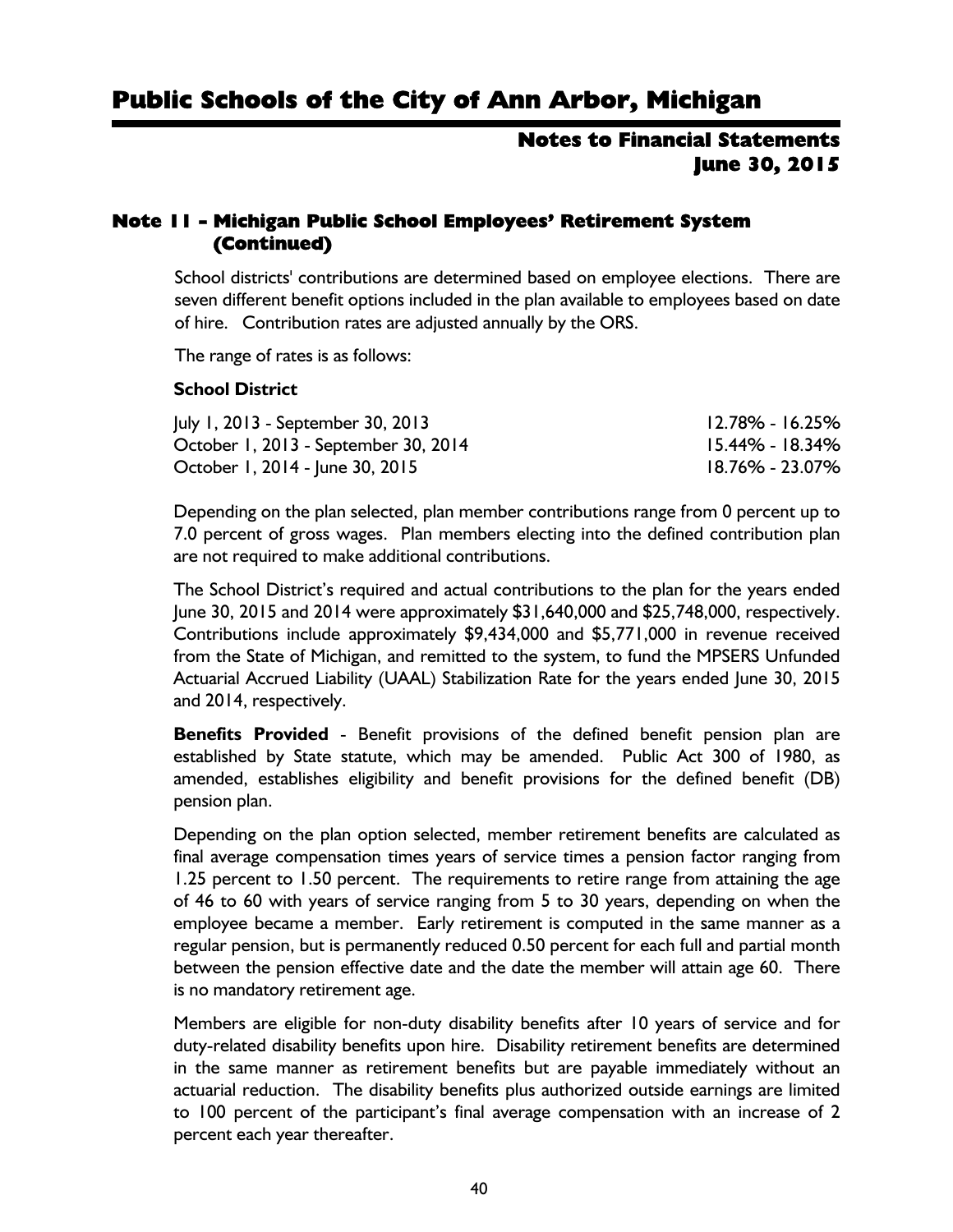## Note 11 - Michigan Public School Employees' Retirement System (Continued)

School districts' contributions are determined based on employee elections. There are seven different benefit options included in the plan available to employees based on date of hire. Contribution rates are adjusted annually by the ORS.

The range of rates is as follows:

**School District**

| | |
|---|---|
| July 1, 2013 - September 30, 2013 | 12.78% - 16.25% |
| October 1, 2013 - September 30, 2014 | 15.44% - 18.34% |
| October 1, 2014 - June 30, 2015 | 18.76% - 23.07% |

Depending on the plan selected, plan member contributions range from 0 percent up to 7.0 percent of gross wages. Plan members electing into the defined contribution plan are not required to make additional contributions.

The School District's required and actual contributions to the plan for the years ended June 30, 2015 and 2014 were approximately $31,640,000 and $25,748,000, respectively. Contributions include approximately $9,434,000 and $5,771,000 in revenue received from the State of Michigan, and remitted to the system, to fund the MPSERS Unfunded Actuarial Accrued Liability (UAAL) Stabilization Rate for the years ended June 30, 2015 and 2014, respectively.

**Benefits Provided** - Benefit provisions of the defined benefit pension plan are established by State statute, which may be amended. Public Act 300 of 1980, as amended, establishes eligibility and benefit provisions for the defined benefit (DB) pension plan.

Depending on the plan option selected, member retirement benefits are calculated as final average compensation times years of service times a pension factor ranging from 1.25 percent to 1.50 percent. The requirements to retire range from attaining the age of 46 to 60 with years of service ranging from 5 to 30 years, depending on when the employee became a member. Early retirement is computed in the same manner as a regular pension, but is permanently reduced 0.50 percent for each full and partial month between the pension effective date and the date the member will attain age 60. There is no mandatory retirement age.

Members are eligible for non-duty disability benefits after 10 years of service and for duty-related disability benefits upon hire. Disability retirement benefits are determined in the same manner as retirement benefits but are payable immediately without an actuarial reduction. The disability benefits plus authorized outside earnings are limited to 100 percent of the participant's final average compensation with an increase of 2 percent each year thereafter.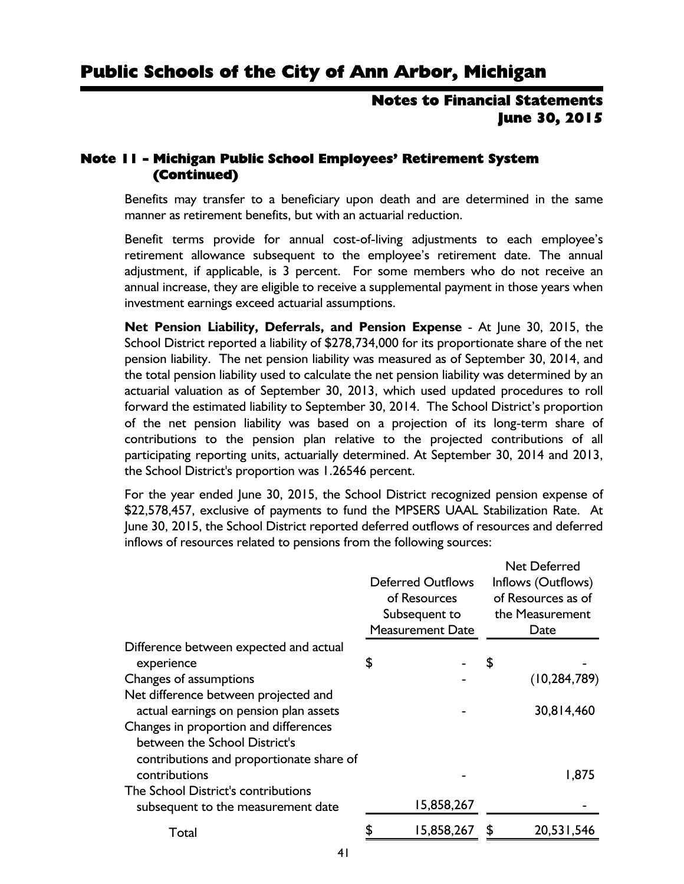## Note 11 - Michigan Public School Employees' Retirement System (Continued)

Benefits may transfer to a beneficiary upon death and are determined in the same manner as retirement benefits, but with an actuarial reduction.

Benefit terms provide for annual cost-of-living adjustments to each employee's retirement allowance subsequent to the employee's retirement date. The annual adjustment, if applicable, is 3 percent. For some members who do not receive an annual increase, they are eligible to receive a supplemental payment in those years when investment earnings exceed actuarial assumptions.

**Net Pension Liability, Deferrals, and Pension Expense** - At June 30, 2015, the School District reported a liability of $278,734,000 for its proportionate share of the net pension liability. The net pension liability was measured as of September 30, 2014, and the total pension liability used to calculate the net pension liability was determined by an actuarial valuation as of September 30, 2013, which used updated procedures to roll forward the estimated liability to September 30, 2014. The School District's proportion of the net pension liability was based on a projection of its long-term share of contributions to the pension plan relative to the projected contributions of all participating reporting units, actuarially determined. At September 30, 2014 and 2013, the School District's proportion was 1.26546 percent.

For the year ended June 30, 2015, the School District recognized pension expense of $22,578,457, exclusive of payments to fund the MPSERS UAAL Stabilization Rate. At June 30, 2015, the School District reported deferred outflows of resources and deferred inflows of resources related to pensions from the following sources:

| | Deferred Outflows of Resources Subsequent to Measurement Date | Net Deferred Inflows (Outflows) of Resources as of the Measurement Date |
|---|---|---|
| Difference between expected and actual experience | $ - | $ - |
| Changes of assumptions | - | (10,284,789) |
| Net difference between projected and actual earnings on pension plan assets | - | 30,814,460 |
| Changes in proportion and differences between the School District's contributions and proportionate share of contributions | - | 1,875 |
| The School District's contributions subsequent to the measurement date | 15,858,267 | - |
| Total | $ 15,858,267 | $ 20,531,546 |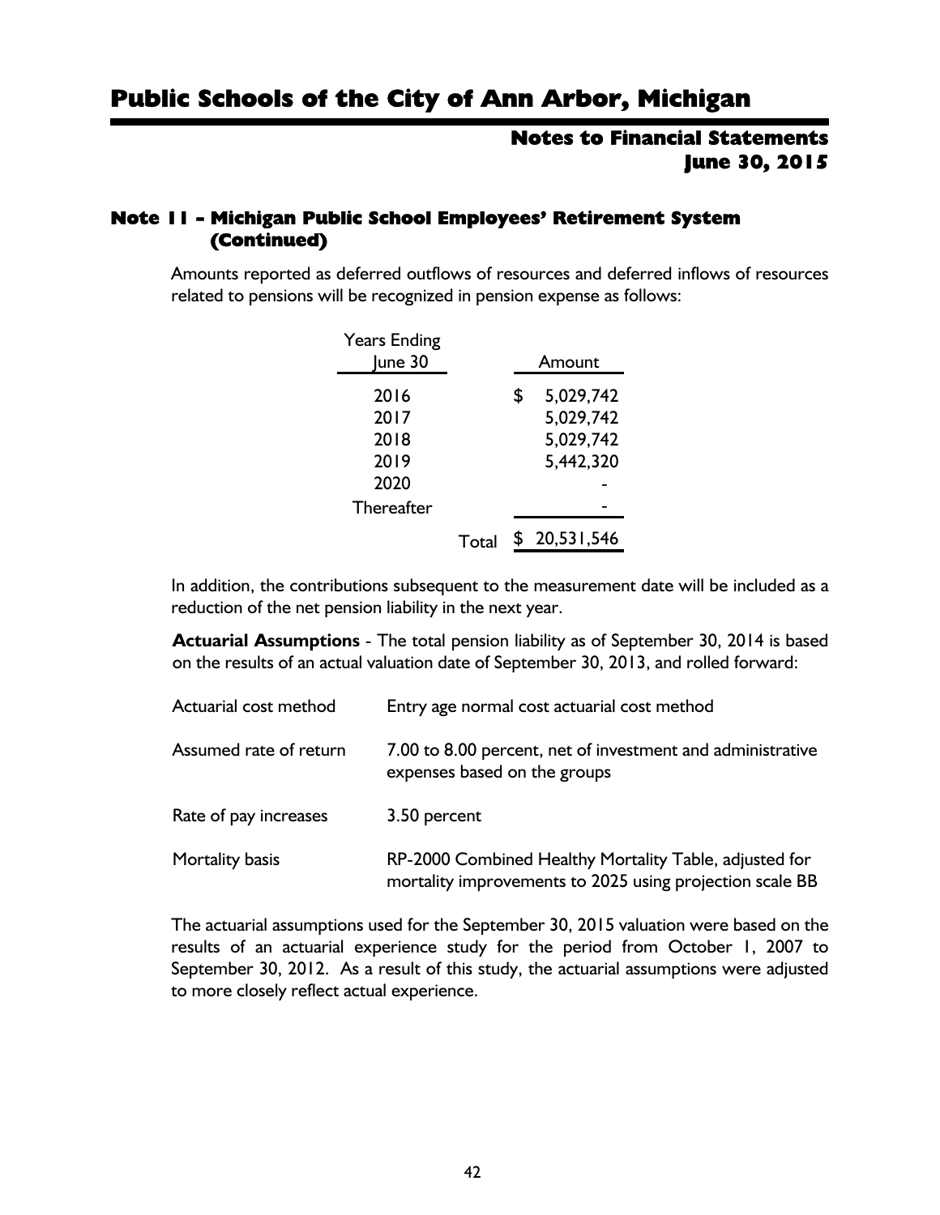# Public Schools of the City of Ann Arbor, Michigan

## Notes to Financial Statements
## June 30, 2015

### Note 11 - Michigan Public School Employees' Retirement System (Continued)

Amounts reported as deferred outflows of resources and deferred inflows of resources related to pensions will be recognized in pension expense as follows:

| Years Ending June 30 | Amount |
|---|---|
| 2016 | $ 5,029,742 |
| 2017 | 5,029,742 |
| 2018 | 5,029,742 |
| 2019 | 5,442,320 |
| 2020 | - |
| Thereafter | - |
| Total | $ 20,531,546 |

In addition, the contributions subsequent to the measurement date will be included as a reduction of the net pension liability in the next year.

**Actuarial Assumptions** - The total pension liability as of September 30, 2014 is based on the results of an actual valuation date of September 30, 2013, and rolled forward:

| | |
|---|---|
| Actuarial cost method | Entry age normal cost actuarial cost method |
| Assumed rate of return | 7.00 to 8.00 percent, net of investment and administrative expenses based on the groups |
| Rate of pay increases | 3.50 percent |
| Mortality basis | RP-2000 Combined Healthy Mortality Table, adjusted for mortality improvements to 2025 using projection scale BB |

The actuarial assumptions used for the September 30, 2015 valuation were based on the results of an actuarial experience study for the period from October 1, 2007 to September 30, 2012. As a result of this study, the actuarial assumptions were adjusted to more closely reflect actual experience.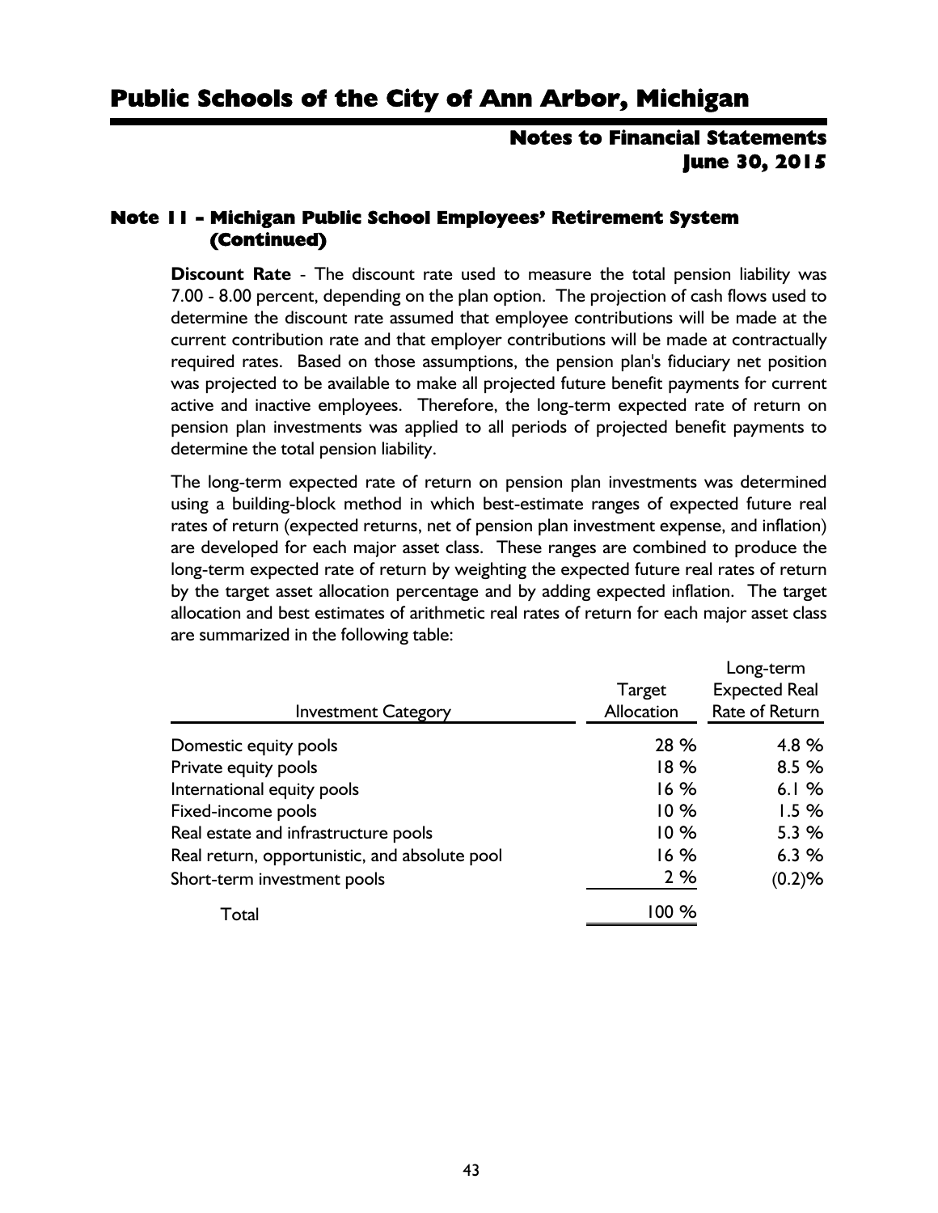## Note 11 - Michigan Public School Employees' Retirement System (Continued)

**Discount Rate** - The discount rate used to measure the total pension liability was 7.00 - 8.00 percent, depending on the plan option. The projection of cash flows used to determine the discount rate assumed that employee contributions will be made at the current contribution rate and that employer contributions will be made at contractually required rates. Based on those assumptions, the pension plan's fiduciary net position was projected to be available to make all projected future benefit payments for current active and inactive employees. Therefore, the long-term expected rate of return on pension plan investments was applied to all periods of projected benefit payments to determine the total pension liability.

The long-term expected rate of return on pension plan investments was determined using a building-block method in which best-estimate ranges of expected future real rates of return (expected returns, net of pension plan investment expense, and inflation) are developed for each major asset class. These ranges are combined to produce the long-term expected rate of return by weighting the expected future real rates of return by the target asset allocation percentage and by adding expected inflation. The target allocation and best estimates of arithmetic real rates of return for each major asset class are summarized in the following table:

| Investment Category | Target Allocation | Long-term Expected Real Rate of Return |
|---|---|---|
| Domestic equity pools | 28 % | 4.8 % |
| Private equity pools | 18 % | 8.5 % |
| International equity pools | 16 % | 6.1 % |
| Fixed-income pools | 10 % | 1.5 % |
| Real estate and infrastructure pools | 10 % | 5.3 % |
| Real return, opportunistic, and absolute pool | 16 % | 6.3 % |
| Short-term investment pools | 2 % | (0.2)% |
| Total | 100 % | |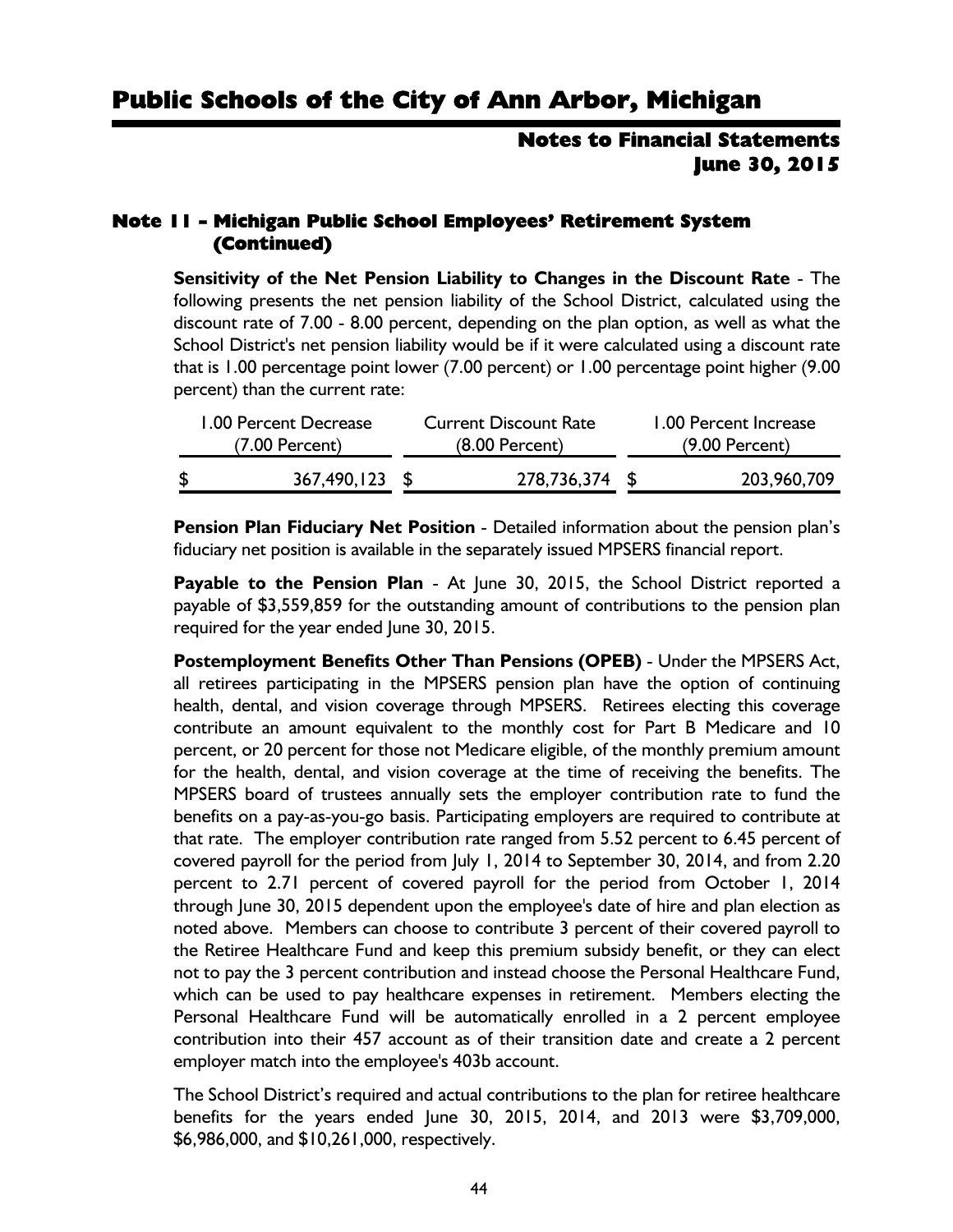## Note 11 - Michigan Public School Employees' Retirement System (Continued)

**Sensitivity of the Net Pension Liability to Changes in the Discount Rate** - The following presents the net pension liability of the School District, calculated using the discount rate of 7.00 - 8.00 percent, depending on the plan option, as well as what the School District's net pension liability would be if it were calculated using a discount rate that is 1.00 percentage point lower (7.00 percent) or 1.00 percentage point higher (9.00 percent) than the current rate:

| 1.00 Percent Decrease (7.00 Percent) | Current Discount Rate (8.00 Percent) | 1.00 Percent Increase (9.00 Percent) |
|---|---|---|
| $ 367,490,123 | $ 278,736,374 | $ 203,960,709 |

**Pension Plan Fiduciary Net Position** - Detailed information about the pension plan's fiduciary net position is available in the separately issued MPSERS financial report.

**Payable to the Pension Plan** - At June 30, 2015, the School District reported a payable of $3,559,859 for the outstanding amount of contributions to the pension plan required for the year ended June 30, 2015.

**Postemployment Benefits Other Than Pensions (OPEB)** - Under the MPSERS Act, all retirees participating in the MPSERS pension plan have the option of continuing health, dental, and vision coverage through MPSERS. Retirees electing this coverage contribute an amount equivalent to the monthly cost for Part B Medicare and 10 percent, or 20 percent for those not Medicare eligible, of the monthly premium amount for the health, dental, and vision coverage at the time of receiving the benefits. The MPSERS board of trustees annually sets the employer contribution rate to fund the benefits on a pay-as-you-go basis. Participating employers are required to contribute at that rate. The employer contribution rate ranged from 5.52 percent to 6.45 percent of covered payroll for the period from July 1, 2014 to September 30, 2014, and from 2.20 percent to 2.71 percent of covered payroll for the period from October 1, 2014 through June 30, 2015 dependent upon the employee's date of hire and plan election as noted above. Members can choose to contribute 3 percent of their covered payroll to the Retiree Healthcare Fund and keep this premium subsidy benefit, or they can elect not to pay the 3 percent contribution and instead choose the Personal Healthcare Fund, which can be used to pay healthcare expenses in retirement. Members electing the Personal Healthcare Fund will be automatically enrolled in a 2 percent employee contribution into their 457 account as of their transition date and create a 2 percent employer match into the employee's 403b account.

The School District's required and actual contributions to the plan for retiree healthcare benefits for the years ended June 30, 2015, 2014, and 2013 were $3,709,000, $6,986,000, and $10,261,000, respectively.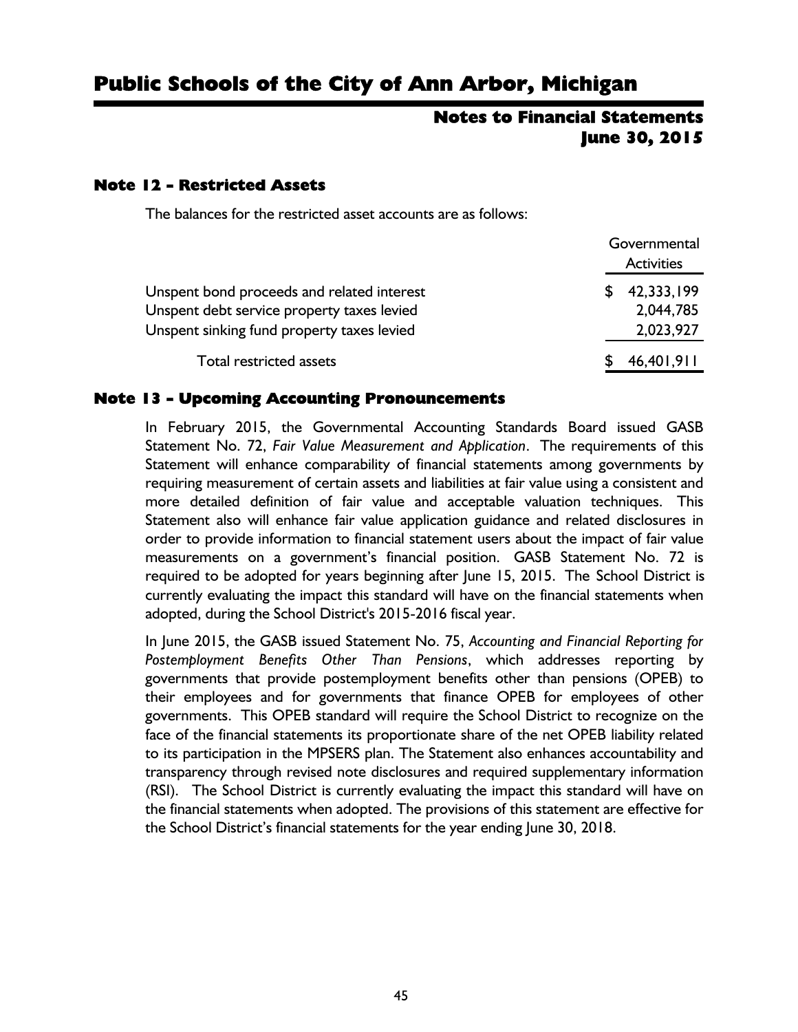## Note 12 - Restricted Assets

The balances for the restricted asset accounts are as follows:

| | Governmental Activities |
|---|---|
| Unspent bond proceeds and related interest | $ 42,333,199 |
| Unspent debt service property taxes levied | 2,044,785 |
| Unspent sinking fund property taxes levied | 2,023,927 |
| Total restricted assets | $ 46,401,911 |

## Note 13 - Upcoming Accounting Pronouncements

In February 2015, the Governmental Accounting Standards Board issued GASB Statement No. 72, *Fair Value Measurement and Application*. The requirements of this Statement will enhance comparability of financial statements among governments by requiring measurement of certain assets and liabilities at fair value using a consistent and more detailed definition of fair value and acceptable valuation techniques. This Statement also will enhance fair value application guidance and related disclosures in order to provide information to financial statement users about the impact of fair value measurements on a government's financial position. GASB Statement No. 72 is required to be adopted for years beginning after June 15, 2015. The School District is currently evaluating the impact this standard will have on the financial statements when adopted, during the School District's 2015-2016 fiscal year.

In June 2015, the GASB issued Statement No. 75, *Accounting and Financial Reporting for Postemployment Benefits Other Than Pensions*, which addresses reporting by governments that provide postemployment benefits other than pensions (OPEB) to their employees and for governments that finance OPEB for employees of other governments. This OPEB standard will require the School District to recognize on the face of the financial statements its proportionate share of the net OPEB liability related to its participation in the MPSERS plan. The Statement also enhances accountability and transparency through revised note disclosures and required supplementary information (RSI). The School District is currently evaluating the impact this standard will have on the financial statements when adopted. The provisions of this statement are effective for the School District's financial statements for the year ending June 30, 2018.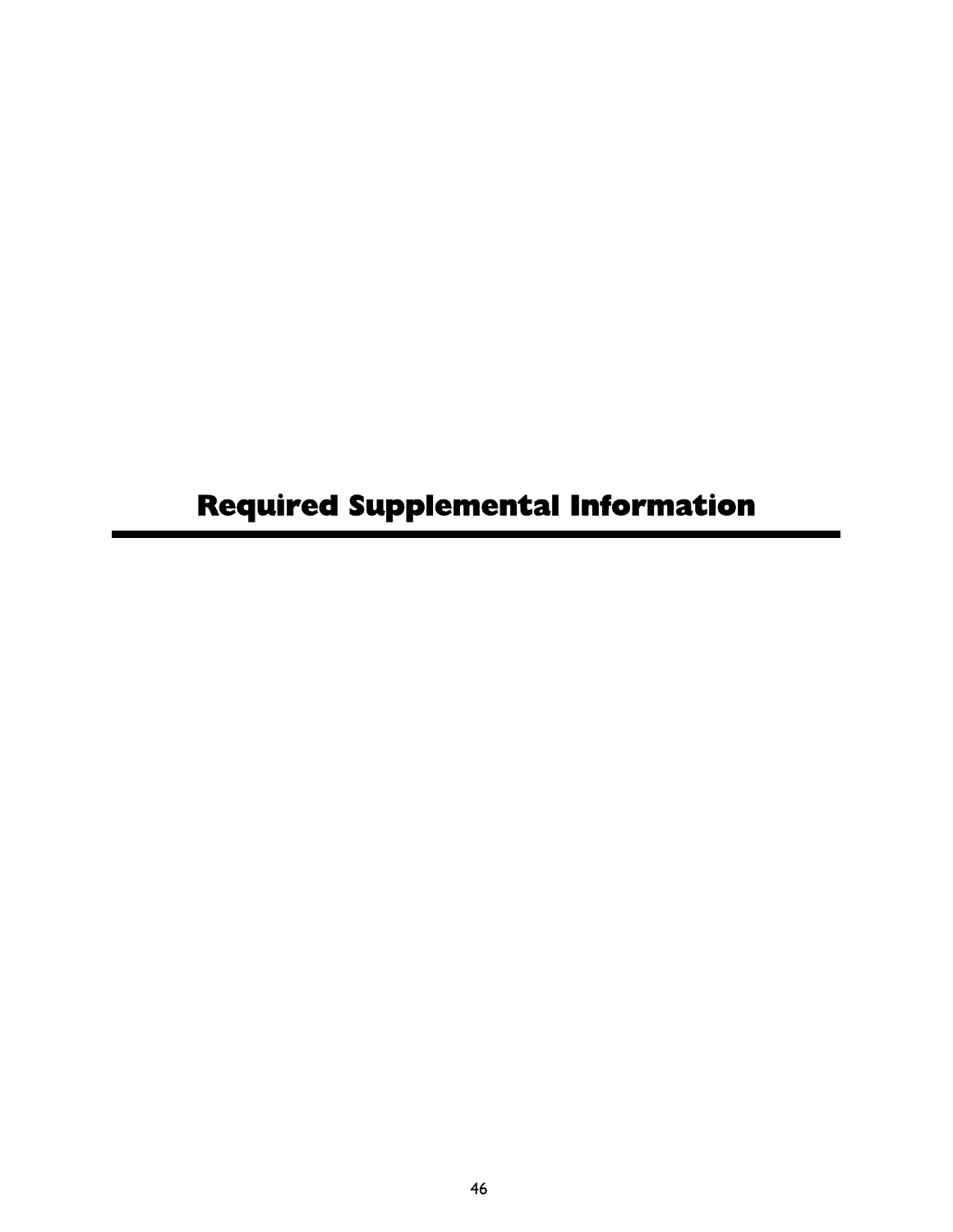# Required Supplemental Information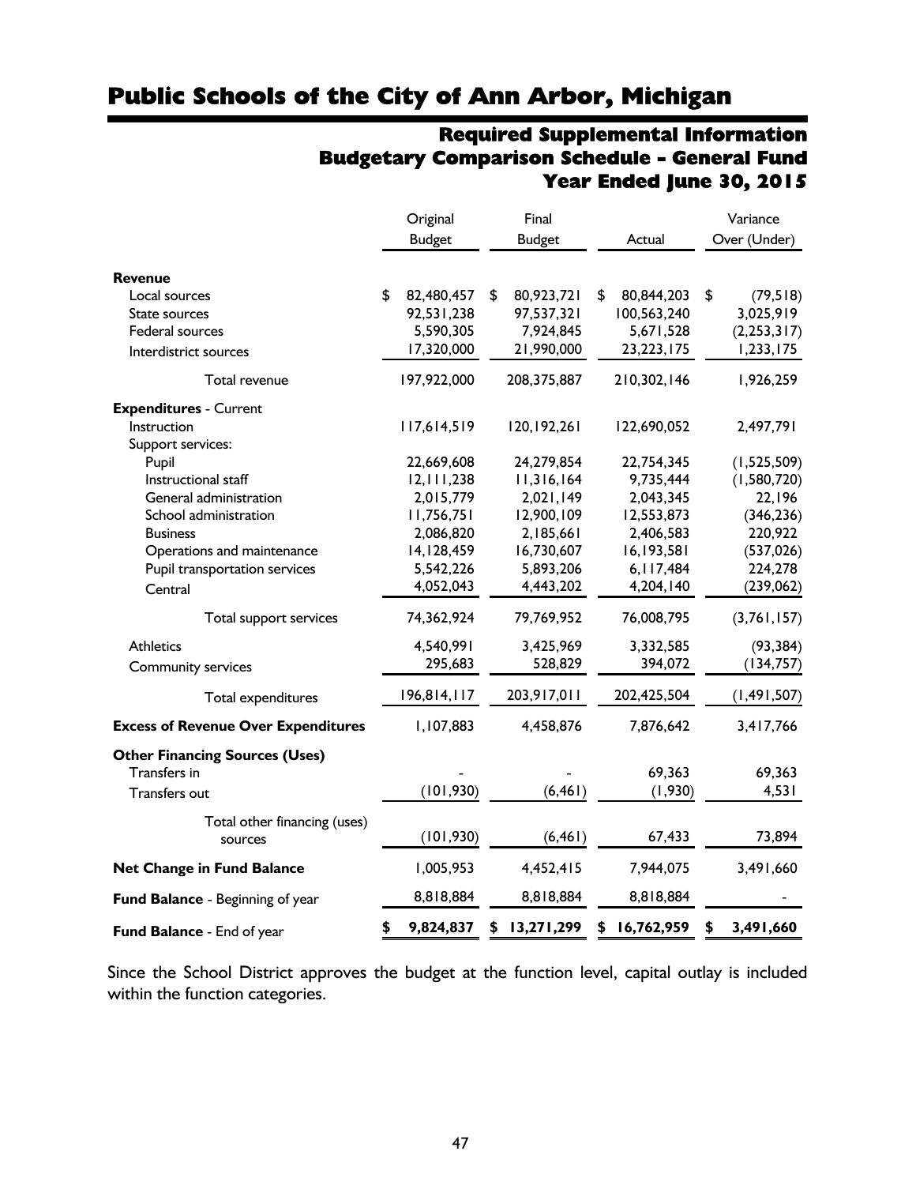# Public Schools of the City of Ann Arbor, Michigan

## Required Supplemental Information
## Budgetary Comparison Schedule - General Fund
## Year Ended June 30, 2015

| | Original Budget | Final Budget | Actual | Variance Over (Under) |
|---|---|---|---|---|
| **Revenue** | | | | |
| Local sources | $ 82,480,457 | $ 80,923,721 | $ 80,844,203 | $ (79,518) |
| State sources | 92,531,238 | 97,537,321 | 100,563,240 | 3,025,919 |
| Federal sources | 5,590,305 | 7,924,845 | 5,671,528 | (2,253,317) |
| Interdistrict sources | 17,320,000 | 21,990,000 | 23,223,175 | 1,233,175 |
| Total revenue | 197,922,000 | 208,375,887 | 210,302,146 | 1,926,259 |
| **Expenditures** - Current | | | | |
| Instruction | 117,614,519 | 120,192,261 | 122,690,052 | 2,497,791 |
| Support services: | | | | |
| Pupil | 22,669,608 | 24,279,854 | 22,754,345 | (1,525,509) |
| Instructional staff | 12,111,238 | 11,316,164 | 9,735,444 | (1,580,720) |
| General administration | 2,015,779 | 2,021,149 | 2,043,345 | 22,196 |
| School administration | 11,756,751 | 12,900,109 | 12,553,873 | (346,236) |
| Business | 2,086,820 | 2,185,661 | 2,406,583 | 220,922 |
| Operations and maintenance | 14,128,459 | 16,730,607 | 16,193,581 | (537,026) |
| Pupil transportation services | 5,542,226 | 5,893,206 | 6,117,484 | 224,278 |
| Central | 4,052,043 | 4,443,202 | 4,204,140 | (239,062) |
| Total support services | 74,362,924 | 79,769,952 | 76,008,795 | (3,761,157) |
| Athletics | 4,540,991 | 3,425,969 | 3,332,585 | (93,384) |
| Community services | 295,683 | 528,829 | 394,072 | (134,757) |
| Total expenditures | 196,814,117 | 203,917,011 | 202,425,504 | (1,491,507) |
| **Excess of Revenue Over Expenditures** | 1,107,883 | 4,458,876 | 7,876,642 | 3,417,766 |
| **Other Financing Sources (Uses)** | | | | |
| Transfers in | - | - | 69,363 | 69,363 |
| Transfers out | (101,930) | (6,461) | (1,930) | 4,531 |
| Total other financing (uses) sources | (101,930) | (6,461) | 67,433 | 73,894 |
| **Net Change in Fund Balance** | 1,005,953 | 4,452,415 | 7,944,075 | 3,491,660 |
| **Fund Balance** - Beginning of year | 8,818,884 | 8,818,884 | 8,818,884 | - |
| **Fund Balance** - End of year | **$ 9,824,837** | **$ 13,271,299** | **$ 16,762,959** | **$ 3,491,660** |

Since the School District approves the budget at the function level, capital outlay is included within the function categories.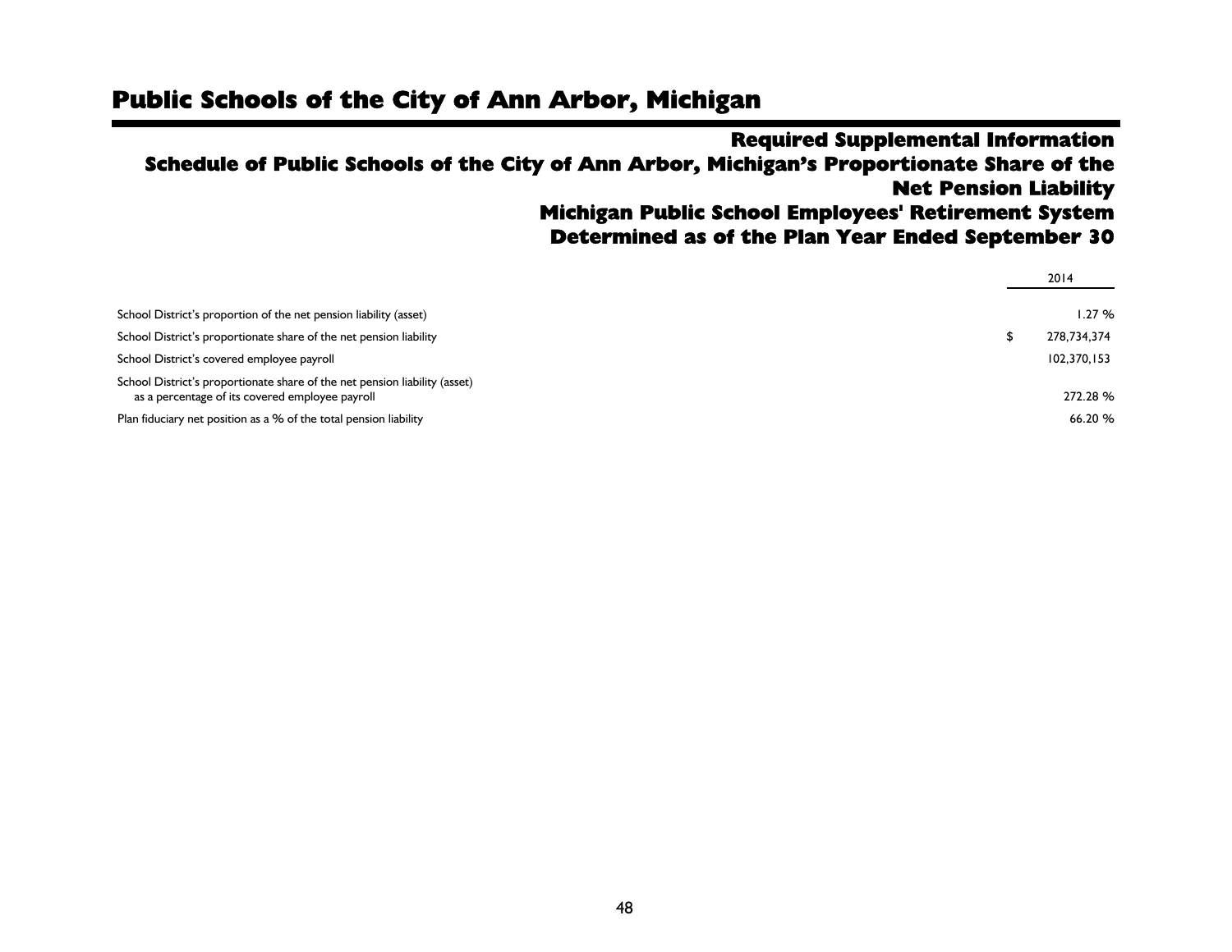# Public Schools of the City of Ann Arbor, Michigan

## Required Supplemental Information
## Schedule of Public Schools of the City of Ann Arbor, Michigan's Proportionate Share of the Net Pension Liability
## Michigan Public School Employees' Retirement System
## Determined as of the Plan Year Ended September 30

| | 2014 |
|---|---|
| School District's proportion of the net pension liability (asset) | 1.27 % |
| School District's proportionate share of the net pension liability | $ 278,734,374 |
| School District's covered employee payroll | 102,370,153 |
| School District's proportionate share of the net pension liability (asset) as a percentage of its covered employee payroll | 272.28 % |
| Plan fiduciary net position as a % of the total pension liability | 66.20 % |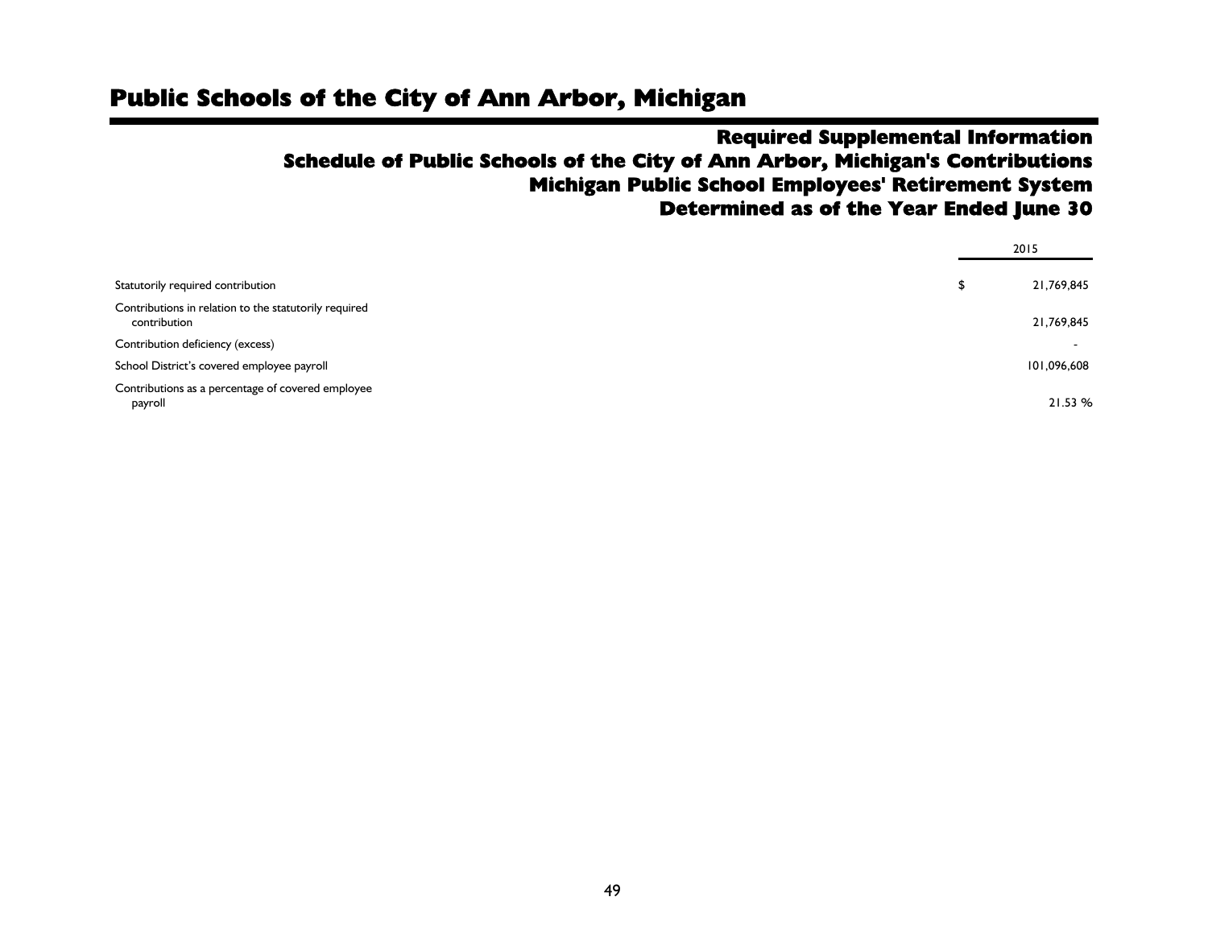# Public Schools of the City of Ann Arbor, Michigan

## Required Supplemental Information
## Schedule of Public Schools of the City of Ann Arbor, Michigan's Contributions
## Michigan Public School Employees' Retirement System
## Determined as of the Year Ended June 30

| | 2015 |
|---|---|
| Statutorily required contribution | $ 21,769,845 |
| Contributions in relation to the statutorily required contribution | 21,769,845 |
| Contribution deficiency (excess) | - |
| School District's covered employee payroll | 101,096,608 |
| Contributions as a percentage of covered employee payroll | 21.53 % |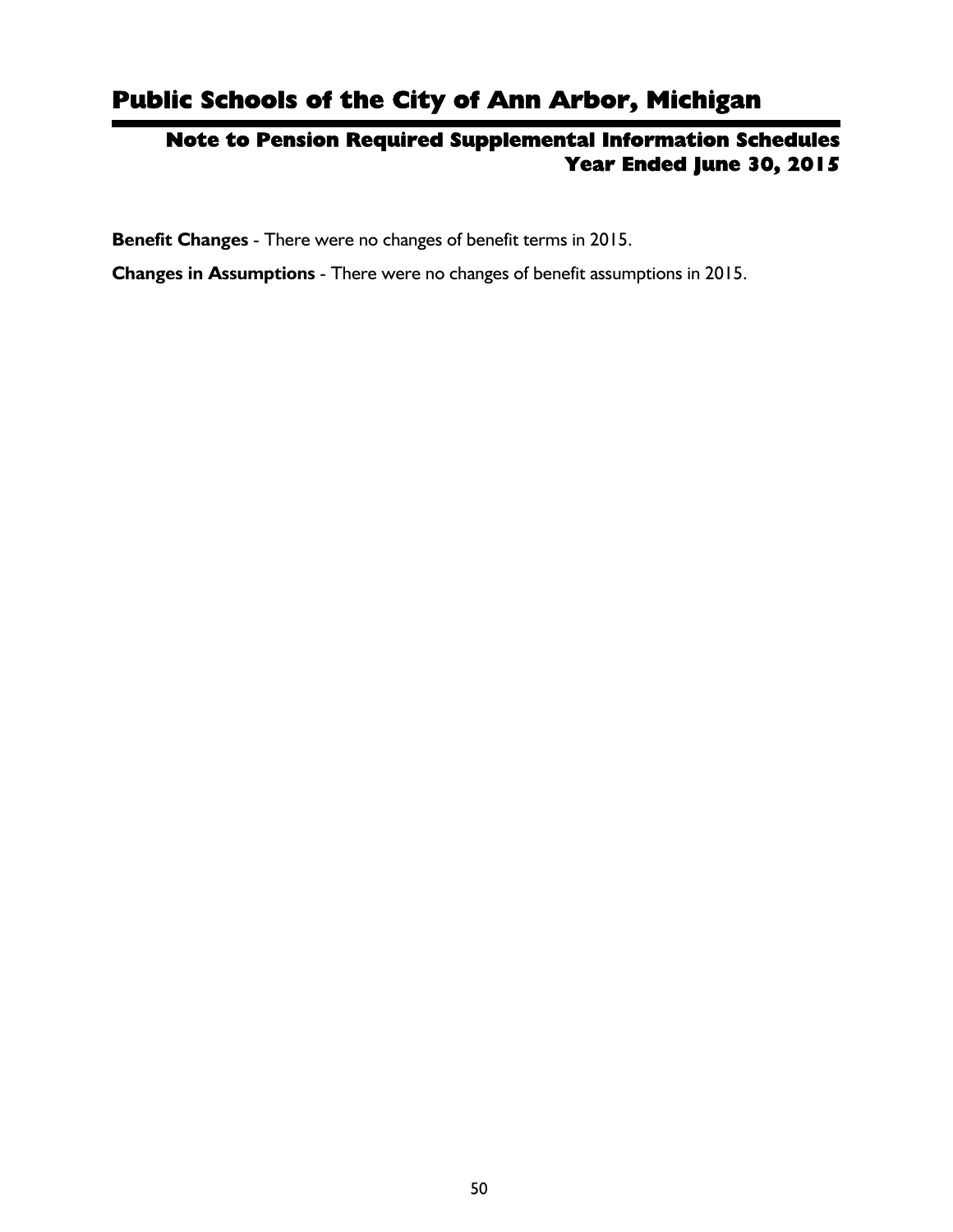# Public Schools of the City of Ann Arbor, Michigan

## Note to Pension Required Supplemental Information Schedules
## Year Ended June 30, 2015

**Benefit Changes** - There were no changes of benefit terms in 2015.

**Changes in Assumptions** - There were no changes of benefit assumptions in 2015.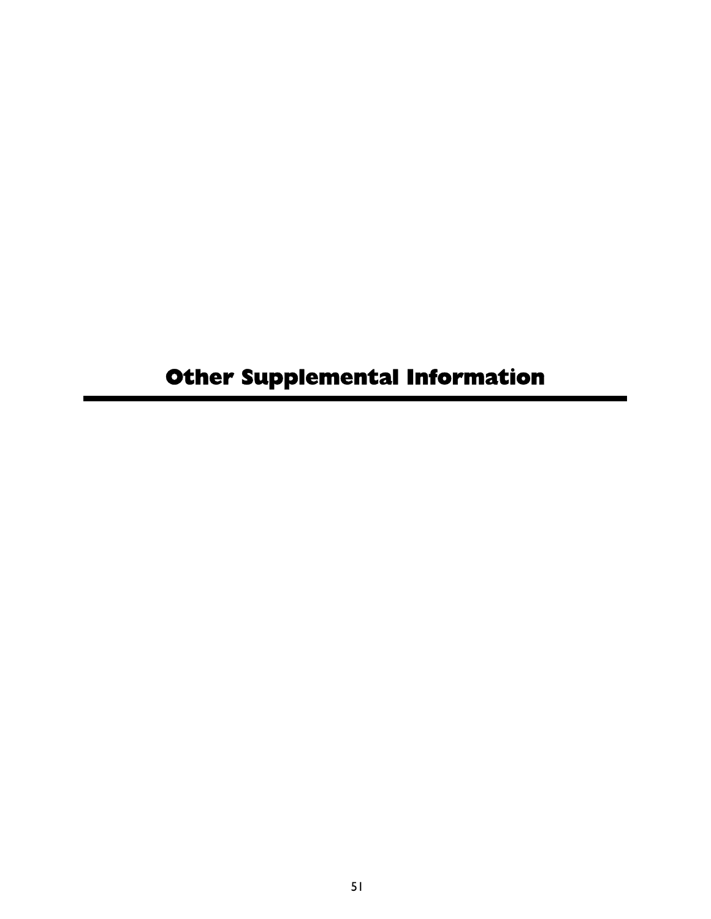# Other Supplemental Information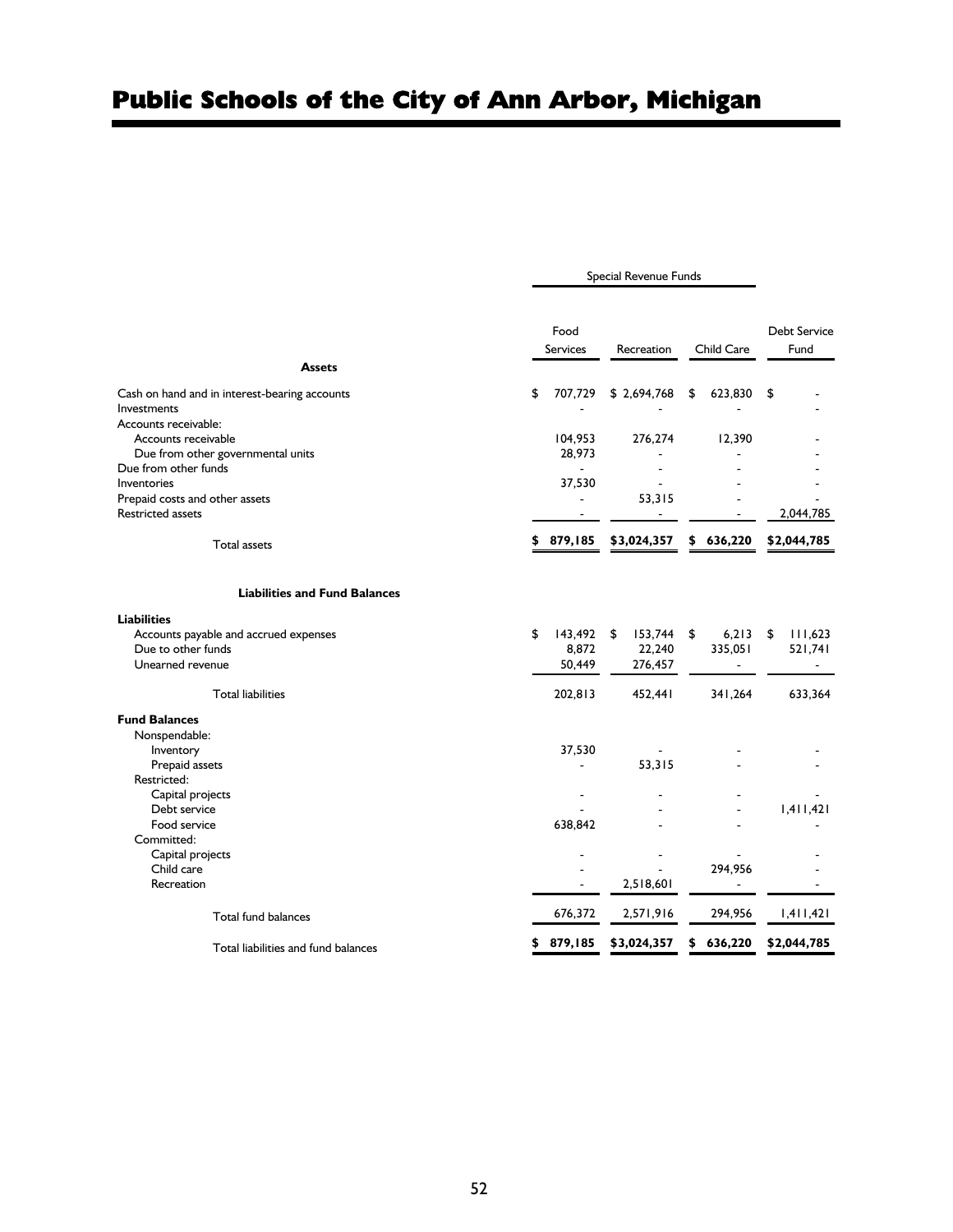# Public Schools of the City of Ann Arbor, Michigan

| | Special Revenue Funds | | | |
|---|---|---|---|---|
| | Food Services | Recreation | Child Care | Debt Service Fund |
| **Assets** | | | | |
| Cash on hand and in interest-bearing accounts | $ 707,729 | $ 2,694,768 | $ 623,830 | $ - |
| Investments | - | - | - | - |
| Accounts receivable: | | | | |
| Accounts receivable | 104,953 | 276,274 | 12,390 | - |
| Due from other governmental units | 28,973 | - | - | - |
| Due from other funds | - | - | - | - |
| Inventories | 37,530 | - | - | - |
| Prepaid costs and other assets | - | 53,315 | - | - |
| Restricted assets | - | - | - | 2,044,785 |
| Total assets | **$ 879,185** | **$3,024,357** | **$ 636,220** | **$2,044,785** |
| **Liabilities and Fund Balances** | | | | |
| **Liabilities** | | | | |
| Accounts payable and accrued expenses | $ 143,492 | $ 153,744 | $ 6,213 | $ 111,623 |
| Due to other funds | 8,872 | 22,240 | 335,051 | 521,741 |
| Unearned revenue | 50,449 | 276,457 | - | - |
| Total liabilities | 202,813 | 452,441 | 341,264 | 633,364 |
| **Fund Balances** | | | | |
| Nonspendable: | | | | |
| Inventory | 37,530 | - | - | - |
| Prepaid assets | - | 53,315 | - | - |
| Restricted: | | | | |
| Capital projects | - | - | - | - |
| Debt service | - | - | - | 1,411,421 |
| Food service | 638,842 | - | - | - |
| Committed: | | | | |
| Capital projects | - | - | - | - |
| Child care | - | - | 294,956 | - |
| Recreation | - | 2,518,601 | - | - |
| Total fund balances | 676,372 | 2,571,916 | 294,956 | 1,411,421 |
| Total liabilities and fund balances | **$ 879,185** | **$3,024,357** | **$ 636,220** | **$2,044,785** |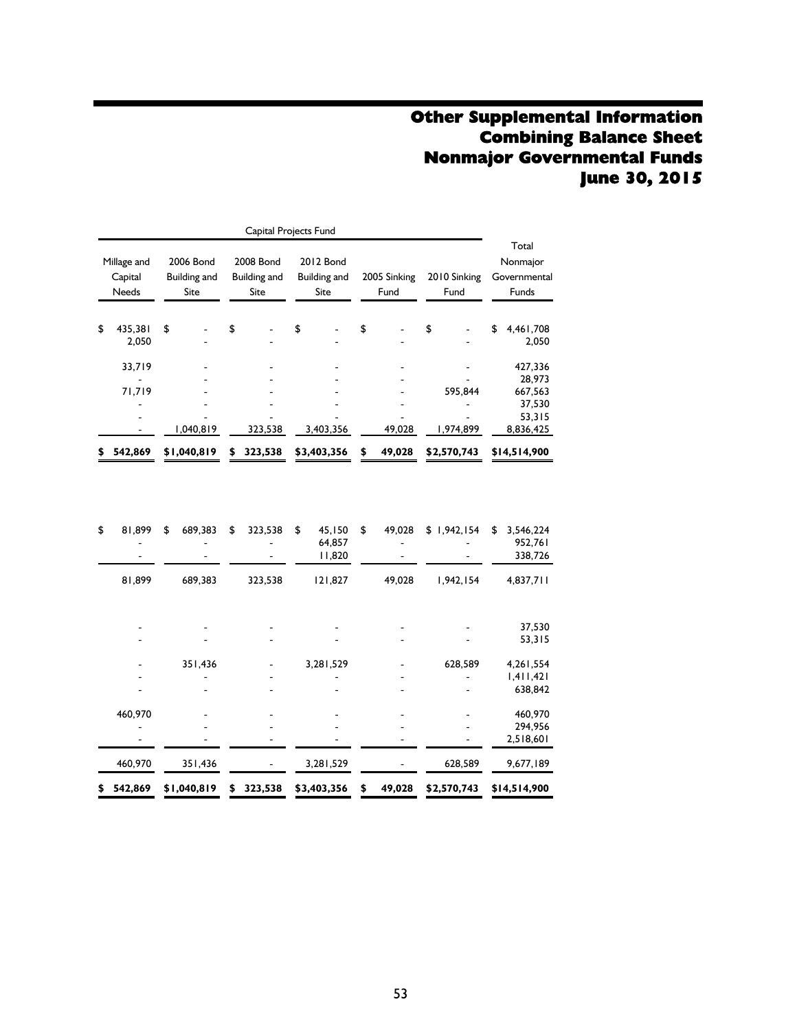# Other Supplemental Information
# Combining Balance Sheet
# Nonmajor Governmental Funds
# June 30, 2015

| Capital Projects Fund | | | | | | |
|---|---|---|---|---|---|---|
| Millage and Capital Needs | 2006 Bond Building and Site | 2008 Bond Building and Site | 2012 Bond Building and Site | 2005 Sinking Fund | 2010 Sinking Fund | Total Nonmajor Governmental Funds |
| $ 435,381 | $ - | $ - | $ - | $ - | $ - | $ 4,461,708 |
| 2,050 | - | - | - | - | - | 2,050 |
| 33,719 | - | - | - | - | - | 427,336 |
| - | - | - | - | - | - | 28,973 |
| 71,719 | - | - | - | - | 595,844 | 667,563 |
| - | - | - | - | - | - | 37,530 |
| - | - | - | - | - | - | 53,315 |
| - | 1,040,819 | 323,538 | 3,403,356 | 49,028 | 1,974,899 | 8,836,425 |
| $ 542,869 | $1,040,819 | $ 323,538 | $3,403,356 | $ 49,028 | $2,570,743 | $14,514,900 |
| | | | | | | |
| $ 81,899 | $ 689,383 | $ 323,538 | $ 45,150 | $ 49,028 | $ 1,942,154 | $ 3,546,224 |
| - | - | - | 64,857 | - | - | 952,761 |
| - | - | - | 11,820 | - | - | 338,726 |
| 81,899 | 689,383 | 323,538 | 121,827 | 49,028 | 1,942,154 | 4,837,711 |
| | | | | | | |
| - | - | - | - | - | - | 37,530 |
| - | - | - | - | - | - | 53,315 |
| - | 351,436 | - | 3,281,529 | - | 628,589 | 4,261,554 |
| - | - | - | - | - | - | 1,411,421 |
| - | - | - | - | - | - | 638,842 |
| 460,970 | - | - | - | - | - | 460,970 |
| - | - | - | - | - | - | 294,956 |
| - | - | - | - | - | - | 2,518,601 |
| 460,970 | 351,436 | - | 3,281,529 | - | 628,589 | 9,677,189 |
| $ 542,869 | $1,040,819 | $ 323,538 | $3,403,356 | $ 49,028 | $2,570,743 | $14,514,900 |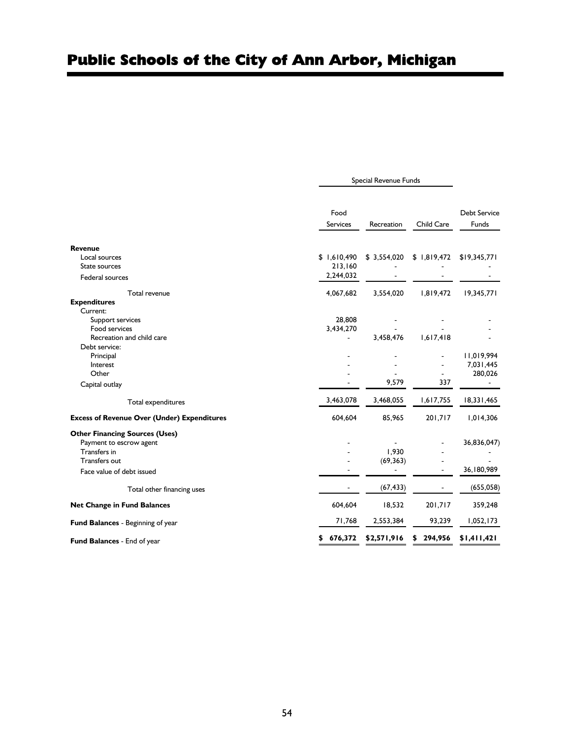# Public Schools of the City of Ann Arbor, Michigan

| | Special Revenue Funds | | | |
|---|---|---|---|---|
| | Food Services | Recreation | Child Care | Debt Service Funds |
| **Revenue** | | | | |
| Local sources | $ 1,610,490 | $ 3,554,020 | $ 1,819,472 | $19,345,771 |
| State sources | 213,160 | - | - | - |
| Federal sources | 2,244,032 | - | - | - |
| Total revenue | 4,067,682 | 3,554,020 | 1,819,472 | 19,345,771 |
| **Expenditures** | | | | |
| Current: | | | | |
| Support services | 28,808 | - | - | - |
| Food services | 3,434,270 | - | - | - |
| Recreation and child care | - | 3,458,476 | 1,617,418 | - |
| Debt service: | | | | |
| Principal | - | - | - | 11,019,994 |
| Interest | - | - | - | 7,031,445 |
| Other | - | - | - | 280,026 |
| Capital outlay | - | 9,579 | 337 | - |
| Total expenditures | 3,463,078 | 3,468,055 | 1,617,755 | 18,331,465 |
| **Excess of Revenue Over (Under) Expenditures** | 604,604 | 85,965 | 201,717 | 1,014,306 |
| **Other Financing Sources (Uses)** | | | | |
| Payment to escrow agent | - | - | - | 36,836,047) |
| Transfers in | - | 1,930 | - | - |
| Transfers out | - | (69,363) | - | - |
| Face value of debt issued | - | - | - | 36,180,989 |
| Total other financing uses | - | (67,433) | - | (655,058) |
| **Net Change in Fund Balances** | 604,604 | 18,532 | 201,717 | 359,248 |
| **Fund Balances** - Beginning of year | 71,768 | 2,553,384 | 93,239 | 1,052,173 |
| **Fund Balances** - End of year | **$ 676,372** | **$2,571,916** | **$ 294,956** | **$1,411,421** |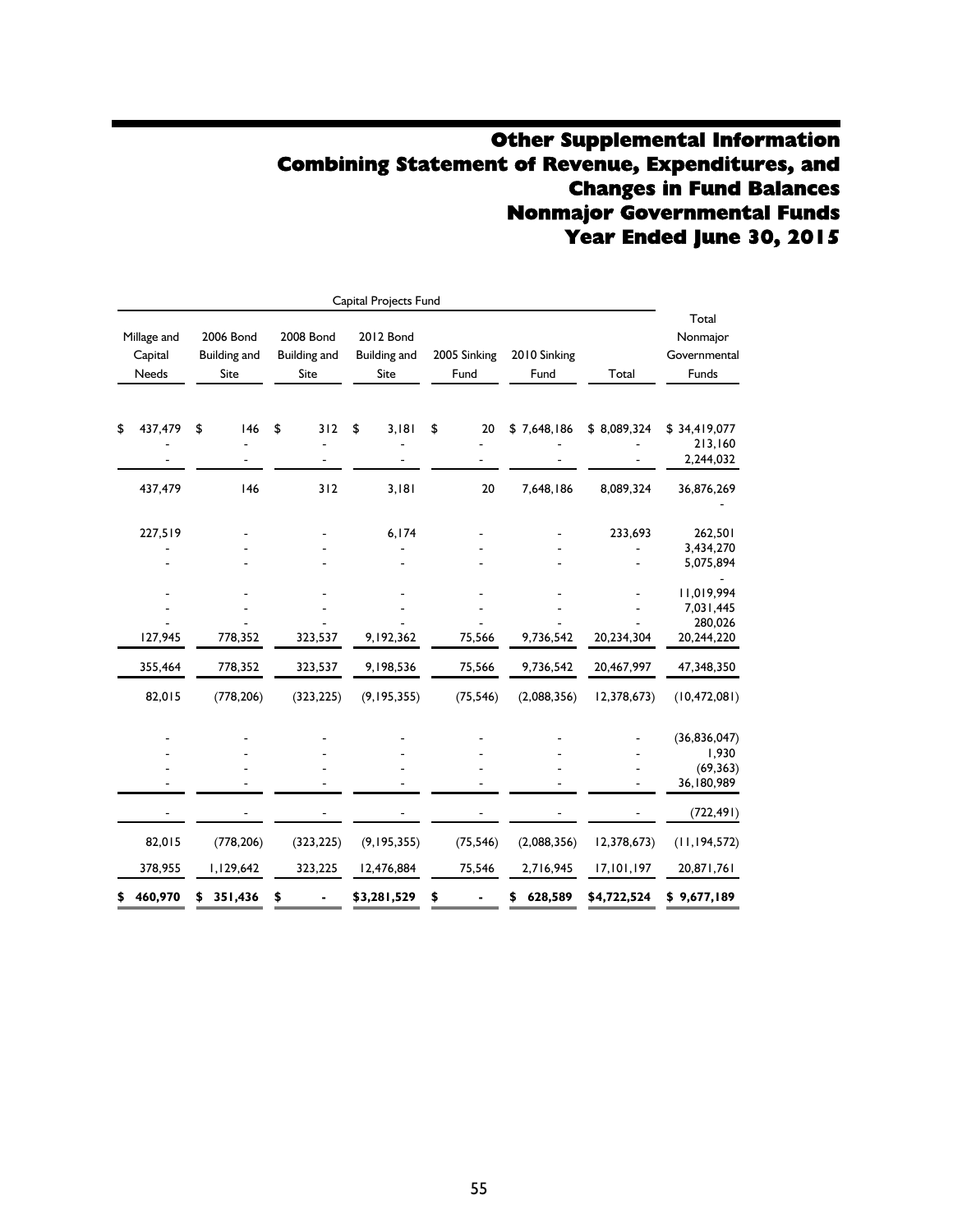# Other Supplemental Information
# Combining Statement of Revenue, Expenditures, and Changes in Fund Balances
# Nonmajor Governmental Funds
# Year Ended June 30, 2015

| Capital Projects Fund | | | | | | | |
|---|---|---|---|---|---|---|---|
| Millage and Capital Needs | 2006 Bond Building and Site | 2008 Bond Building and Site | 2012 Bond Building and Site | 2005 Sinking Fund | 2010 Sinking Fund | Total | Total Nonmajor Governmental Funds |
| $ 437,479 | $ 146 | $ 312 | $ 3,181 | $ 20 | $ 7,648,186 | $ 8,089,324 | $ 34,419,077 |
| - | - | - | - | - | - | - | 213,160 |
| - | - | - | - | - | - | - | 2,244,032 |
| 437,479 | 146 | 312 | 3,181 | 20 | 7,648,186 | 8,089,324 | 36,876,269 |
| | | | | | | | - |
| 227,519 | - | - | 6,174 | - | - | 233,693 | 262,501 |
| - | - | - | - | - | - | - | 3,434,270 |
| - | - | - | - | - | - | - | 5,075,894 |
| | | | | | | | - |
| - | - | - | - | - | - | - | 11,019,994 |
| - | - | - | - | - | - | - | 7,031,445 |
| - | - | - | - | - | - | - | 280,026 |
| 127,945 | 778,352 | 323,537 | 9,192,362 | 75,566 | 9,736,542 | 20,234,304 | 20,244,220 |
| 355,464 | 778,352 | 323,537 | 9,198,536 | 75,566 | 9,736,542 | 20,467,997 | 47,348,350 |
| 82,015 | (778,206) | (323,225) | (9,195,355) | (75,546) | (2,088,356) | 12,378,673) | (10,472,081) |
| - | - | - | - | - | - | - | (36,836,047) |
| - | - | - | - | - | - | - | 1,930 |
| - | - | - | - | - | - | - | (69,363) |
| - | - | - | - | - | - | - | 36,180,989 |
| - | - | - | - | - | - | - | (722,491) |
| 82,015 | (778,206) | (323,225) | (9,195,355) | (75,546) | (2,088,356) | 12,378,673) | (11,194,572) |
| 378,955 | 1,129,642 | 323,225 | 12,476,884 | 75,546 | 2,716,945 | 17,101,197 | 20,871,761 |
| $ 460,970 | $ 351,436 | $ - | $3,281,529 | $ - | $ 628,589 | $4,722,524 | $ 9,677,189 |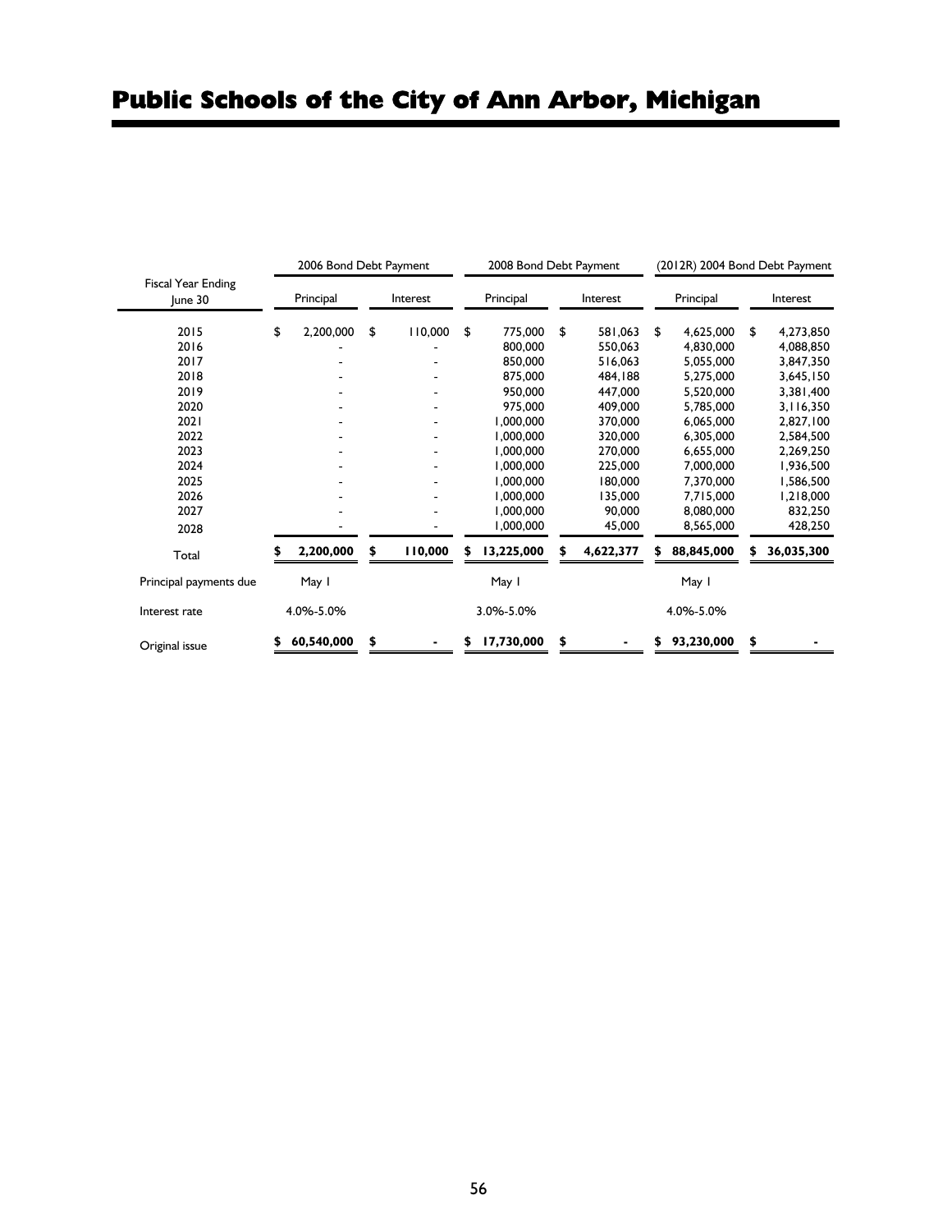# Public Schools of the City of Ann Arbor, Michigan

| Fiscal Year Ending June 30 | 2006 Bond Debt Payment | | 2008 Bond Debt Payment | | (2012R) 2004 Bond Debt Payment | |
|---|---|---|---|---|---|---|
| | Principal | Interest | Principal | Interest | Principal | Interest |
| 2015 | $ 2,200,000 | $ 110,000 | $ 775,000 | $ 581,063 | $ 4,625,000 | $ 4,273,850 |
| 2016 | - | - | 800,000 | 550,063 | 4,830,000 | 4,088,850 |
| 2017 | - | - | 850,000 | 516,063 | 5,055,000 | 3,847,350 |
| 2018 | - | - | 875,000 | 484,188 | 5,275,000 | 3,645,150 |
| 2019 | - | - | 950,000 | 447,000 | 5,520,000 | 3,381,400 |
| 2020 | - | - | 975,000 | 409,000 | 5,785,000 | 3,116,350 |
| 2021 | - | - | 1,000,000 | 370,000 | 6,065,000 | 2,827,100 |
| 2022 | - | - | 1,000,000 | 320,000 | 6,305,000 | 2,584,500 |
| 2023 | - | - | 1,000,000 | 270,000 | 6,655,000 | 2,269,250 |
| 2024 | - | - | 1,000,000 | 225,000 | 7,000,000 | 1,936,500 |
| 2025 | - | - | 1,000,000 | 180,000 | 7,370,000 | 1,586,500 |
| 2026 | - | - | 1,000,000 | 135,000 | 7,715,000 | 1,218,000 |
| 2027 | - | - | 1,000,000 | 90,000 | 8,080,000 | 832,250 |
| 2028 | - | - | 1,000,000 | 45,000 | 8,565,000 | 428,250 |
| Total | **$ 2,200,000** | **$ 110,000** | **$ 13,225,000** | **$ 4,622,377** | **$ 88,845,000** | **$ 36,035,300** |
| Principal payments due | May 1 | | May 1 | | May 1 | |
| Interest rate | 4.0%-5.0% | | 3.0%-5.0% | | 4.0%-5.0% | |
| Original issue | **$ 60,540,000** | **$ -** | **$ 17,730,000** | **$ -** | **$ 93,230,000** | **$ -** |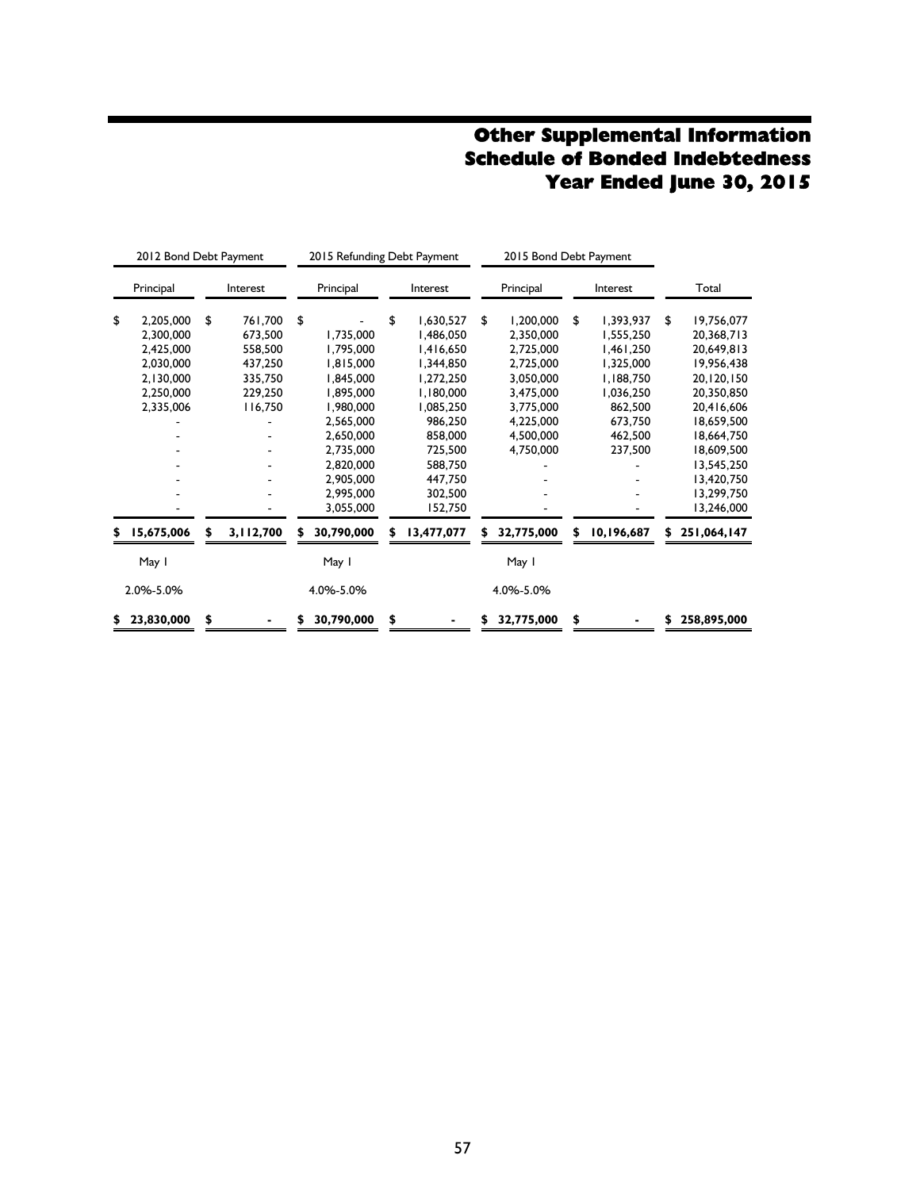# Other Supplemental Information
# Schedule of Bonded Indebtedness
# Year Ended June 30, 2015

| 2012 Bond Debt Payment | | 2015 Refunding Debt Payment | | 2015 Bond Debt Payment | | |
|---|---|---|---|---|---|---|
| Principal | Interest | Principal | Interest | Principal | Interest | Total |
| $ 2,205,000 | $ 761,700 | $ - | $ 1,630,527 | $ 1,200,000 | $ 1,393,937 | $ 19,756,077 |
| 2,300,000 | 673,500 | 1,735,000 | 1,486,050 | 2,350,000 | 1,555,250 | 20,368,713 |
| 2,425,000 | 558,500 | 1,795,000 | 1,416,650 | 2,725,000 | 1,461,250 | 20,649,813 |
| 2,030,000 | 437,250 | 1,815,000 | 1,344,850 | 2,725,000 | 1,325,000 | 19,956,438 |
| 2,130,000 | 335,750 | 1,845,000 | 1,272,250 | 3,050,000 | 1,188,750 | 20,120,150 |
| 2,250,000 | 229,250 | 1,895,000 | 1,180,000 | 3,475,000 | 1,036,250 | 20,350,850 |
| 2,335,006 | 116,750 | 1,980,000 | 1,085,250 | 3,775,000 | 862,500 | 20,416,606 |
| - | - | 2,565,000 | 986,250 | 4,225,000 | 673,750 | 18,659,500 |
| - | - | 2,650,000 | 858,000 | 4,500,000 | 462,500 | 18,664,750 |
| - | - | 2,735,000 | 725,500 | 4,750,000 | 237,500 | 18,609,500 |
| - | - | 2,820,000 | 588,750 | - | - | 13,545,250 |
| - | - | 2,905,000 | 447,750 | - | - | 13,420,750 |
| - | - | 2,995,000 | 302,500 | - | - | 13,299,750 |
| - | - | 3,055,000 | 152,750 | - | - | 13,246,000 |
| $ 15,675,006 | $ 3,112,700 | $ 30,790,000 | $ 13,477,077 | $ 32,775,000 | $ 10,196,687 | $ 251,064,147 |
| May 1 | | May 1 | | May 1 | | |
| 2.0%-5.0% | | 4.0%-5.0% | | 4.0%-5.0% | | |
| $ 23,830,000 | $ - | $ 30,790,000 | $ - | $ 32,775,000 | $ - | $ 258,895,000 |